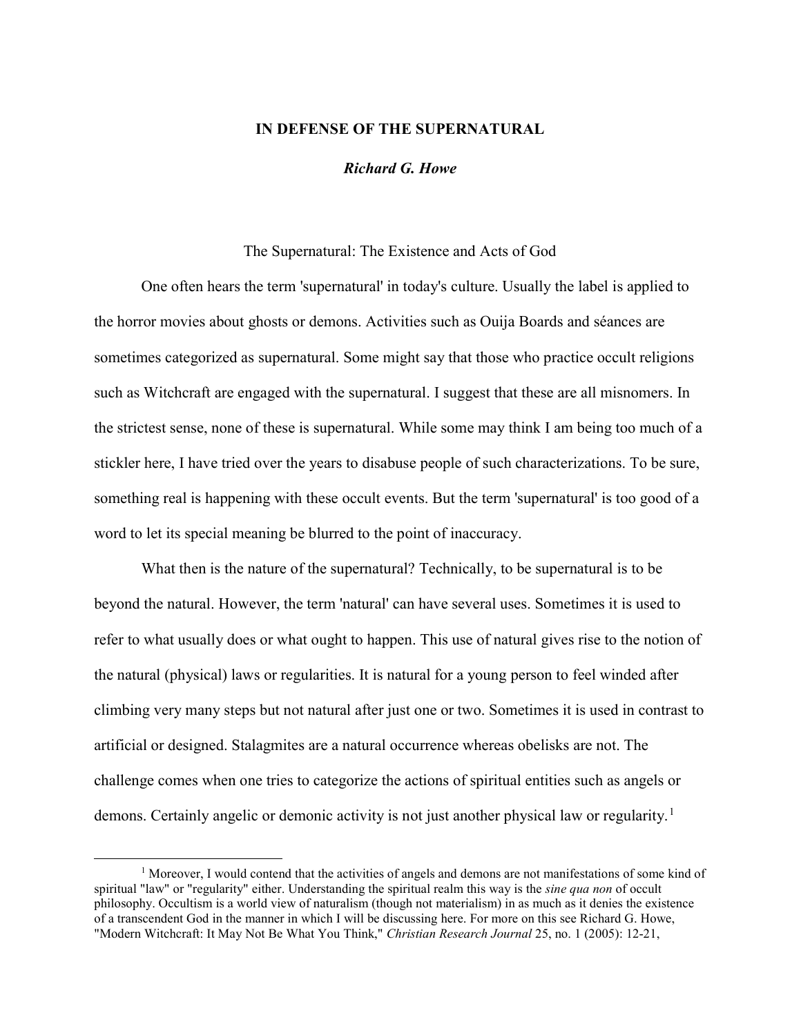# IN DEFENSE OF THE SUPERNATURAL

***Richard G. Howe***

## The Supernatural: The Existence and Acts of God

One often hears the term 'supernatural' in today's culture. Usually the label is applied to the horror movies about ghosts or demons. Activities such as Ouija Boards and séances are sometimes categorized as supernatural. Some might say that those who practice occult religions such as Witchcraft are engaged with the supernatural. I suggest that these are all misnomers. In the strictest sense, none of these is supernatural. While some may think I am being too much of a stickler here, I have tried over the years to disabuse people of such characterizations. To be sure, something real is happening with these occult events. But the term 'supernatural' is too good of a word to let its special meaning be blurred to the point of inaccuracy.

What then is the nature of the supernatural? Technically, to be supernatural is to be beyond the natural. However, the term 'natural' can have several uses. Sometimes it is used to refer to what usually does or what ought to happen. This use of natural gives rise to the notion of the natural (physical) laws or regularities. It is natural for a young person to feel winded after climbing very many steps but not natural after just one or two. Sometimes it is used in contrast to artificial or designed. Stalagmites are a natural occurrence whereas obelisks are not. The challenge comes when one tries to categorize the actions of spiritual entities such as angels or demons. Certainly angelic or demonic activity is not just another physical law or regularity.[1]

[1] Moreover, I would contend that the activities of angels and demons are not manifestations of some kind of spiritual "law" or "regularity" either. Understanding the spiritual realm this way is the *sine qua non* of occult philosophy. Occultism is a world view of naturalism (though not materialism) in as much as it denies the existence of a transcendent God in the manner in which I will be discussing here. For more on this see Richard G. Howe, "Modern Witchcraft: It May Not Be What You Think," *Christian Research Journal* 25, no. 1 (2005): 12-21,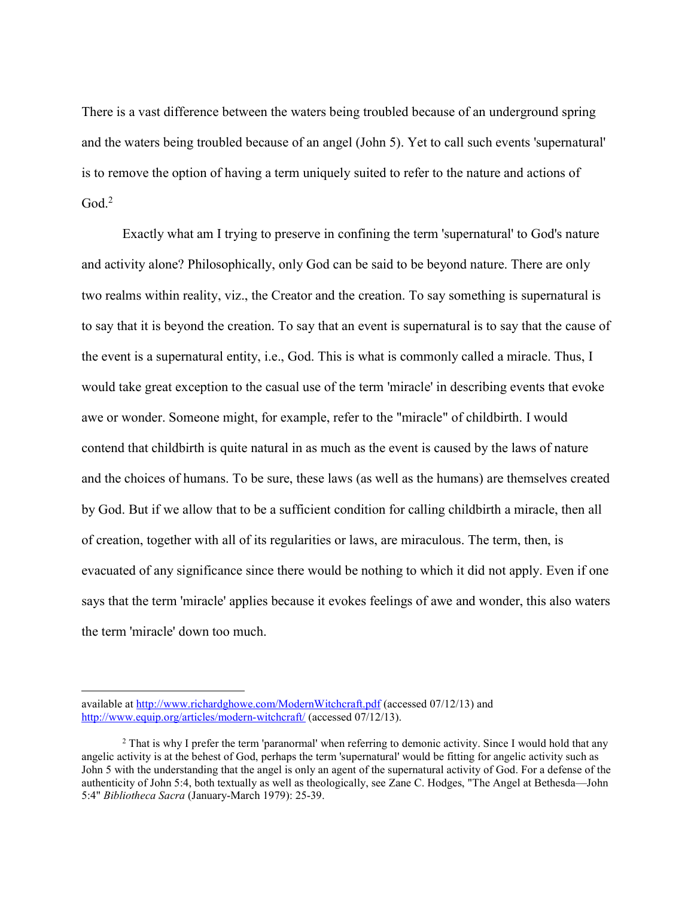There is a vast difference between the waters being troubled because of an underground spring and the waters being troubled because of an angel (John 5). Yet to call such events 'supernatural' is to remove the option of having a term uniquely suited to refer to the nature and actions of God.[2]

Exactly what am I trying to preserve in confining the term 'supernatural' to God's nature and activity alone? Philosophically, only God can be said to be beyond nature. There are only two realms within reality, viz., the Creator and the creation. To say something is supernatural is to say that it is beyond the creation. To say that an event is supernatural is to say that the cause of the event is a supernatural entity, i.e., God. This is what is commonly called a miracle. Thus, I would take great exception to the casual use of the term 'miracle' in describing events that evoke awe or wonder. Someone might, for example, refer to the "miracle" of childbirth. I would contend that childbirth is quite natural in as much as the event is caused by the laws of nature and the choices of humans. To be sure, these laws (as well as the humans) are themselves created by God. But if we allow that to be a sufficient condition for calling childbirth a miracle, then all of creation, together with all of its regularities or laws, are miraculous. The term, then, is evacuated of any significance since there would be nothing to which it did not apply. Even if one says that the term 'miracle' applies because it evokes feelings of awe and wonder, this also waters the term 'miracle' down too much.

---

available at http://www.richardghowe.com/ModernWitchcraft.pdf (accessed 07/12/13) and http://www.equip.org/articles/modern-witchcraft/ (accessed 07/12/13).

[2] That is why I prefer the term 'paranormal' when referring to demonic activity. Since I would hold that any angelic activity is at the behest of God, perhaps the term 'supernatural' would be fitting for angelic activity such as John 5 with the understanding that the angel is only an agent of the supernatural activity of God. For a defense of the authenticity of John 5:4, both textually as well as theologically, see Zane C. Hodges, "The Angel at Bethesda—John 5:4" *Bibliotheca Sacra* (January-March 1979): 25-39.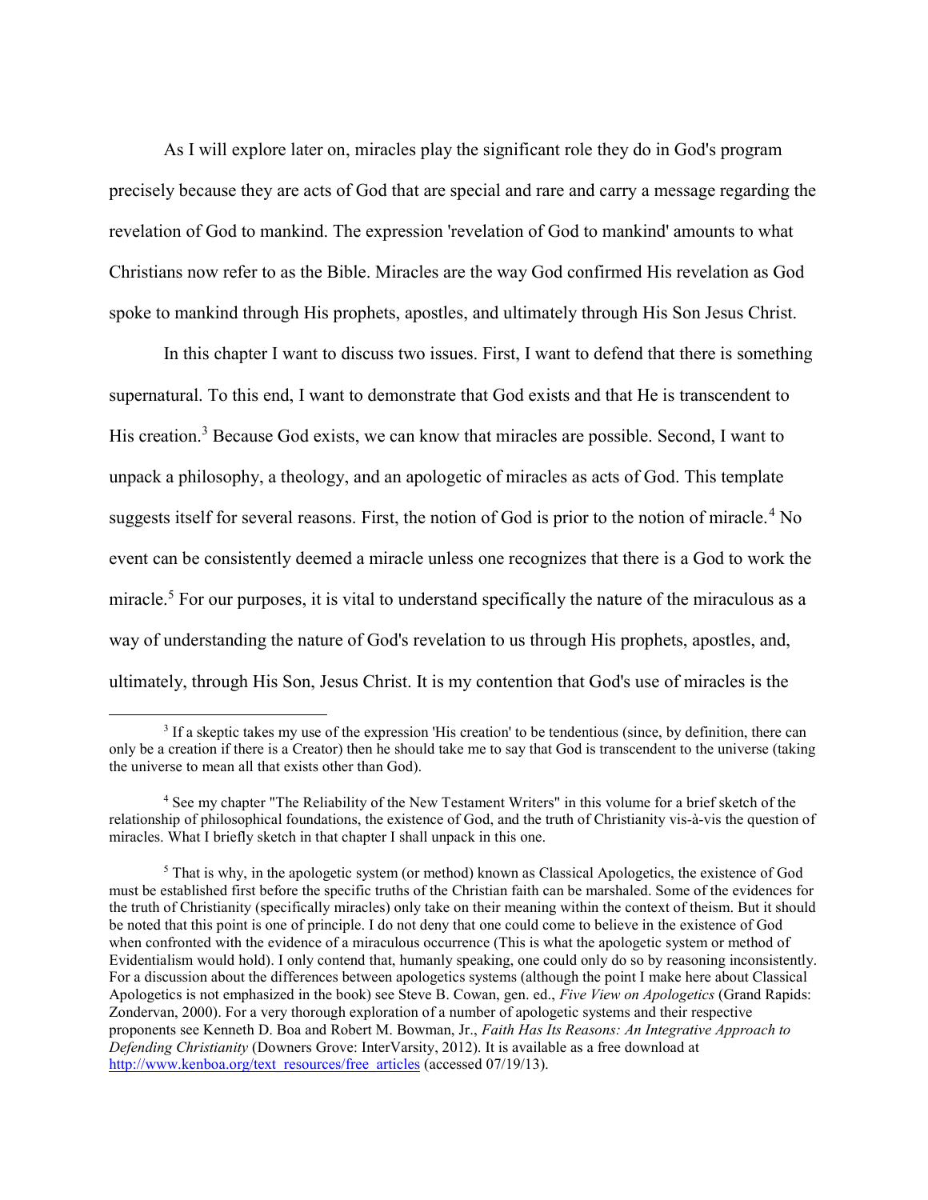As I will explore later on, miracles play the significant role they do in God's program precisely because they are acts of God that are special and rare and carry a message regarding the revelation of God to mankind. The expression 'revelation of God to mankind' amounts to what Christians now refer to as the Bible. Miracles are the way God confirmed His revelation as God spoke to mankind through His prophets, apostles, and ultimately through His Son Jesus Christ.

In this chapter I want to discuss two issues. First, I want to defend that there is something supernatural. To this end, I want to demonstrate that God exists and that He is transcendent to His creation.[3] Because God exists, we can know that miracles are possible. Second, I want to unpack a philosophy, a theology, and an apologetic of miracles as acts of God. This template suggests itself for several reasons. First, the notion of God is prior to the notion of miracle.[4] No event can be consistently deemed a miracle unless one recognizes that there is a God to work the miracle.[5] For our purposes, it is vital to understand specifically the nature of the miraculous as a way of understanding the nature of God's revelation to us through His prophets, apostles, and, ultimately, through His Son, Jesus Christ. It is my contention that God's use of miracles is the

---

[3] If a skeptic takes my use of the expression 'His creation' to be tendentious (since, by definition, there can only be a creation if there is a Creator) then he should take me to say that God is transcendent to the universe (taking the universe to mean all that exists other than God).

[4] See my chapter "The Reliability of the New Testament Writers" in this volume for a brief sketch of the relationship of philosophical foundations, the existence of God, and the truth of Christianity vis-à-vis the question of miracles. What I briefly sketch in that chapter I shall unpack in this one.

[5] That is why, in the apologetic system (or method) known as Classical Apologetics, the existence of God must be established first before the specific truths of the Christian faith can be marshaled. Some of the evidences for the truth of Christianity (specifically miracles) only take on their meaning within the context of theism. But it should be noted that this point is one of principle. I do not deny that one could come to believe in the existence of God when confronted with the evidence of a miraculous occurrence (This is what the apologetic system or method of Evidentialism would hold). I only contend that, humanly speaking, one could only do so by reasoning inconsistently. For a discussion about the differences between apologetics systems (although the point I make here about Classical Apologetics is not emphasized in the book) see Steve B. Cowan, gen. ed., *Five View on Apologetics* (Grand Rapids: Zondervan, 2000). For a very thorough exploration of a number of apologetic systems and their respective proponents see Kenneth D. Boa and Robert M. Bowman, Jr., *Faith Has Its Reasons: An Integrative Approach to Defending Christianity* (Downers Grove: InterVarsity, 2012). It is available as a free download at http://www.kenboa.org/text_resources/free_articles (accessed 07/19/13).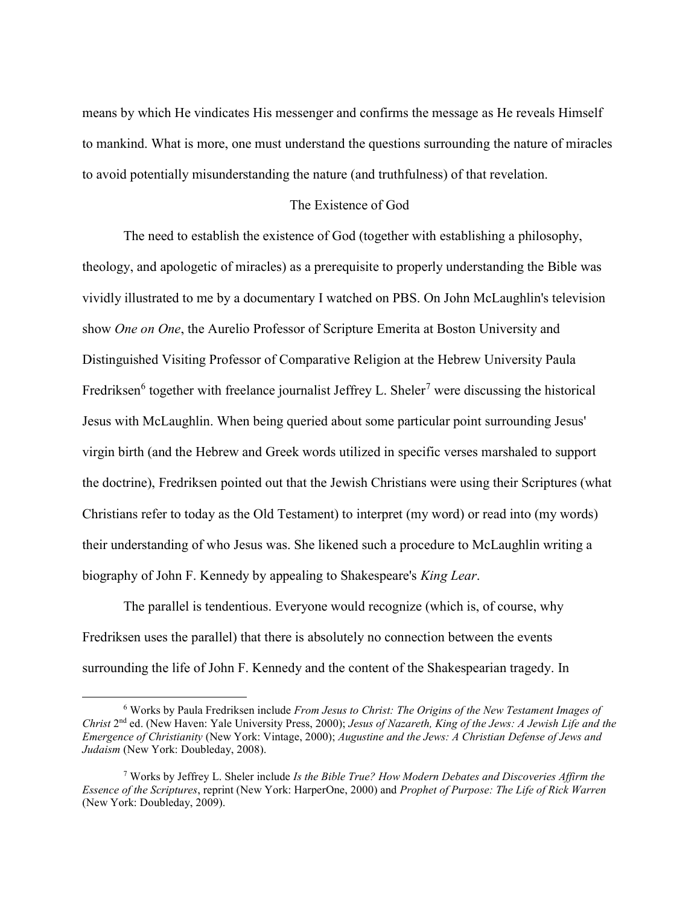means by which He vindicates His messenger and confirms the message as He reveals Himself to mankind. What is more, one must understand the questions surrounding the nature of miracles to avoid potentially misunderstanding the nature (and truthfulness) of that revelation.

## The Existence of God

The need to establish the existence of God (together with establishing a philosophy, theology, and apologetic of miracles) as a prerequisite to properly understanding the Bible was vividly illustrated to me by a documentary I watched on PBS. On John McLaughlin's television show *One on One*, the Aurelio Professor of Scripture Emerita at Boston University and Distinguished Visiting Professor of Comparative Religion at the Hebrew University Paula Fredriksen[6] together with freelance journalist Jeffrey L. Sheler[7] were discussing the historical Jesus with McLaughlin. When being queried about some particular point surrounding Jesus' virgin birth (and the Hebrew and Greek words utilized in specific verses marshaled to support the doctrine), Fredriksen pointed out that the Jewish Christians were using their Scriptures (what Christians refer to today as the Old Testament) to interpret (my word) or read into (my words) their understanding of who Jesus was. She likened such a procedure to McLaughlin writing a biography of John F. Kennedy by appealing to Shakespeare's *King Lear*.

The parallel is tendentious. Everyone would recognize (which is, of course, why Fredriksen uses the parallel) that there is absolutely no connection between the events surrounding the life of John F. Kennedy and the content of the Shakespearian tragedy. In

---

[6] Works by Paula Fredriksen include *From Jesus to Christ: The Origins of the New Testament Images of Christ* 2nd ed. (New Haven: Yale University Press, 2000); *Jesus of Nazareth, King of the Jews: A Jewish Life and the Emergence of Christianity* (New York: Vintage, 2000); *Augustine and the Jews: A Christian Defense of Jews and Judaism* (New York: Doubleday, 2008).

[7] Works by Jeffrey L. Sheler include *Is the Bible True? How Modern Debates and Discoveries Affirm the Essence of the Scriptures*, reprint (New York: HarperOne, 2000) and *Prophet of Purpose: The Life of Rick Warren* (New York: Doubleday, 2009).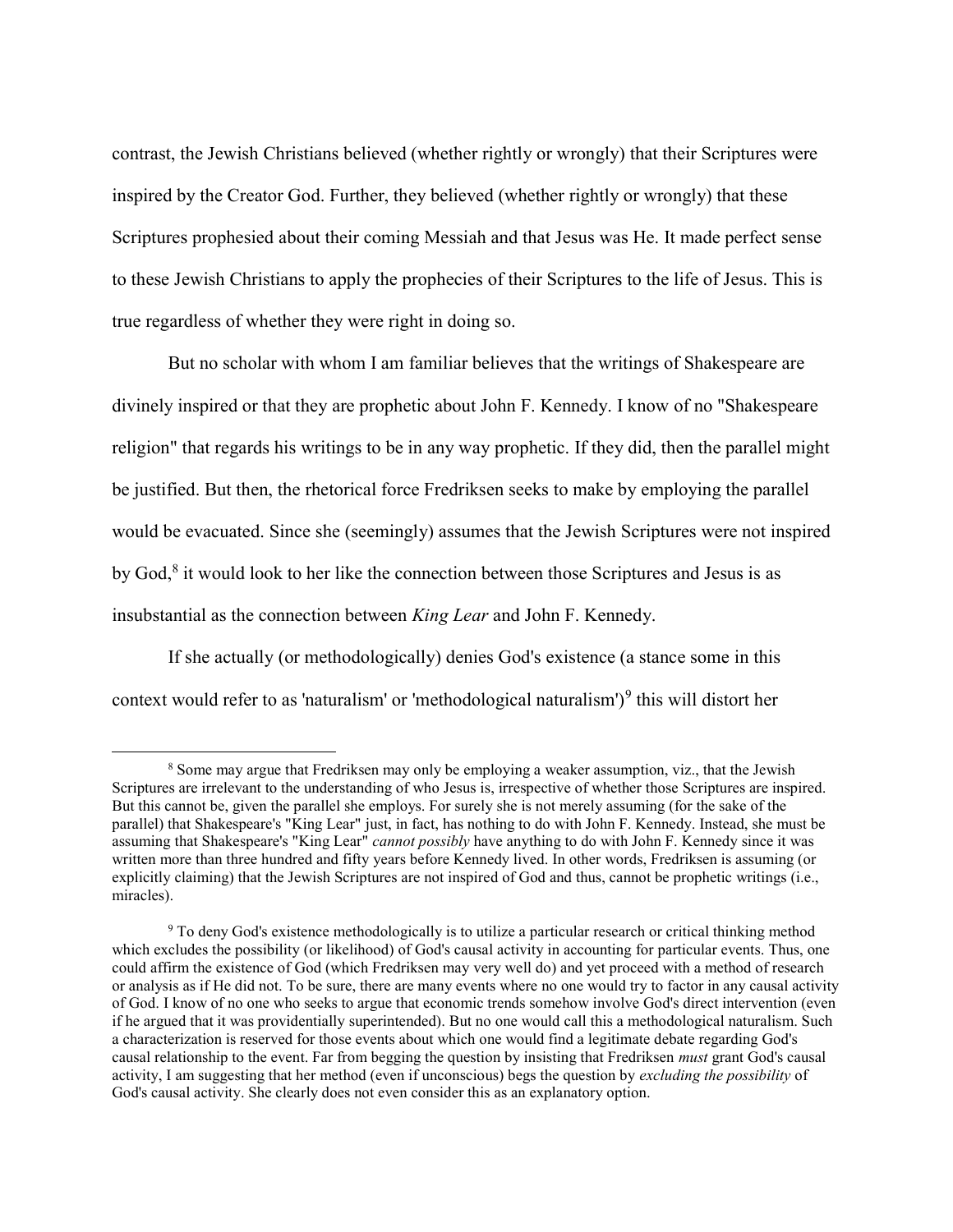contrast, the Jewish Christians believed (whether rightly or wrongly) that their Scriptures were inspired by the Creator God. Further, they believed (whether rightly or wrongly) that these Scriptures prophesied about their coming Messiah and that Jesus was He. It made perfect sense to these Jewish Christians to apply the prophecies of their Scriptures to the life of Jesus. This is true regardless of whether they were right in doing so.

But no scholar with whom I am familiar believes that the writings of Shakespeare are divinely inspired or that they are prophetic about John F. Kennedy. I know of no "Shakespeare religion" that regards his writings to be in any way prophetic. If they did, then the parallel might be justified. But then, the rhetorical force Fredriksen seeks to make by employing the parallel would be evacuated. Since she (seemingly) assumes that the Jewish Scriptures were not inspired by God,[8] it would look to her like the connection between those Scriptures and Jesus is as insubstantial as the connection between *King Lear* and John F. Kennedy.

If she actually (or methodologically) denies God's existence (a stance some in this context would refer to as 'naturalism' or 'methodological naturalism')[9] this will distort her

---

[8] Some may argue that Fredriksen may only be employing a weaker assumption, viz., that the Jewish Scriptures are irrelevant to the understanding of who Jesus is, irrespective of whether those Scriptures are inspired. But this cannot be, given the parallel she employs. For surely she is not merely assuming (for the sake of the parallel) that Shakespeare's "King Lear" just, in fact, has nothing to do with John F. Kennedy. Instead, she must be assuming that Shakespeare's "King Lear" *cannot possibly* have anything to do with John F. Kennedy since it was written more than three hundred and fifty years before Kennedy lived. In other words, Fredriksen is assuming (or explicitly claiming) that the Jewish Scriptures are not inspired of God and thus, cannot be prophetic writings (i.e., miracles).

[9] To deny God's existence methodologically is to utilize a particular research or critical thinking method which excludes the possibility (or likelihood) of God's causal activity in accounting for particular events. Thus, one could affirm the existence of God (which Fredriksen may very well do) and yet proceed with a method of research or analysis as if He did not. To be sure, there are many events where no one would try to factor in any causal activity of God. I know of no one who seeks to argue that economic trends somehow involve God's direct intervention (even if he argued that it was providentially superintended). But no one would call this a methodological naturalism. Such a characterization is reserved for those events about which one would find a legitimate debate regarding God's causal relationship to the event. Far from begging the question by insisting that Fredriksen *must* grant God's causal activity, I am suggesting that her method (even if unconscious) begs the question by *excluding the possibility* of God's causal activity. She clearly does not even consider this as an explanatory option.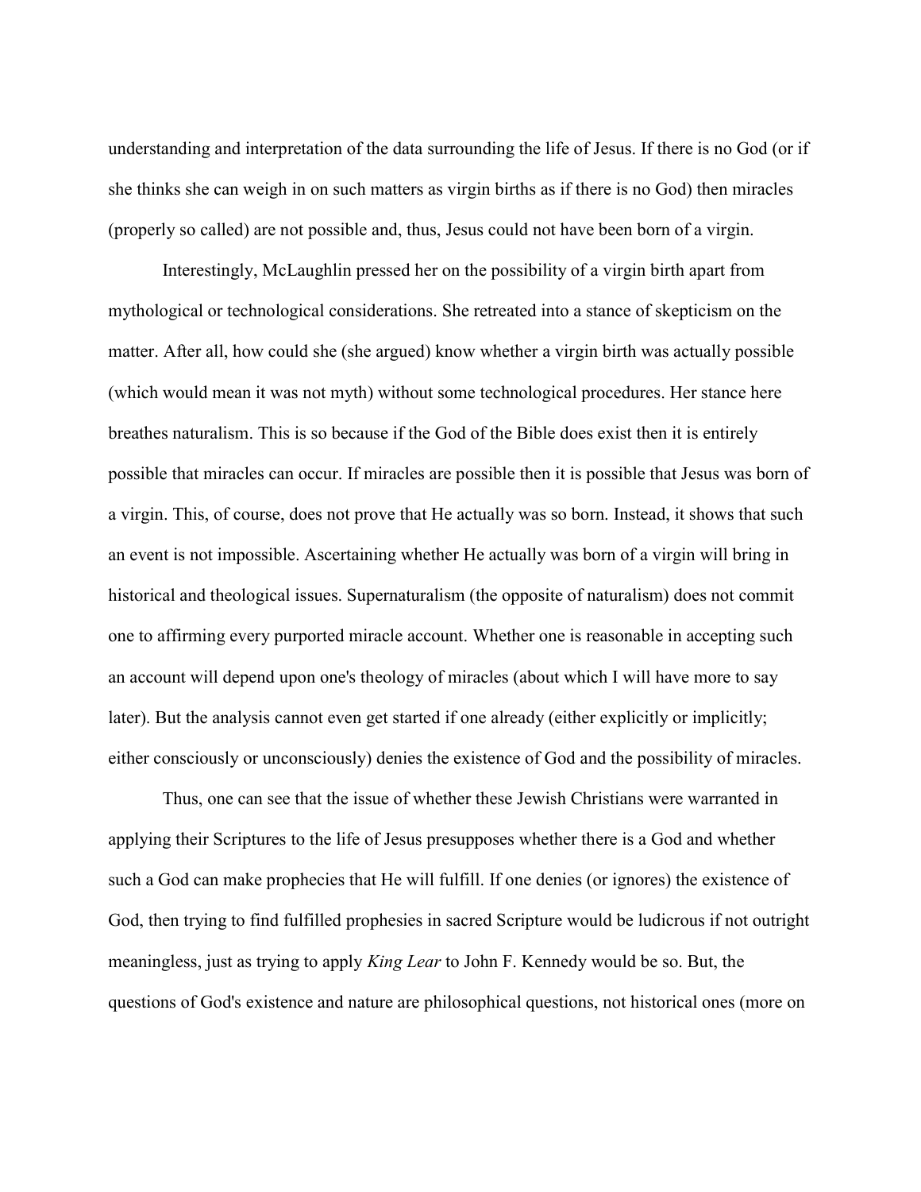understanding and interpretation of the data surrounding the life of Jesus. If there is no God (or if she thinks she can weigh in on such matters as virgin births as if there is no God) then miracles (properly so called) are not possible and, thus, Jesus could not have been born of a virgin.

Interestingly, McLaughlin pressed her on the possibility of a virgin birth apart from mythological or technological considerations. She retreated into a stance of skepticism on the matter. After all, how could she (she argued) know whether a virgin birth was actually possible (which would mean it was not myth) without some technological procedures. Her stance here breathes naturalism. This is so because if the God of the Bible does exist then it is entirely possible that miracles can occur. If miracles are possible then it is possible that Jesus was born of a virgin. This, of course, does not prove that He actually was so born. Instead, it shows that such an event is not impossible. Ascertaining whether He actually was born of a virgin will bring in historical and theological issues. Supernaturalism (the opposite of naturalism) does not commit one to affirming every purported miracle account. Whether one is reasonable in accepting such an account will depend upon one's theology of miracles (about which I will have more to say later). But the analysis cannot even get started if one already (either explicitly or implicitly; either consciously or unconsciously) denies the existence of God and the possibility of miracles.

Thus, one can see that the issue of whether these Jewish Christians were warranted in applying their Scriptures to the life of Jesus presupposes whether there is a God and whether such a God can make prophecies that He will fulfill. If one denies (or ignores) the existence of God, then trying to find fulfilled prophesies in sacred Scripture would be ludicrous if not outright meaningless, just as trying to apply *King Lear* to John F. Kennedy would be so. But, the questions of God's existence and nature are philosophical questions, not historical ones (more on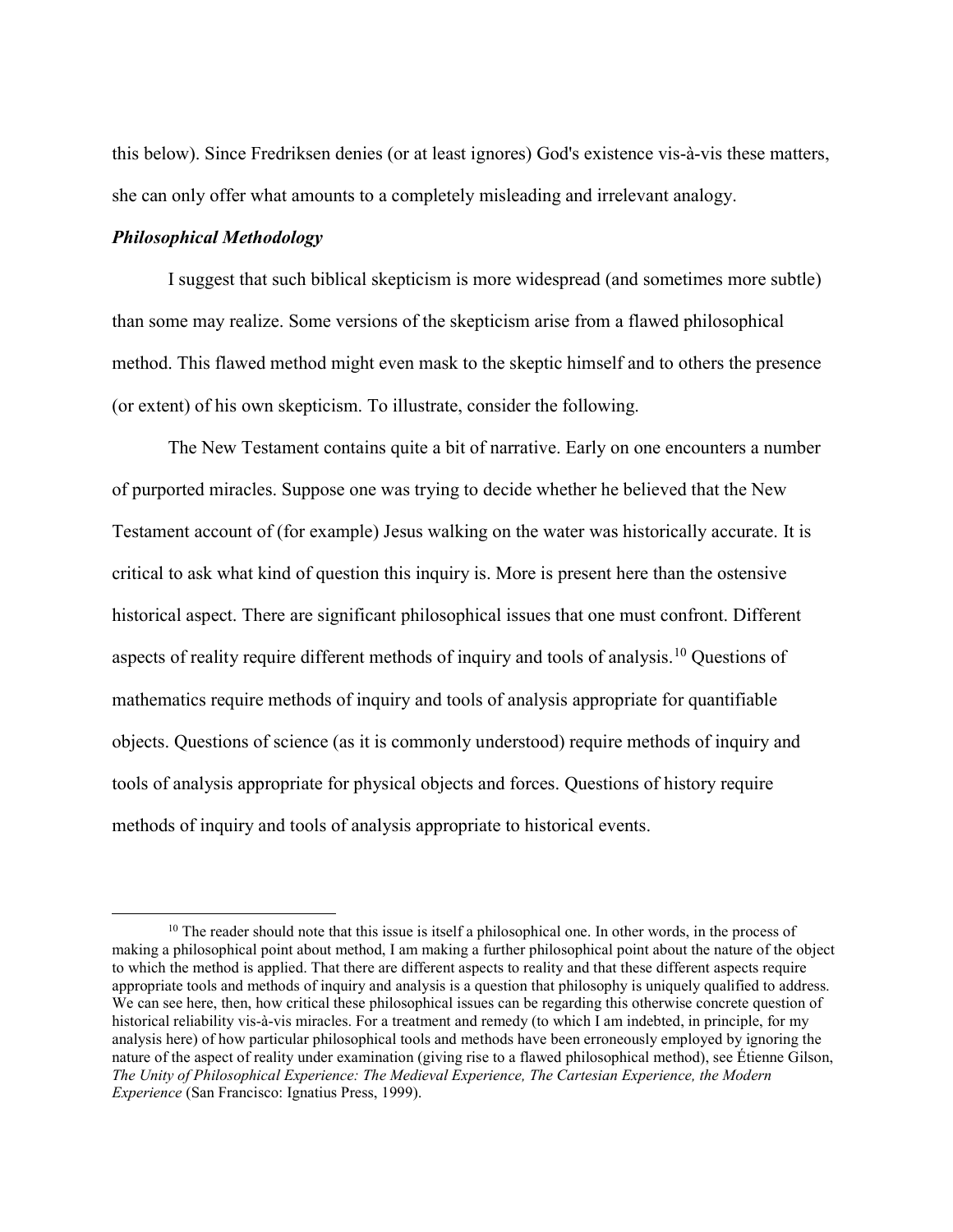this below). Since Fredriksen denies (or at least ignores) God's existence vis-à-vis these matters, she can only offer what amounts to a completely misleading and irrelevant analogy.

### *Philosophical Methodology*

I suggest that such biblical skepticism is more widespread (and sometimes more subtle) than some may realize. Some versions of the skepticism arise from a flawed philosophical method. This flawed method might even mask to the skeptic himself and to others the presence (or extent) of his own skepticism. To illustrate, consider the following.

The New Testament contains quite a bit of narrative. Early on one encounters a number of purported miracles. Suppose one was trying to decide whether he believed that the New Testament account of (for example) Jesus walking on the water was historically accurate. It is critical to ask what kind of question this inquiry is. More is present here than the ostensive historical aspect. There are significant philosophical issues that one must confront. Different aspects of reality require different methods of inquiry and tools of analysis.[10] Questions of mathematics require methods of inquiry and tools of analysis appropriate for quantifiable objects. Questions of science (as it is commonly understood) require methods of inquiry and tools of analysis appropriate for physical objects and forces. Questions of history require methods of inquiry and tools of analysis appropriate to historical events.

---

[10] The reader should note that this issue is itself a philosophical one. In other words, in the process of making a philosophical point about method, I am making a further philosophical point about the nature of the object to which the method is applied. That there are different aspects to reality and that these different aspects require appropriate tools and methods of inquiry and analysis is a question that philosophy is uniquely qualified to address. We can see here, then, how critical these philosophical issues can be regarding this otherwise concrete question of historical reliability vis-à-vis miracles. For a treatment and remedy (to which I am indebted, in principle, for my analysis here) of how particular philosophical tools and methods have been erroneously employed by ignoring the nature of the aspect of reality under examination (giving rise to a flawed philosophical method), see Étienne Gilson, *The Unity of Philosophical Experience: The Medieval Experience, The Cartesian Experience, the Modern Experience* (San Francisco: Ignatius Press, 1999).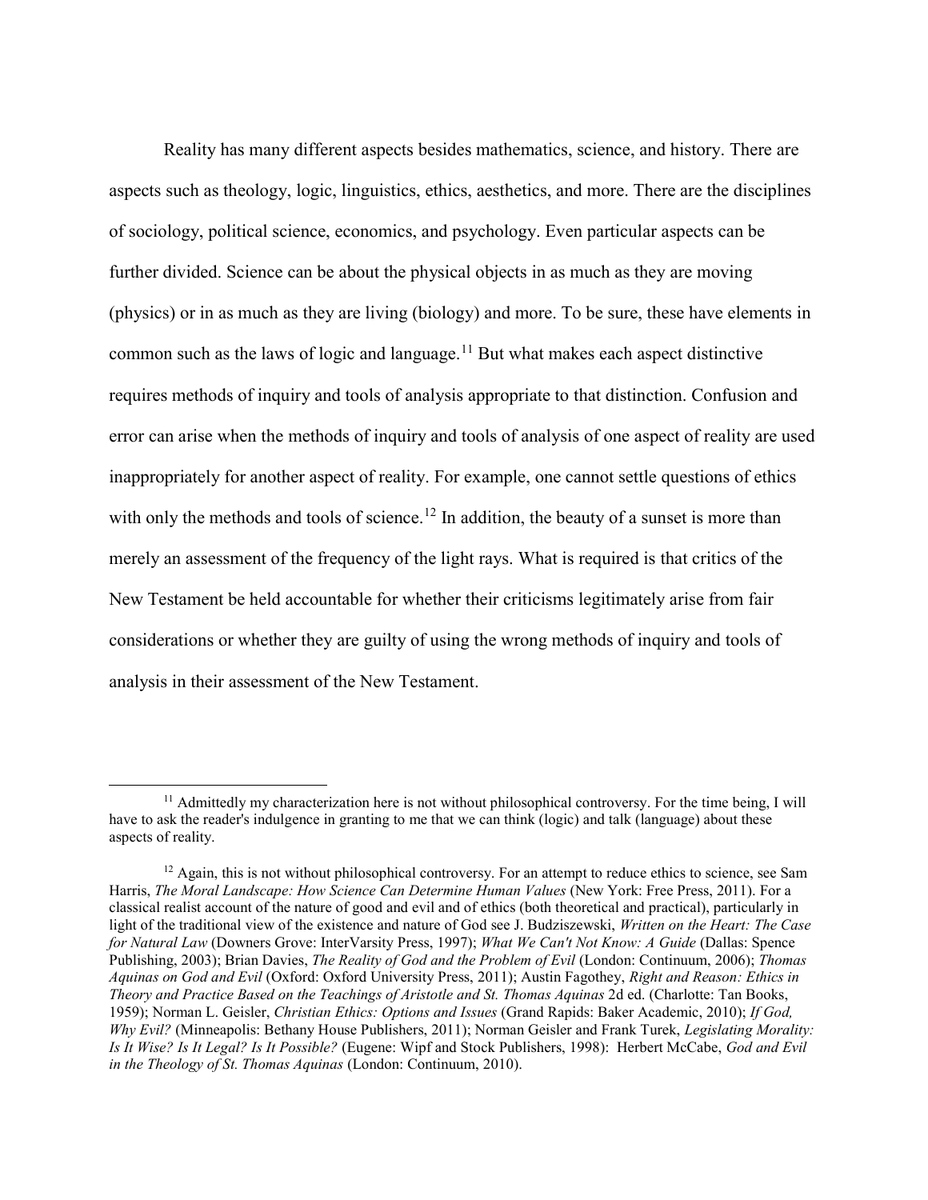Reality has many different aspects besides mathematics, science, and history. There are aspects such as theology, logic, linguistics, ethics, aesthetics, and more. There are the disciplines of sociology, political science, economics, and psychology. Even particular aspects can be further divided. Science can be about the physical objects in as much as they are moving (physics) or in as much as they are living (biology) and more. To be sure, these have elements in common such as the laws of logic and language.[11] But what makes each aspect distinctive requires methods of inquiry and tools of analysis appropriate to that distinction. Confusion and error can arise when the methods of inquiry and tools of analysis of one aspect of reality are used inappropriately for another aspect of reality. For example, one cannot settle questions of ethics with only the methods and tools of science.[12] In addition, the beauty of a sunset is more than merely an assessment of the frequency of the light rays. What is required is that critics of the New Testament be held accountable for whether their criticisms legitimately arise from fair considerations or whether they are guilty of using the wrong methods of inquiry and tools of analysis in their assessment of the New Testament.

---

[11] Admittedly my characterization here is not without philosophical controversy. For the time being, I will have to ask the reader's indulgence in granting to me that we can think (logic) and talk (language) about these aspects of reality.

[12] Again, this is not without philosophical controversy. For an attempt to reduce ethics to science, see Sam Harris, *The Moral Landscape: How Science Can Determine Human Values* (New York: Free Press, 2011). For a classical realist account of the nature of good and evil and of ethics (both theoretical and practical), particularly in light of the traditional view of the existence and nature of God see J. Budziszewski, *Written on the Heart: The Case for Natural Law* (Downers Grove: InterVarsity Press, 1997); *What We Can't Not Know: A Guide* (Dallas: Spence Publishing, 2003); Brian Davies, *The Reality of God and the Problem of Evil* (London: Continuum, 2006); *Thomas Aquinas on God and Evil* (Oxford: Oxford University Press, 2011); Austin Fagothey, *Right and Reason: Ethics in Theory and Practice Based on the Teachings of Aristotle and St. Thomas Aquinas* 2d ed. (Charlotte: Tan Books, 1959); Norman L. Geisler, *Christian Ethics: Options and Issues* (Grand Rapids: Baker Academic, 2010); *If God, Why Evil?* (Minneapolis: Bethany House Publishers, 2011); Norman Geisler and Frank Turek, *Legislating Morality: Is It Wise? Is It Legal? Is It Possible?* (Eugene: Wipf and Stock Publishers, 1998): Herbert McCabe, *God and Evil in the Theology of St. Thomas Aquinas* (London: Continuum, 2010).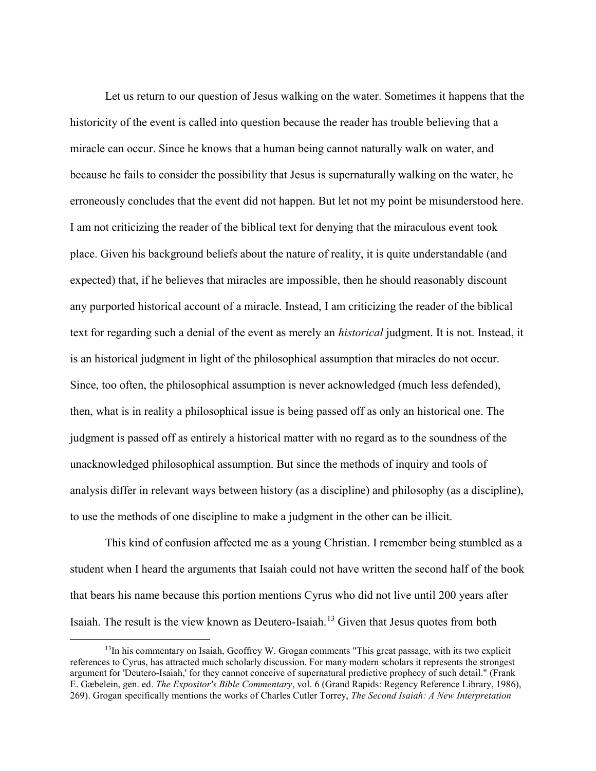Let us return to our question of Jesus walking on the water. Sometimes it happens that the historicity of the event is called into question because the reader has trouble believing that a miracle can occur. Since he knows that a human being cannot naturally walk on water, and because he fails to consider the possibility that Jesus is supernaturally walking on the water, he erroneously concludes that the event did not happen. But let not my point be misunderstood here. I am not criticizing the reader of the biblical text for denying that the miraculous event took place. Given his background beliefs about the nature of reality, it is quite understandable (and expected) that, if he believes that miracles are impossible, then he should reasonably discount any purported historical account of a miracle. Instead, I am criticizing the reader of the biblical text for regarding such a denial of the event as merely an *historical* judgment. It is not. Instead, it is an historical judgment in light of the philosophical assumption that miracles do not occur. Since, too often, the philosophical assumption is never acknowledged (much less defended), then, what is in reality a philosophical issue is being passed off as only an historical one. The judgment is passed off as entirely a historical matter with no regard as to the soundness of the unacknowledged philosophical assumption. But since the methods of inquiry and tools of analysis differ in relevant ways between history (as a discipline) and philosophy (as a discipline), to use the methods of one discipline to make a judgment in the other can be illicit.

This kind of confusion affected me as a young Christian. I remember being stumbled as a student when I heard the arguments that Isaiah could not have written the second half of the book that bears his name because this portion mentions Cyrus who did not live until 200 years after Isaiah. The result is the view known as Deutero-Isaiah.[13] Given that Jesus quotes from both

---

[13] In his commentary on Isaiah, Geoffrey W. Grogan comments "This great passage, with its two explicit references to Cyrus, has attracted much scholarly discussion. For many modern scholars it represents the strongest argument for 'Deutero-Isaiah,' for they cannot conceive of supernatural predictive prophecy of such detail." (Frank E. Gæbelein, gen. ed. *The Expositor's Bible Commentary*, vol. 6 (Grand Rapids: Regency Reference Library, 1986), 269). Grogan specifically mentions the works of Charles Cutler Torrey, *The Second Isaiah: A New Interpretation*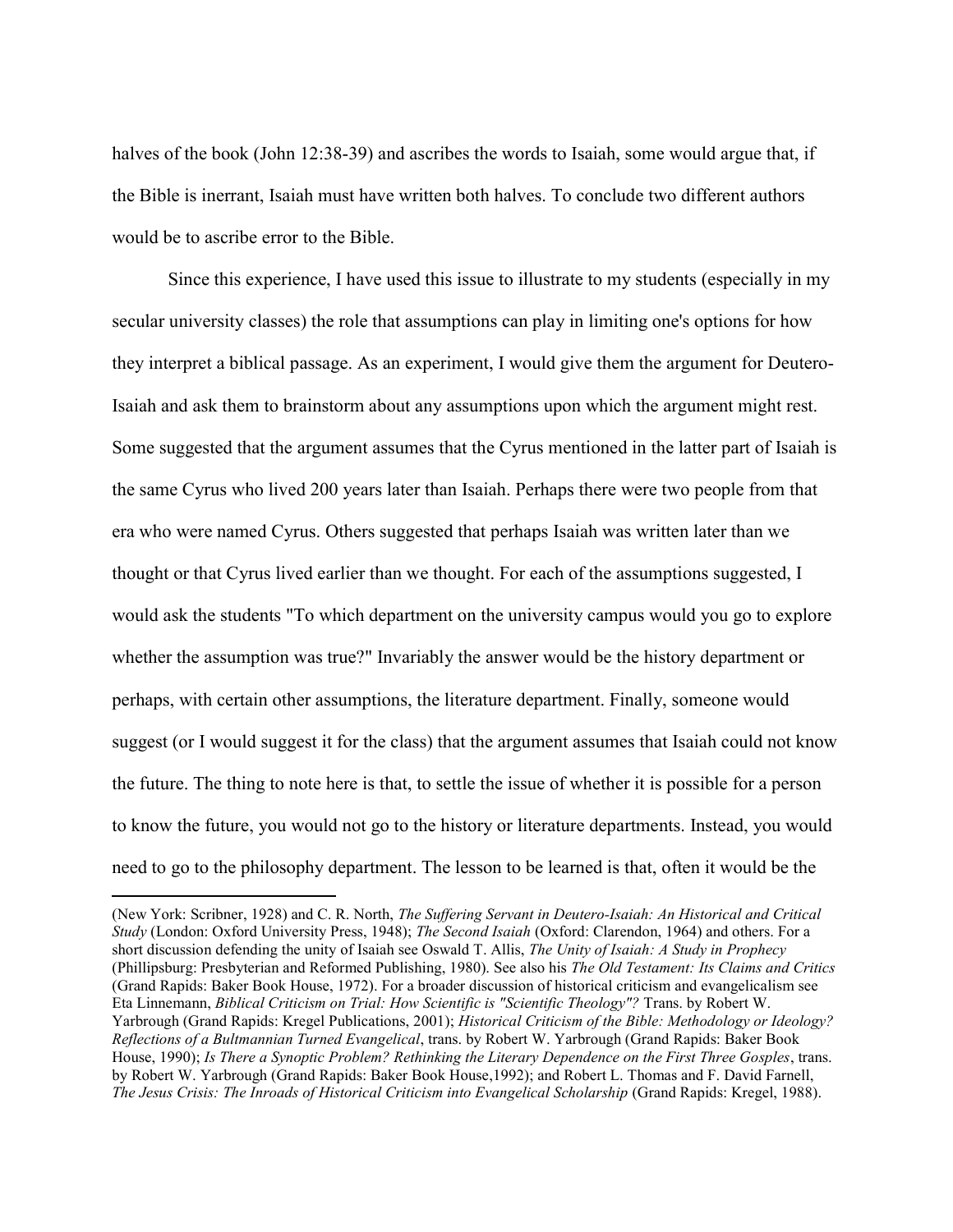halves of the book (John 12:38-39) and ascribes the words to Isaiah, some would argue that, if the Bible is inerrant, Isaiah must have written both halves. To conclude two different authors would be to ascribe error to the Bible.

Since this experience, I have used this issue to illustrate to my students (especially in my secular university classes) the role that assumptions can play in limiting one's options for how they interpret a biblical passage. As an experiment, I would give them the argument for Deutero-Isaiah and ask them to brainstorm about any assumptions upon which the argument might rest. Some suggested that the argument assumes that the Cyrus mentioned in the latter part of Isaiah is the same Cyrus who lived 200 years later than Isaiah. Perhaps there were two people from that era who were named Cyrus. Others suggested that perhaps Isaiah was written later than we thought or that Cyrus lived earlier than we thought. For each of the assumptions suggested, I would ask the students "To which department on the university campus would you go to explore whether the assumption was true?" Invariably the answer would be the history department or perhaps, with certain other assumptions, the literature department. Finally, someone would suggest (or I would suggest it for the class) that the argument assumes that Isaiah could not know the future. The thing to note here is that, to settle the issue of whether it is possible for a person to know the future, you would not go to the history or literature departments. Instead, you would need to go to the philosophy department. The lesson to be learned is that, often it would be the

---

(New York: Scribner, 1928) and C. R. North, *The Suffering Servant in Deutero-Isaiah: An Historical and Critical Study* (London: Oxford University Press, 1948); *The Second Isaiah* (Oxford: Clarendon, 1964) and others. For a short discussion defending the unity of Isaiah see Oswald T. Allis, *The Unity of Isaiah: A Study in Prophecy* (Phillipsburg: Presbyterian and Reformed Publishing, 1980). See also his *The Old Testament: Its Claims and Critics* (Grand Rapids: Baker Book House, 1972). For a broader discussion of historical criticism and evangelicalism see Eta Linnemann, *Biblical Criticism on Trial: How Scientific is "Scientific Theology"?* Trans. by Robert W. Yarbrough (Grand Rapids: Kregel Publications, 2001); *Historical Criticism of the Bible: Methodology or Ideology? Reflections of a Bultmannian Turned Evangelical*, trans. by Robert W. Yarbrough (Grand Rapids: Baker Book House, 1990); *Is There a Synoptic Problem? Rethinking the Literary Dependence on the First Three Gosples*, trans. by Robert W. Yarbrough (Grand Rapids: Baker Book House,1992); and Robert L. Thomas and F. David Farnell, *The Jesus Crisis: The Inroads of Historical Criticism into Evangelical Scholarship* (Grand Rapids: Kregel, 1988).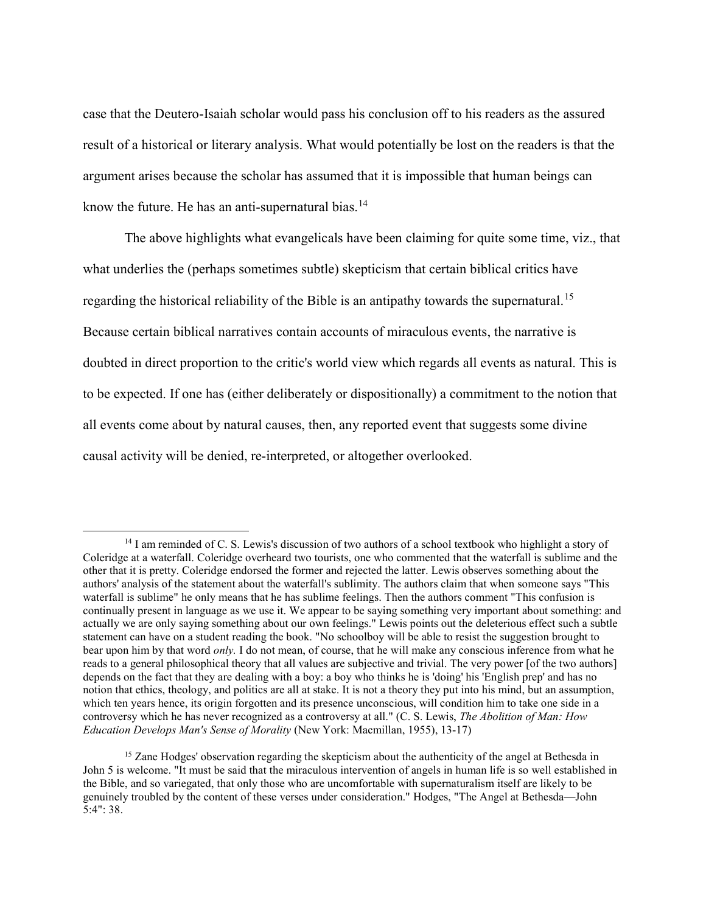case that the Deutero-Isaiah scholar would pass his conclusion off to his readers as the assured result of a historical or literary analysis. What would potentially be lost on the readers is that the argument arises because the scholar has assumed that it is impossible that human beings can know the future. He has an anti-supernatural bias.[14]

The above highlights what evangelicals have been claiming for quite some time, viz., that what underlies the (perhaps sometimes subtle) skepticism that certain biblical critics have regarding the historical reliability of the Bible is an antipathy towards the supernatural.[15] Because certain biblical narratives contain accounts of miraculous events, the narrative is doubted in direct proportion to the critic's world view which regards all events as natural. This is to be expected. If one has (either deliberately or dispositionally) a commitment to the notion that all events come about by natural causes, then, any reported event that suggests some divine causal activity will be denied, re-interpreted, or altogether overlooked.

---

[14] I am reminded of C. S. Lewis's discussion of two authors of a school textbook who highlight a story of Coleridge at a waterfall. Coleridge overheard two tourists, one who commented that the waterfall is sublime and the other that it is pretty. Coleridge endorsed the former and rejected the latter. Lewis observes something about the authors' analysis of the statement about the waterfall's sublimity. The authors claim that when someone says "This waterfall is sublime" he only means that he has sublime feelings. Then the authors comment "This confusion is continually present in language as we use it. We appear to be saying something very important about something: and actually we are only saying something about our own feelings." Lewis points out the deleterious effect such a subtle statement can have on a student reading the book. "No schoolboy will be able to resist the suggestion brought to bear upon him by that word *only.* I do not mean, of course, that he will make any conscious inference from what he reads to a general philosophical theory that all values are subjective and trivial. The very power [of the two authors] depends on the fact that they are dealing with a boy: a boy who thinks he is 'doing' his 'English prep' and has no notion that ethics, theology, and politics are all at stake. It is not a theory they put into his mind, but an assumption, which ten years hence, its origin forgotten and its presence unconscious, will condition him to take one side in a controversy which he has never recognized as a controversy at all." (C. S. Lewis, *The Abolition of Man: How Education Develops Man's Sense of Morality* (New York: Macmillan, 1955), 13-17)

[15] Zane Hodges' observation regarding the skepticism about the authenticity of the angel at Bethesda in John 5 is welcome. "It must be said that the miraculous intervention of angels in human life is so well established in the Bible, and so variegated, that only those who are uncomfortable with supernaturalism itself are likely to be genuinely troubled by the content of these verses under consideration." Hodges, "The Angel at Bethesda—John 5:4": 38.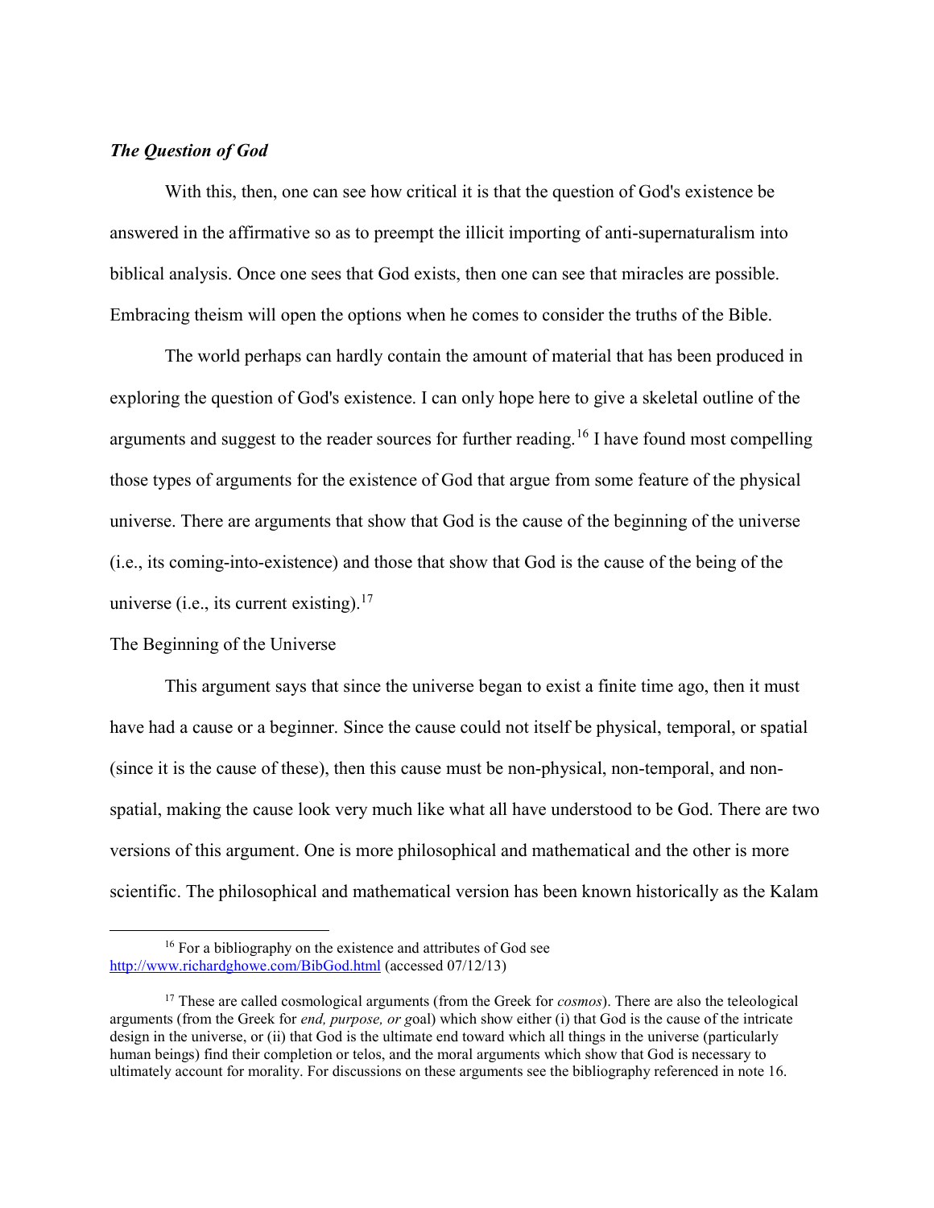### ***The Question of God***

With this, then, one can see how critical it is that the question of God's existence be answered in the affirmative so as to preempt the illicit importing of anti-supernaturalism into biblical analysis. Once one sees that God exists, then one can see that miracles are possible. Embracing theism will open the options when he comes to consider the truths of the Bible.

The world perhaps can hardly contain the amount of material that has been produced in exploring the question of God's existence. I can only hope here to give a skeletal outline of the arguments and suggest to the reader sources for further reading.[16] I have found most compelling those types of arguments for the existence of God that argue from some feature of the physical universe. There are arguments that show that God is the cause of the beginning of the universe (i.e., its coming-into-existence) and those that show that God is the cause of the being of the universe (i.e., its current existing).[17]

#### The Beginning of the Universe

This argument says that since the universe began to exist a finite time ago, then it must have had a cause or a beginner. Since the cause could not itself be physical, temporal, or spatial (since it is the cause of these), then this cause must be non-physical, non-temporal, and non-spatial, making the cause look very much like what all have understood to be God. There are two versions of this argument. One is more philosophical and mathematical and the other is more scientific. The philosophical and mathematical version has been known historically as the Kalam

---

[16] For a bibliography on the existence and attributes of God see http://www.richardghowe.com/BibGod.html (accessed 07/12/13)

[17] These are called cosmological arguments (from the Greek for *cosmos*). There are also the teleological arguments (from the Greek for *end, purpose, or g*oal) which show either (i) that God is the cause of the intricate design in the universe, or (ii) that God is the ultimate end toward which all things in the universe (particularly human beings) find their completion or telos, and the moral arguments which show that God is necessary to ultimately account for morality. For discussions on these arguments see the bibliography referenced in note 16.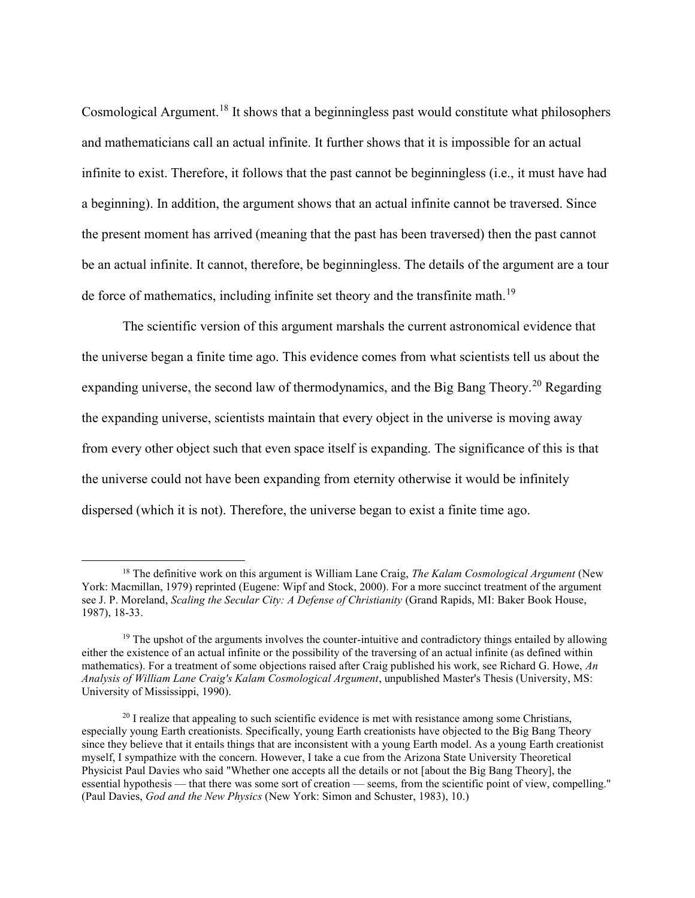Cosmological Argument.[18] It shows that a beginningless past would constitute what philosophers and mathematicians call an actual infinite. It further shows that it is impossible for an actual infinite to exist. Therefore, it follows that the past cannot be beginningless (i.e., it must have had a beginning). In addition, the argument shows that an actual infinite cannot be traversed. Since the present moment has arrived (meaning that the past has been traversed) then the past cannot be an actual infinite. It cannot, therefore, be beginningless. The details of the argument are a tour de force of mathematics, including infinite set theory and the transfinite math.[19]

The scientific version of this argument marshals the current astronomical evidence that the universe began a finite time ago. This evidence comes from what scientists tell us about the expanding universe, the second law of thermodynamics, and the Big Bang Theory.[20] Regarding the expanding universe, scientists maintain that every object in the universe is moving away from every other object such that even space itself is expanding. The significance of this is that the universe could not have been expanding from eternity otherwise it would be infinitely dispersed (which it is not). Therefore, the universe began to exist a finite time ago.

---

[18] The definitive work on this argument is William Lane Craig, *The Kalam Cosmological Argument* (New York: Macmillan, 1979) reprinted (Eugene: Wipf and Stock, 2000). For a more succinct treatment of the argument see J. P. Moreland, *Scaling the Secular City: A Defense of Christianity* (Grand Rapids, MI: Baker Book House, 1987), 18-33.

[19] The upshot of the arguments involves the counter-intuitive and contradictory things entailed by allowing either the existence of an actual infinite or the possibility of the traversing of an actual infinite (as defined within mathematics). For a treatment of some objections raised after Craig published his work, see Richard G. Howe, *An Analysis of William Lane Craig's Kalam Cosmological Argument*, unpublished Master's Thesis (University, MS: University of Mississippi, 1990).

[20] I realize that appealing to such scientific evidence is met with resistance among some Christians, especially young Earth creationists. Specifically, young Earth creationists have objected to the Big Bang Theory since they believe that it entails things that are inconsistent with a young Earth model. As a young Earth creationist myself, I sympathize with the concern. However, I take a cue from the Arizona State University Theoretical Physicist Paul Davies who said "Whether one accepts all the details or not [about the Big Bang Theory], the essential hypothesis — that there was some sort of creation — seems, from the scientific point of view, compelling." (Paul Davies, *God and the New Physics* (New York: Simon and Schuster, 1983), 10.)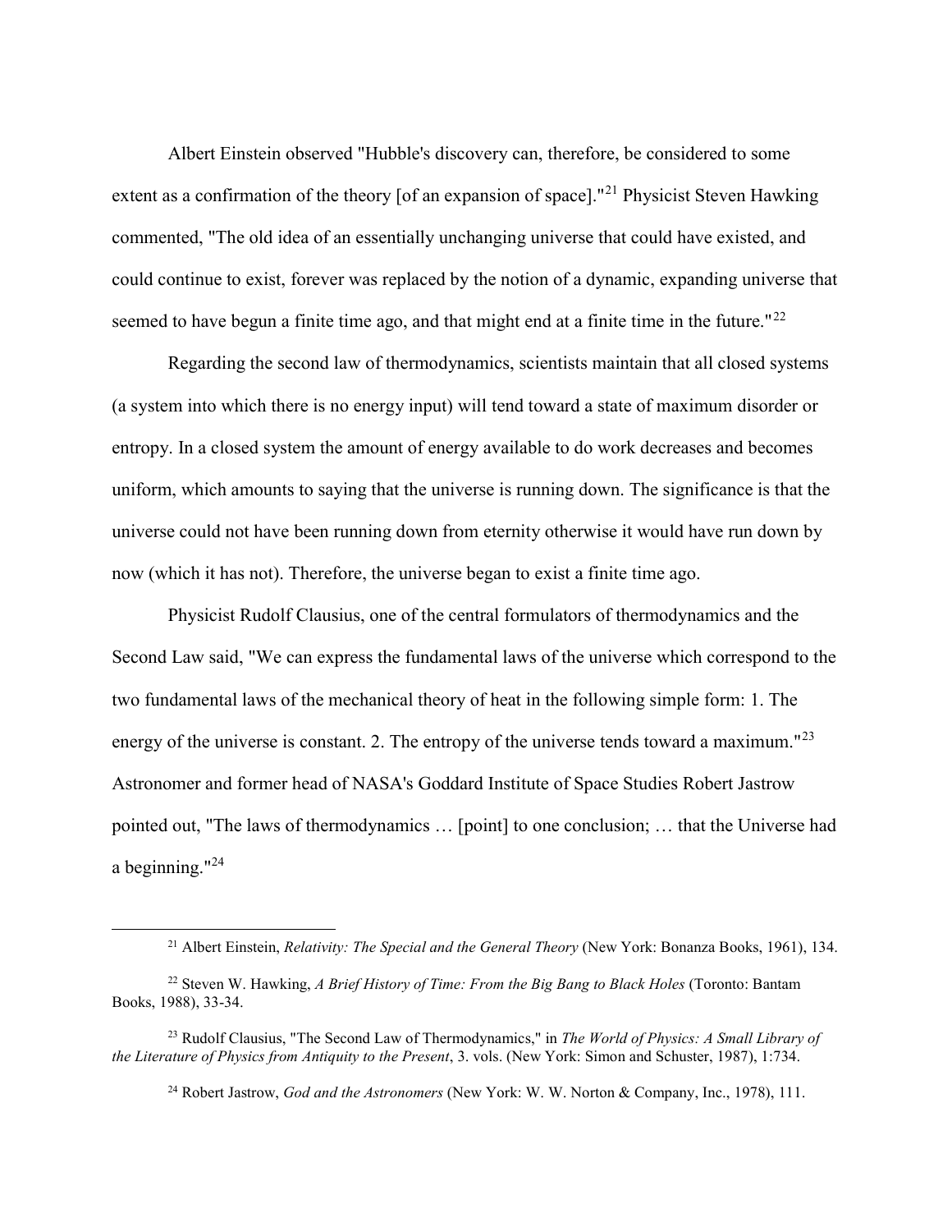Albert Einstein observed "Hubble's discovery can, therefore, be considered to some extent as a confirmation of the theory [of an expansion of space]."[21] Physicist Steven Hawking commented, "The old idea of an essentially unchanging universe that could have existed, and could continue to exist, forever was replaced by the notion of a dynamic, expanding universe that seemed to have begun a finite time ago, and that might end at a finite time in the future."[22]

Regarding the second law of thermodynamics, scientists maintain that all closed systems (a system into which there is no energy input) will tend toward a state of maximum disorder or entropy. In a closed system the amount of energy available to do work decreases and becomes uniform, which amounts to saying that the universe is running down. The significance is that the universe could not have been running down from eternity otherwise it would have run down by now (which it has not). Therefore, the universe began to exist a finite time ago.

Physicist Rudolf Clausius, one of the central formulators of thermodynamics and the Second Law said, "We can express the fundamental laws of the universe which correspond to the two fundamental laws of the mechanical theory of heat in the following simple form: 1. The energy of the universe is constant. 2. The entropy of the universe tends toward a maximum."[23] Astronomer and former head of NASA's Goddard Institute of Space Studies Robert Jastrow pointed out, "The laws of thermodynamics … [point] to one conclusion; … that the Universe had a beginning."[24]

---

[21] Albert Einstein, *Relativity: The Special and the General Theory* (New York: Bonanza Books, 1961), 134.

[22] Steven W. Hawking, *A Brief History of Time: From the Big Bang to Black Holes* (Toronto: Bantam Books, 1988), 33-34.

[23] Rudolf Clausius, "The Second Law of Thermodynamics," in *The World of Physics: A Small Library of the Literature of Physics from Antiquity to the Present*, 3. vols. (New York: Simon and Schuster, 1987), 1:734.

[24] Robert Jastrow, *God and the Astronomers* (New York: W. W. Norton & Company, Inc., 1978), 111.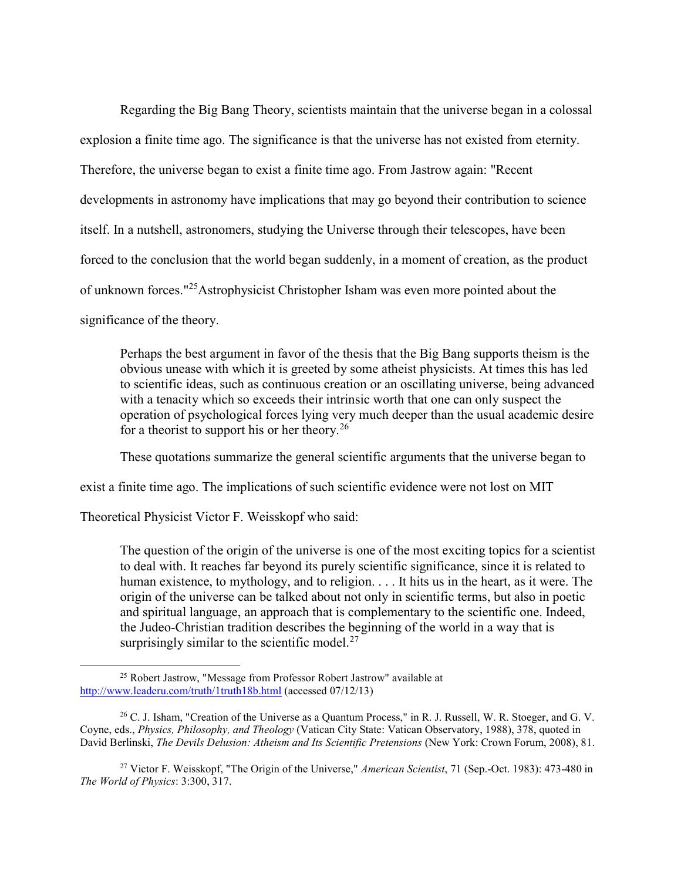Regarding the Big Bang Theory, scientists maintain that the universe began in a colossal explosion a finite time ago. The significance is that the universe has not existed from eternity. Therefore, the universe began to exist a finite time ago. From Jastrow again: "Recent developments in astronomy have implications that may go beyond their contribution to science itself. In a nutshell, astronomers, studying the Universe through their telescopes, have been forced to the conclusion that the world began suddenly, in a moment of creation, as the product of unknown forces."[25] Astrophysicist Christopher Isham was even more pointed about the significance of the theory.

> Perhaps the best argument in favor of the thesis that the Big Bang supports theism is the obvious unease with which it is greeted by some atheist physicists. At times this has led to scientific ideas, such as continuous creation or an oscillating universe, being advanced with a tenacity which so exceeds their intrinsic worth that one can only suspect the operation of psychological forces lying very much deeper than the usual academic desire for a theorist to support his or her theory.[26]

These quotations summarize the general scientific arguments that the universe began to exist a finite time ago. The implications of such scientific evidence were not lost on MIT Theoretical Physicist Victor F. Weisskopf who said:

> The question of the origin of the universe is one of the most exciting topics for a scientist to deal with. It reaches far beyond its purely scientific significance, since it is related to human existence, to mythology, and to religion. . . . It hits us in the heart, as it were. The origin of the universe can be talked about not only in scientific terms, but also in poetic and spiritual language, an approach that is complementary to the scientific one. Indeed, the Judeo-Christian tradition describes the beginning of the world in a way that is surprisingly similar to the scientific model.[27]

---

[25] Robert Jastrow, "Message from Professor Robert Jastrow" available at http://www.leaderu.com/truth/1truth18b.html (accessed 07/12/13)

[26] C. J. Isham, "Creation of the Universe as a Quantum Process," in R. J. Russell, W. R. Stoeger, and G. V. Coyne, eds., *Physics, Philosophy, and Theology* (Vatican City State: Vatican Observatory, 1988), 378, quoted in David Berlinski, *The Devils Delusion: Atheism and Its Scientific Pretensions* (New York: Crown Forum, 2008), 81.

[27] Victor F. Weisskopf, "The Origin of the Universe," *American Scientist*, 71 (Sep.-Oct. 1983): 473-480 in *The World of Physics*: 3:300, 317.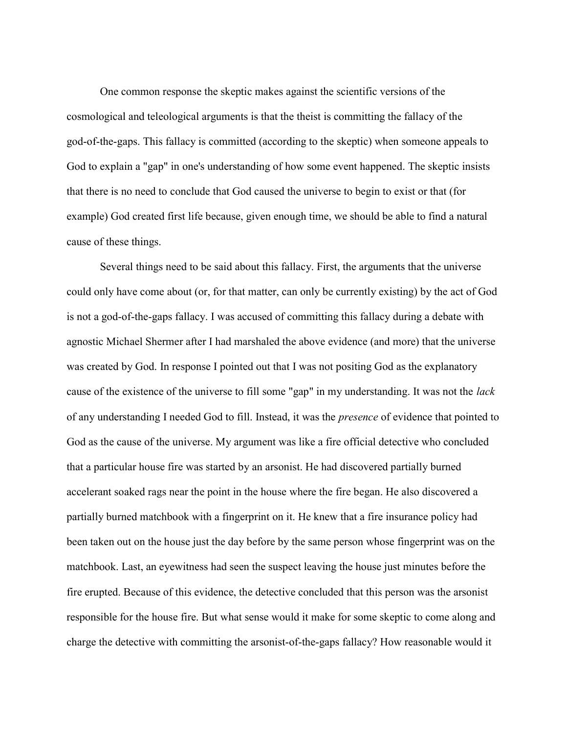One common response the skeptic makes against the scientific versions of the cosmological and teleological arguments is that the theist is committing the fallacy of the god-of-the-gaps. This fallacy is committed (according to the skeptic) when someone appeals to God to explain a "gap" in one's understanding of how some event happened. The skeptic insists that there is no need to conclude that God caused the universe to begin to exist or that (for example) God created first life because, given enough time, we should be able to find a natural cause of these things.

Several things need to be said about this fallacy. First, the arguments that the universe could only have come about (or, for that matter, can only be currently existing) by the act of God is not a god-of-the-gaps fallacy. I was accused of committing this fallacy during a debate with agnostic Michael Shermer after I had marshaled the above evidence (and more) that the universe was created by God. In response I pointed out that I was not positing God as the explanatory cause of the existence of the universe to fill some "gap" in my understanding. It was not the *lack* of any understanding I needed God to fill. Instead, it was the *presence* of evidence that pointed to God as the cause of the universe. My argument was like a fire official detective who concluded that a particular house fire was started by an arsonist. He had discovered partially burned accelerant soaked rags near the point in the house where the fire began. He also discovered a partially burned matchbook with a fingerprint on it. He knew that a fire insurance policy had been taken out on the house just the day before by the same person whose fingerprint was on the matchbook. Last, an eyewitness had seen the suspect leaving the house just minutes before the fire erupted. Because of this evidence, the detective concluded that this person was the arsonist responsible for the house fire. But what sense would it make for some skeptic to come along and charge the detective with committing the arsonist-of-the-gaps fallacy? How reasonable would it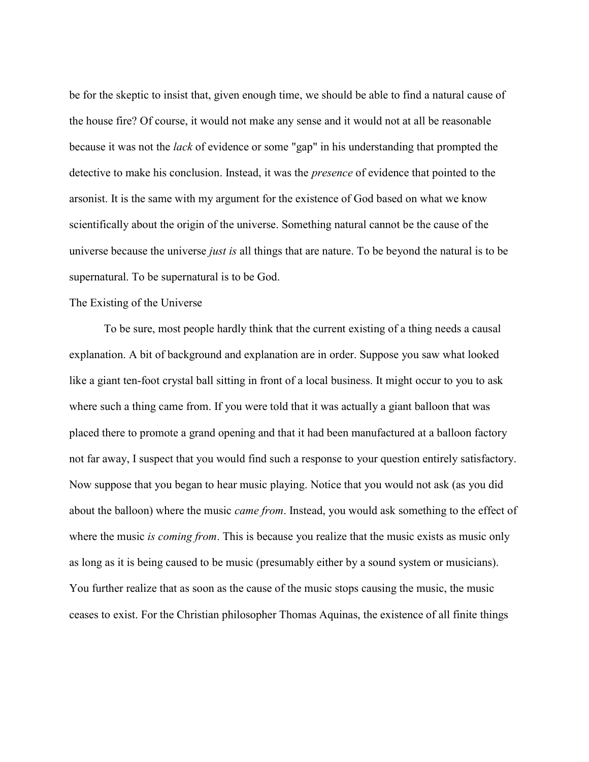be for the skeptic to insist that, given enough time, we should be able to find a natural cause of the house fire? Of course, it would not make any sense and it would not at all be reasonable because it was not the *lack* of evidence or some "gap" in his understanding that prompted the detective to make his conclusion. Instead, it was the *presence* of evidence that pointed to the arsonist. It is the same with my argument for the existence of God based on what we know scientifically about the origin of the universe. Something natural cannot be the cause of the universe because the universe *just is* all things that are nature. To be beyond the natural is to be supernatural. To be supernatural is to be God.

## The Existing of the Universe

To be sure, most people hardly think that the current existing of a thing needs a causal explanation. A bit of background and explanation are in order. Suppose you saw what looked like a giant ten-foot crystal ball sitting in front of a local business. It might occur to you to ask where such a thing came from. If you were told that it was actually a giant balloon that was placed there to promote a grand opening and that it had been manufactured at a balloon factory not far away, I suspect that you would find such a response to your question entirely satisfactory. Now suppose that you began to hear music playing. Notice that you would not ask (as you did about the balloon) where the music *came from*. Instead, you would ask something to the effect of where the music *is coming from*. This is because you realize that the music exists as music only as long as it is being caused to be music (presumably either by a sound system or musicians). You further realize that as soon as the cause of the music stops causing the music, the music ceases to exist. For the Christian philosopher Thomas Aquinas, the existence of all finite things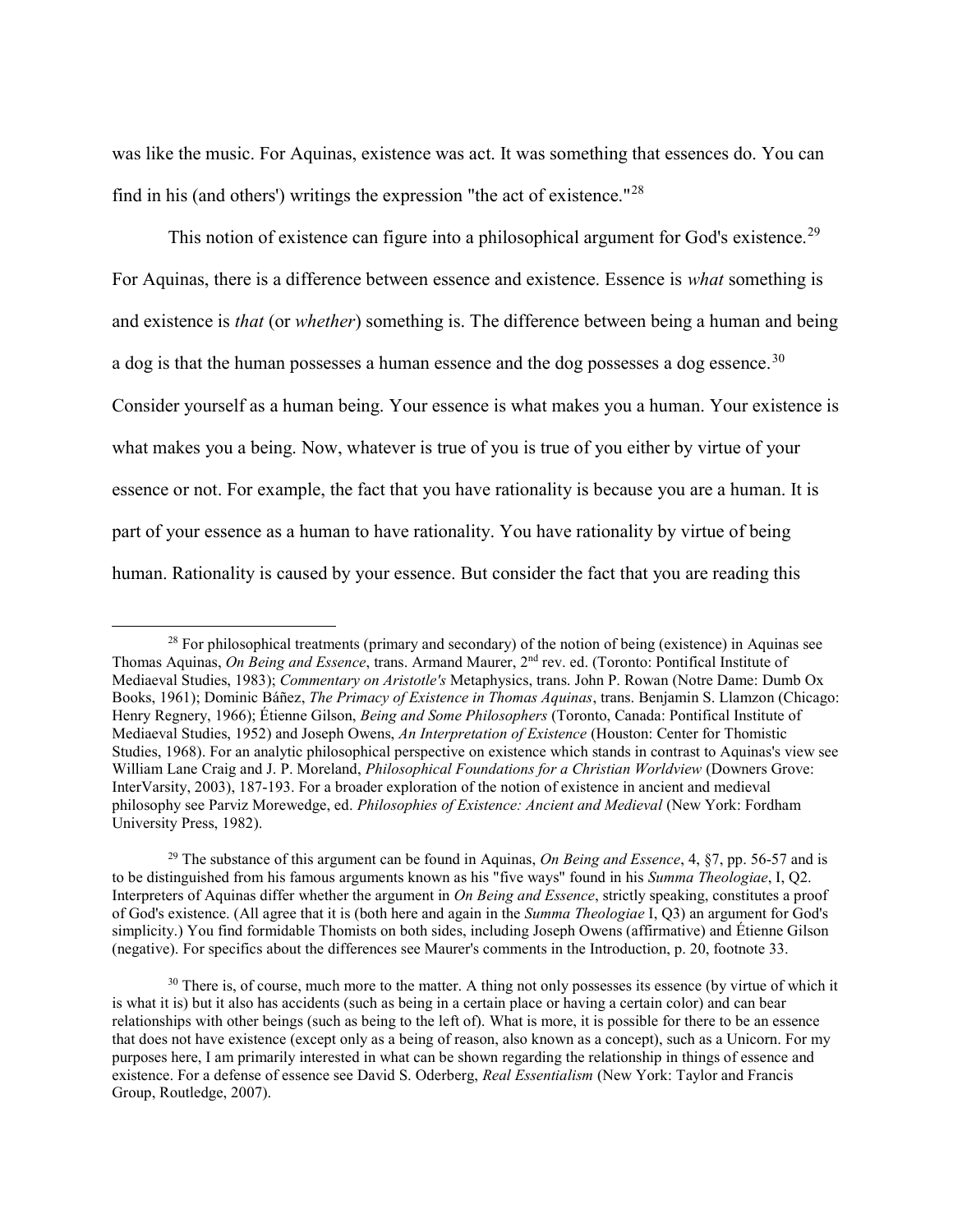was like the music. For Aquinas, existence was act. It was something that essences do. You can find in his (and others') writings the expression "the act of existence."[28]

This notion of existence can figure into a philosophical argument for God's existence.[29] For Aquinas, there is a difference between essence and existence. Essence is *what* something is and existence is *that* (or *whether*) something is. The difference between being a human and being a dog is that the human possesses a human essence and the dog possesses a dog essence.[30] Consider yourself as a human being. Your essence is what makes you a human. Your existence is what makes you a being. Now, whatever is true of you is true of you either by virtue of your essence or not. For example, the fact that you have rationality is because you are a human. It is part of your essence as a human to have rationality. You have rationality by virtue of being human. Rationality is caused by your essence. But consider the fact that you are reading this

---

[28] For philosophical treatments (primary and secondary) of the notion of being (existence) in Aquinas see Thomas Aquinas, *On Being and Essence*, trans. Armand Maurer, 2nd rev. ed. (Toronto: Pontifical Institute of Mediaeval Studies, 1983); *Commentary on Aristotle's* Metaphysics, trans. John P. Rowan (Notre Dame: Dumb Ox Books, 1961); Dominic Báñez, *The Primacy of Existence in Thomas Aquinas*, trans. Benjamin S. Llamzon (Chicago: Henry Regnery, 1966); Étienne Gilson, *Being and Some Philosophers* (Toronto, Canada: Pontifical Institute of Mediaeval Studies, 1952) and Joseph Owens, *An Interpretation of Existence* (Houston: Center for Thomistic Studies, 1968). For an analytic philosophical perspective on existence which stands in contrast to Aquinas's view see William Lane Craig and J. P. Moreland, *Philosophical Foundations for a Christian Worldview* (Downers Grove: InterVarsity, 2003), 187-193. For a broader exploration of the notion of existence in ancient and medieval philosophy see Parviz Morewedge, ed. *Philosophies of Existence: Ancient and Medieval* (New York: Fordham University Press, 1982).

[29] The substance of this argument can be found in Aquinas, *On Being and Essence*, 4, §7, pp. 56-57 and is to be distinguished from his famous arguments known as his "five ways" found in his *Summa Theologiae*, I, Q2. Interpreters of Aquinas differ whether the argument in *On Being and Essence*, strictly speaking, constitutes a proof of God's existence. (All agree that it is (both here and again in the *Summa Theologiae* I, Q3) an argument for God's simplicity.) You find formidable Thomists on both sides, including Joseph Owens (affirmative) and Étienne Gilson (negative). For specifics about the differences see Maurer's comments in the Introduction, p. 20, footnote 33.

[30] There is, of course, much more to the matter. A thing not only possesses its essence (by virtue of which it is what it is) but it also has accidents (such as being in a certain place or having a certain color) and can bear relationships with other beings (such as being to the left of). What is more, it is possible for there to be an essence that does not have existence (except only as a being of reason, also known as a concept), such as a Unicorn. For my purposes here, I am primarily interested in what can be shown regarding the relationship in things of essence and existence. For a defense of essence see David S. Oderberg, *Real Essentialism* (New York: Taylor and Francis Group, Routledge, 2007).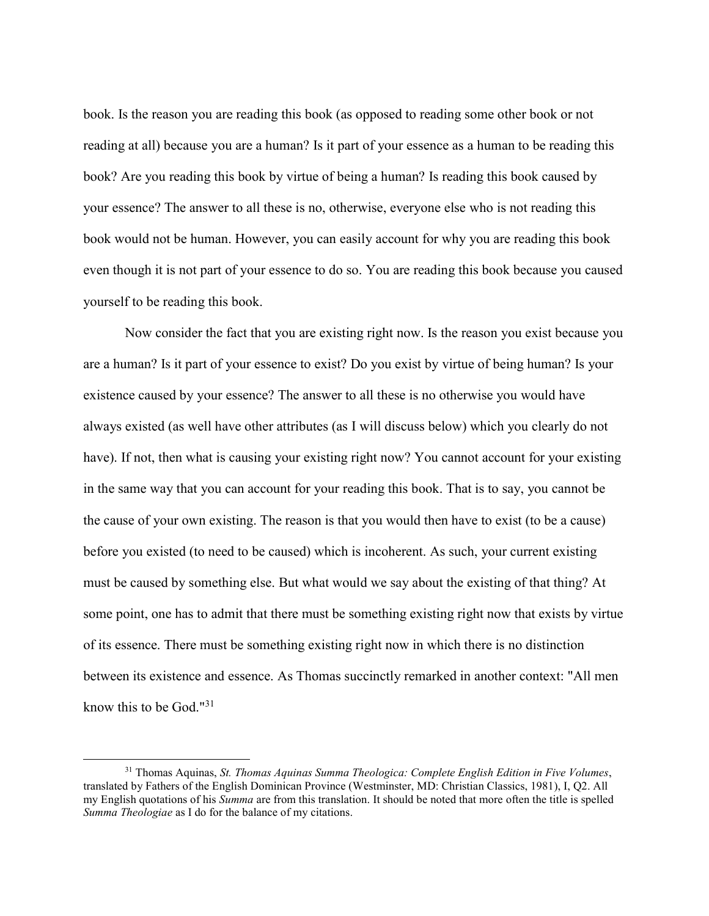book. Is the reason you are reading this book (as opposed to reading some other book or not reading at all) because you are a human? Is it part of your essence as a human to be reading this book? Are you reading this book by virtue of being a human? Is reading this book caused by your essence? The answer to all these is no, otherwise, everyone else who is not reading this book would not be human. However, you can easily account for why you are reading this book even though it is not part of your essence to do so. You are reading this book because you caused yourself to be reading this book.

Now consider the fact that you are existing right now. Is the reason you exist because you are a human? Is it part of your essence to exist? Do you exist by virtue of being human? Is your existence caused by your essence? The answer to all these is no otherwise you would have always existed (as well have other attributes (as I will discuss below) which you clearly do not have). If not, then what is causing your existing right now? You cannot account for your existing in the same way that you can account for your reading this book. That is to say, you cannot be the cause of your own existing. The reason is that you would then have to exist (to be a cause) before you existed (to need to be caused) which is incoherent. As such, your current existing must be caused by something else. But what would we say about the existing of that thing? At some point, one has to admit that there must be something existing right now that exists by virtue of its essence. There must be something existing right now in which there is no distinction between its existence and essence. As Thomas succinctly remarked in another context: "All men know this to be God."[31]

---

[31] Thomas Aquinas, *St. Thomas Aquinas Summa Theologica: Complete English Edition in Five Volumes*, translated by Fathers of the English Dominican Province (Westminster, MD: Christian Classics, 1981), I, Q2. All my English quotations of his *Summa* are from this translation. It should be noted that more often the title is spelled *Summa Theologiae* as I do for the balance of my citations.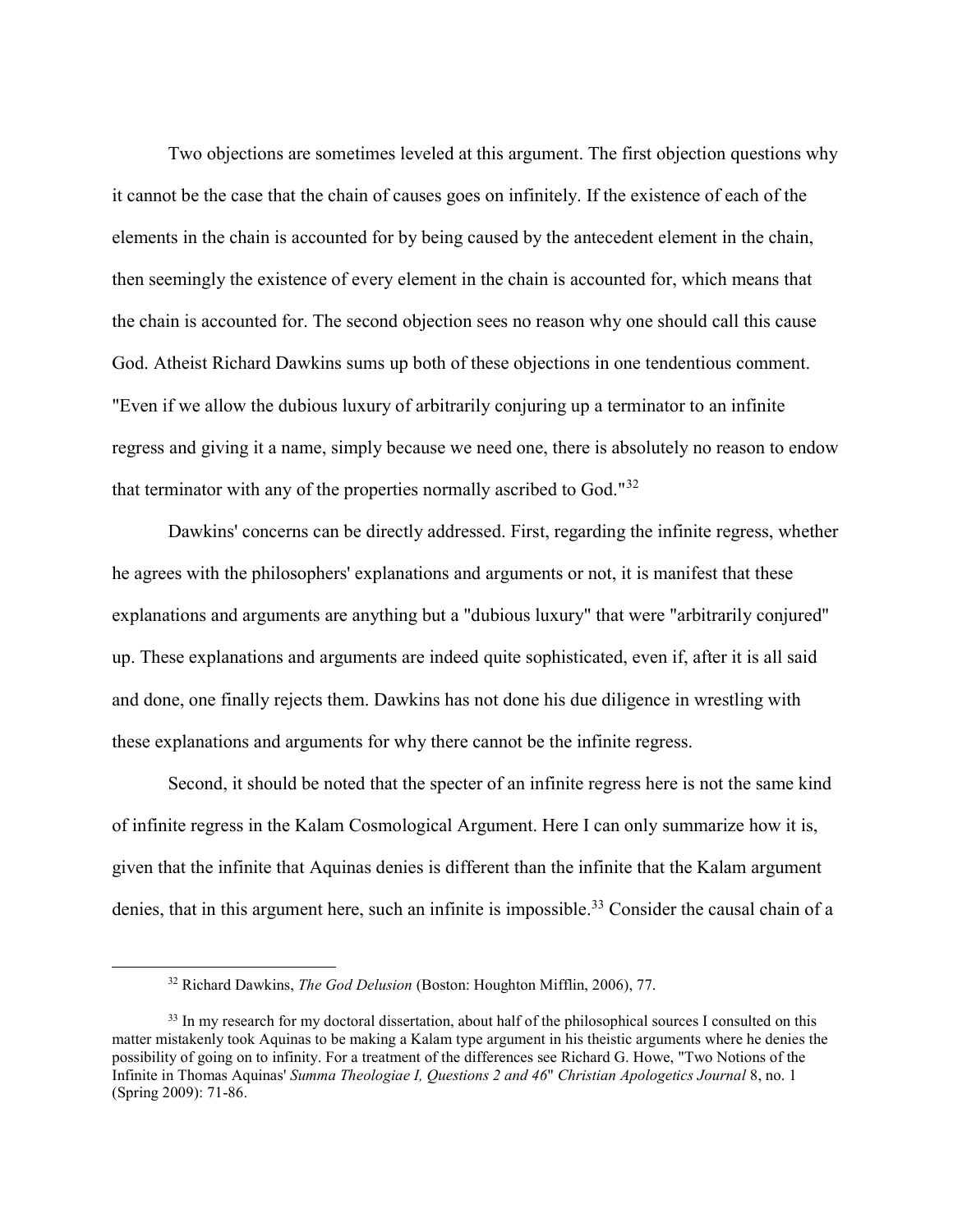Two objections are sometimes leveled at this argument. The first objection questions why it cannot be the case that the chain of causes goes on infinitely. If the existence of each of the elements in the chain is accounted for by being caused by the antecedent element in the chain, then seemingly the existence of every element in the chain is accounted for, which means that the chain is accounted for. The second objection sees no reason why one should call this cause God. Atheist Richard Dawkins sums up both of these objections in one tendentious comment. "Even if we allow the dubious luxury of arbitrarily conjuring up a terminator to an infinite regress and giving it a name, simply because we need one, there is absolutely no reason to endow that terminator with any of the properties normally ascribed to God."[32]

Dawkins' concerns can be directly addressed. First, regarding the infinite regress, whether he agrees with the philosophers' explanations and arguments or not, it is manifest that these explanations and arguments are anything but a "dubious luxury" that were "arbitrarily conjured" up. These explanations and arguments are indeed quite sophisticated, even if, after it is all said and done, one finally rejects them. Dawkins has not done his due diligence in wrestling with these explanations and arguments for why there cannot be the infinite regress.

Second, it should be noted that the specter of an infinite regress here is not the same kind of infinite regress in the Kalam Cosmological Argument. Here I can only summarize how it is, given that the infinite that Aquinas denies is different than the infinite that the Kalam argument denies, that in this argument here, such an infinite is impossible.[33] Consider the causal chain of a

---

[32] Richard Dawkins, *The God Delusion* (Boston: Houghton Mifflin, 2006), 77.

[33] In my research for my doctoral dissertation, about half of the philosophical sources I consulted on this matter mistakenly took Aquinas to be making a Kalam type argument in his theistic arguments where he denies the possibility of going on to infinity. For a treatment of the differences see Richard G. Howe, "Two Notions of the Infinite in Thomas Aquinas' *Summa Theologiae I, Questions 2 and 46*" *Christian Apologetics Journal* 8, no. 1 (Spring 2009): 71-86.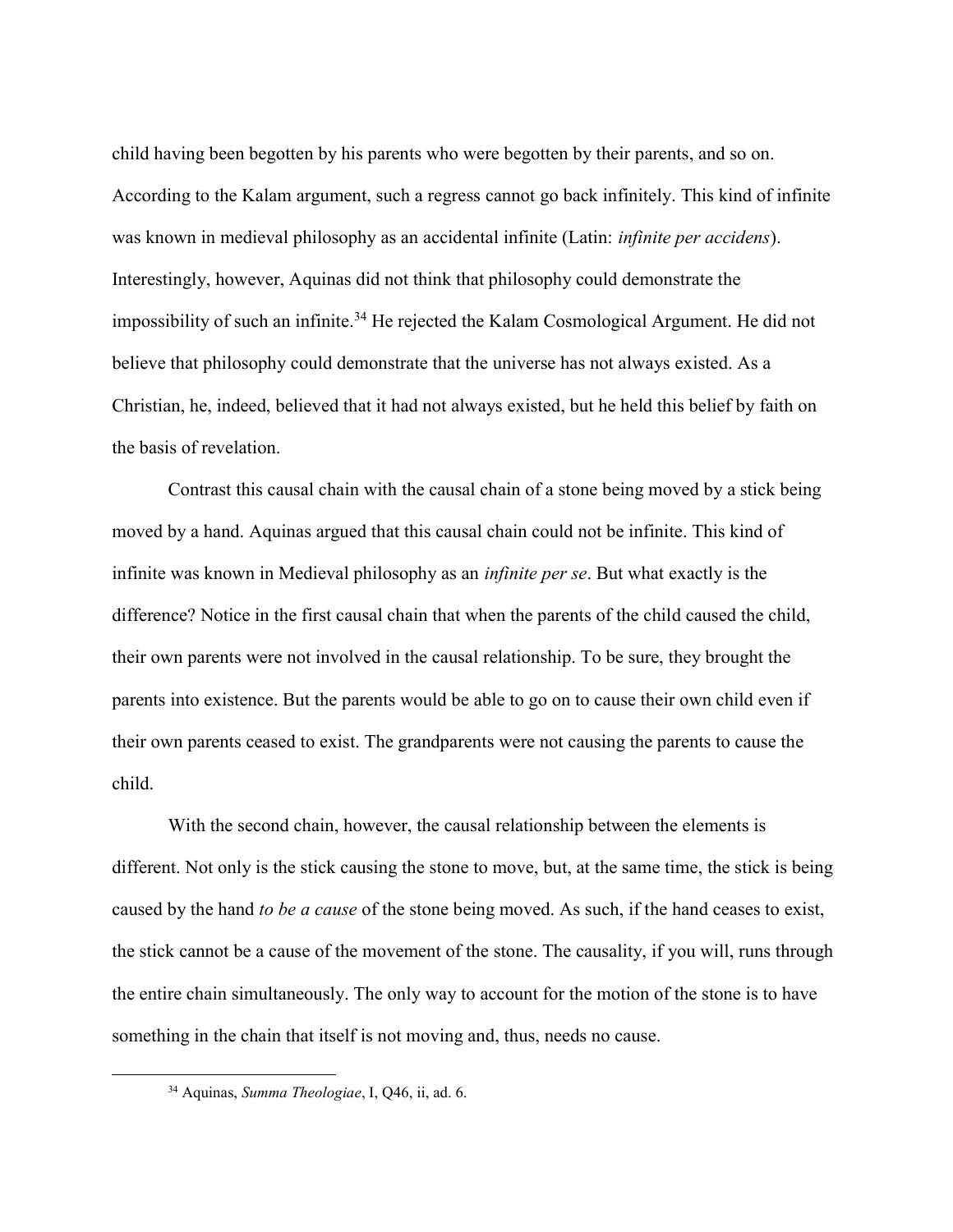child having been begotten by his parents who were begotten by their parents, and so on. According to the Kalam argument, such a regress cannot go back infinitely. This kind of infinite was known in medieval philosophy as an accidental infinite (Latin: *infinite per accidens*). Interestingly, however, Aquinas did not think that philosophy could demonstrate the impossibility of such an infinite.[34] He rejected the Kalam Cosmological Argument. He did not believe that philosophy could demonstrate that the universe has not always existed. As a Christian, he, indeed, believed that it had not always existed, but he held this belief by faith on the basis of revelation.

Contrast this causal chain with the causal chain of a stone being moved by a stick being moved by a hand. Aquinas argued that this causal chain could not be infinite. This kind of infinite was known in Medieval philosophy as an *infinite per se*. But what exactly is the difference? Notice in the first causal chain that when the parents of the child caused the child, their own parents were not involved in the causal relationship. To be sure, they brought the parents into existence. But the parents would be able to go on to cause their own child even if their own parents ceased to exist. The grandparents were not causing the parents to cause the child.

With the second chain, however, the causal relationship between the elements is different. Not only is the stick causing the stone to move, but, at the same time, the stick is being caused by the hand *to be a cause* of the stone being moved. As such, if the hand ceases to exist, the stick cannot be a cause of the movement of the stone. The causality, if you will, runs through the entire chain simultaneously. The only way to account for the motion of the stone is to have something in the chain that itself is not moving and, thus, needs no cause.

---

[34] Aquinas, *Summa Theologiae*, I, Q46, ii, ad. 6.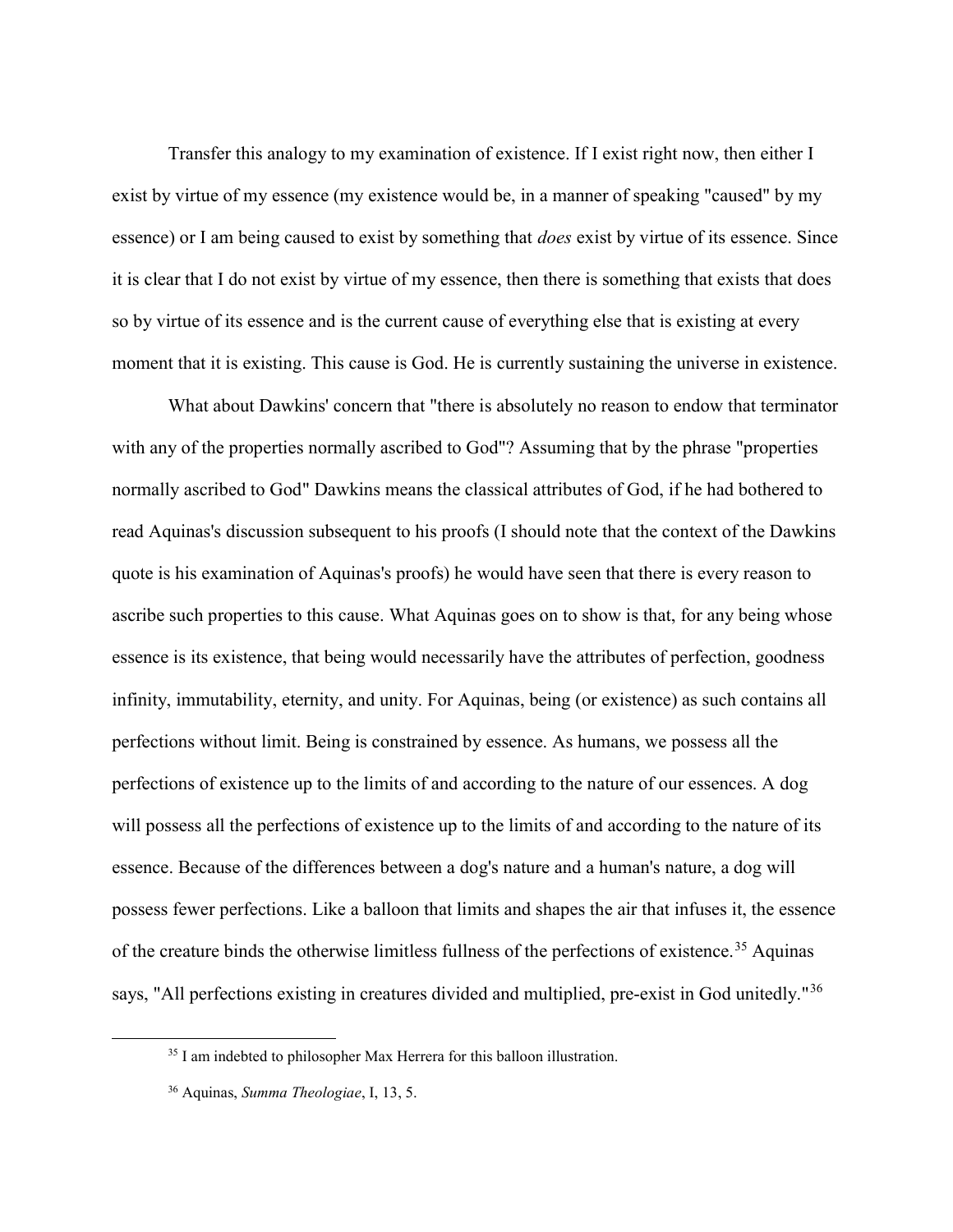Transfer this analogy to my examination of existence. If I exist right now, then either I exist by virtue of my essence (my existence would be, in a manner of speaking "caused" by my essence) or I am being caused to exist by something that *does* exist by virtue of its essence. Since it is clear that I do not exist by virtue of my essence, then there is something that exists that does so by virtue of its essence and is the current cause of everything else that is existing at every moment that it is existing. This cause is God. He is currently sustaining the universe in existence.

What about Dawkins' concern that "there is absolutely no reason to endow that terminator with any of the properties normally ascribed to God"? Assuming that by the phrase "properties normally ascribed to God" Dawkins means the classical attributes of God, if he had bothered to read Aquinas's discussion subsequent to his proofs (I should note that the context of the Dawkins quote is his examination of Aquinas's proofs) he would have seen that there is every reason to ascribe such properties to this cause. What Aquinas goes on to show is that, for any being whose essence is its existence, that being would necessarily have the attributes of perfection, goodness infinity, immutability, eternity, and unity. For Aquinas, being (or existence) as such contains all perfections without limit. Being is constrained by essence. As humans, we possess all the perfections of existence up to the limits of and according to the nature of our essences. A dog will possess all the perfections of existence up to the limits of and according to the nature of its essence. Because of the differences between a dog's nature and a human's nature, a dog will possess fewer perfections. Like a balloon that limits and shapes the air that infuses it, the essence of the creature binds the otherwise limitless fullness of the perfections of existence.[35] Aquinas says, "All perfections existing in creatures divided and multiplied, pre-exist in God unitedly."[36]

---

[35] I am indebted to philosopher Max Herrera for this balloon illustration.

[36] Aquinas, *Summa Theologiae*, I, 13, 5.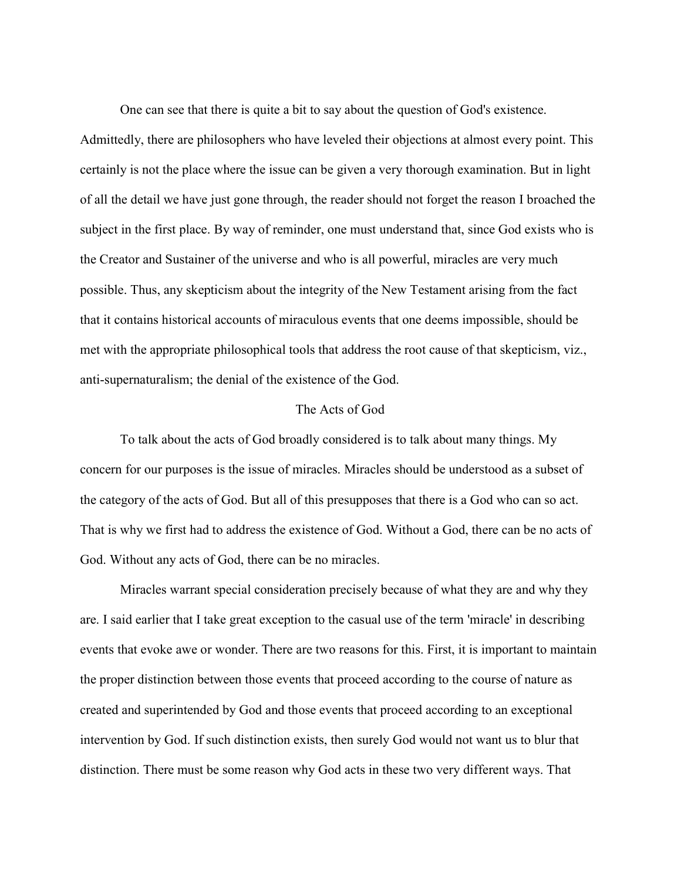One can see that there is quite a bit to say about the question of God's existence. Admittedly, there are philosophers who have leveled their objections at almost every point. This certainly is not the place where the issue can be given a very thorough examination. But in light of all the detail we have just gone through, the reader should not forget the reason I broached the subject in the first place. By way of reminder, one must understand that, since God exists who is the Creator and Sustainer of the universe and who is all powerful, miracles are very much possible. Thus, any skepticism about the integrity of the New Testament arising from the fact that it contains historical accounts of miraculous events that one deems impossible, should be met with the appropriate philosophical tools that address the root cause of that skepticism, viz., anti-supernaturalism; the denial of the existence of the God.

## The Acts of God

To talk about the acts of God broadly considered is to talk about many things. My concern for our purposes is the issue of miracles. Miracles should be understood as a subset of the category of the acts of God. But all of this presupposes that there is a God who can so act. That is why we first had to address the existence of God. Without a God, there can be no acts of God. Without any acts of God, there can be no miracles.

Miracles warrant special consideration precisely because of what they are and why they are. I said earlier that I take great exception to the casual use of the term 'miracle' in describing events that evoke awe or wonder. There are two reasons for this. First, it is important to maintain the proper distinction between those events that proceed according to the course of nature as created and superintended by God and those events that proceed according to an exceptional intervention by God. If such distinction exists, then surely God would not want us to blur that distinction. There must be some reason why God acts in these two very different ways. That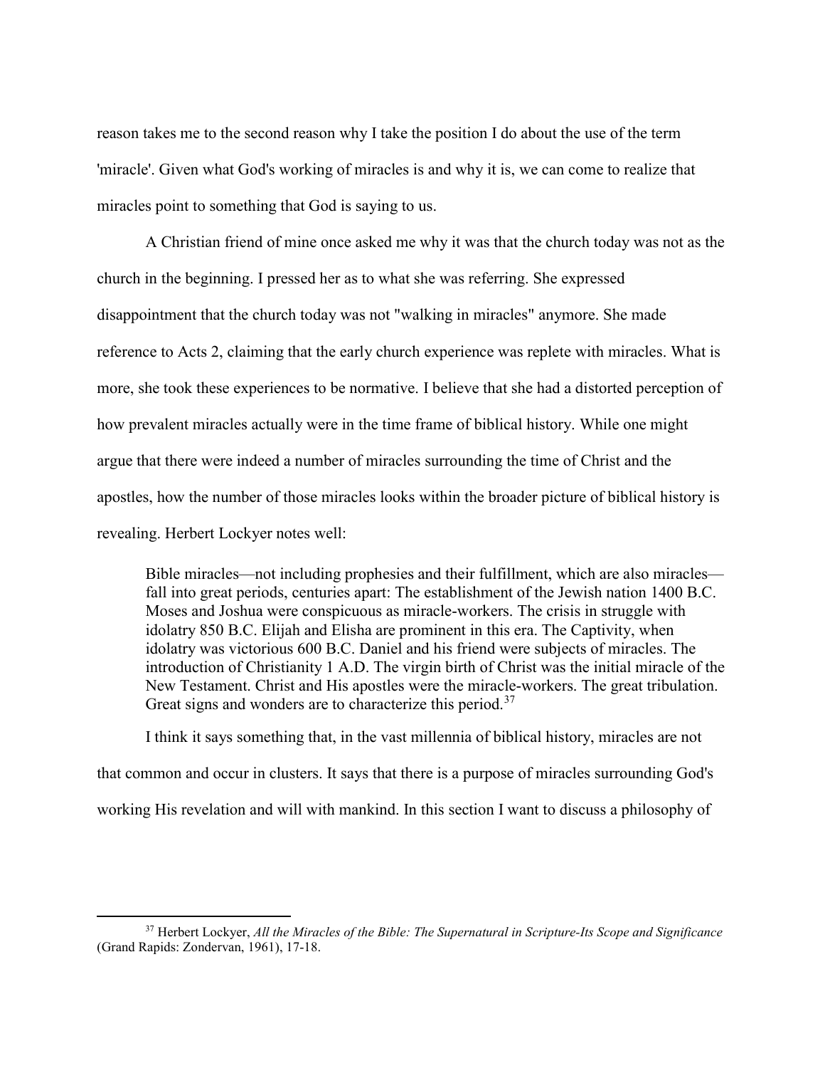reason takes me to the second reason why I take the position I do about the use of the term 'miracle'. Given what God's working of miracles is and why it is, we can come to realize that miracles point to something that God is saying to us.

A Christian friend of mine once asked me why it was that the church today was not as the church in the beginning. I pressed her as to what she was referring. She expressed disappointment that the church today was not "walking in miracles" anymore. She made reference to Acts 2, claiming that the early church experience was replete with miracles. What is more, she took these experiences to be normative. I believe that she had a distorted perception of how prevalent miracles actually were in the time frame of biblical history. While one might argue that there were indeed a number of miracles surrounding the time of Christ and the apostles, how the number of those miracles looks within the broader picture of biblical history is revealing. Herbert Lockyer notes well:

> Bible miracles—not including prophesies and their fulfillment, which are also miracles—fall into great periods, centuries apart: The establishment of the Jewish nation 1400 B.C. Moses and Joshua were conspicuous as miracle-workers. The crisis in struggle with idolatry 850 B.C. Elijah and Elisha are prominent in this era. The Captivity, when idolatry was victorious 600 B.C. Daniel and his friend were subjects of miracles. The introduction of Christianity 1 A.D. The virgin birth of Christ was the initial miracle of the New Testament. Christ and His apostles were the miracle-workers. The great tribulation. Great signs and wonders are to characterize this period.[37]

I think it says something that, in the vast millennia of biblical history, miracles are not that common and occur in clusters. It says that there is a purpose of miracles surrounding God's working His revelation and will with mankind. In this section I want to discuss a philosophy of

---

[37] Herbert Lockyer, *All the Miracles of the Bible: The Supernatural in Scripture-Its Scope and Significance* (Grand Rapids: Zondervan, 1961), 17-18.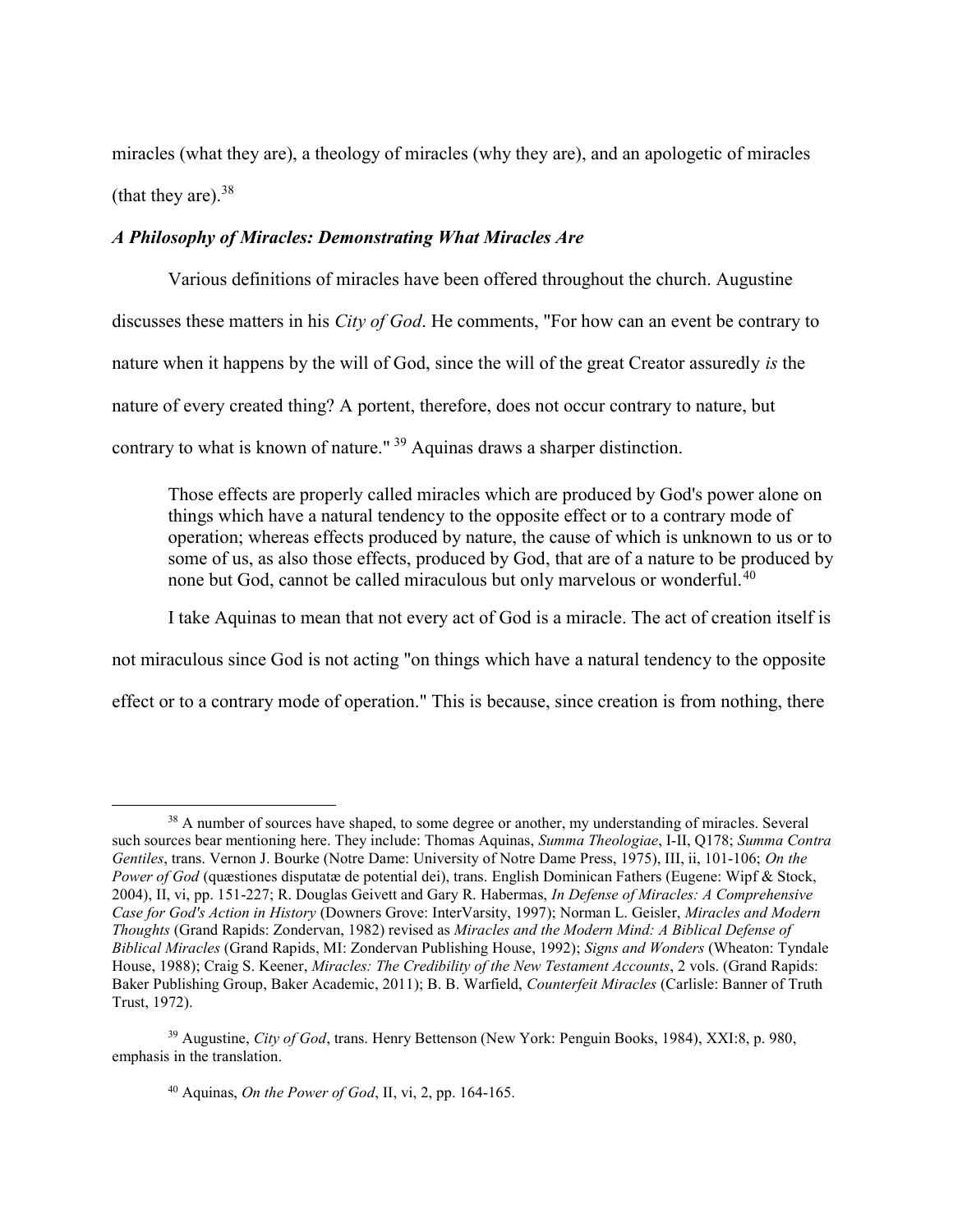miracles (what they are), a theology of miracles (why they are), and an apologetic of miracles (that they are).[38]

### *A Philosophy of Miracles: Demonstrating What Miracles Are*

Various definitions of miracles have been offered throughout the church. Augustine discusses these matters in his *City of God*. He comments, "For how can an event be contrary to nature when it happens by the will of God, since the will of the great Creator assuredly *is* the nature of every created thing? A portent, therefore, does not occur contrary to nature, but contrary to what is known of nature." [39] Aquinas draws a sharper distinction.

> Those effects are properly called miracles which are produced by God's power alone on things which have a natural tendency to the opposite effect or to a contrary mode of operation; whereas effects produced by nature, the cause of which is unknown to us or to some of us, as also those effects, produced by God, that are of a nature to be produced by none but God, cannot be called miraculous but only marvelous or wonderful.[40]

I take Aquinas to mean that not every act of God is a miracle. The act of creation itself is not miraculous since God is not acting "on things which have a natural tendency to the opposite effect or to a contrary mode of operation." This is because, since creation is from nothing, there

---

[38] A number of sources have shaped, to some degree or another, my understanding of miracles. Several such sources bear mentioning here. They include: Thomas Aquinas, *Summa Theologiae*, I-II, Q178; *Summa Contra Gentiles*, trans. Vernon J. Bourke (Notre Dame: University of Notre Dame Press, 1975), III, ii, 101-106; *On the Power of God* (quæstiones disputatæ de potential dei), trans. English Dominican Fathers (Eugene: Wipf & Stock, 2004), II, vi, pp. 151-227; R. Douglas Geivett and Gary R. Habermas, *In Defense of Miracles: A Comprehensive Case for God's Action in History* (Downers Grove: InterVarsity, 1997); Norman L. Geisler, *Miracles and Modern Thoughts* (Grand Rapids: Zondervan, 1982) revised as *Miracles and the Modern Mind: A Biblical Defense of Biblical Miracles* (Grand Rapids, MI: Zondervan Publishing House, 1992); *Signs and Wonders* (Wheaton: Tyndale House, 1988); Craig S. Keener, *Miracles: The Credibility of the New Testament Accounts*, 2 vols. (Grand Rapids: Baker Publishing Group, Baker Academic, 2011); B. B. Warfield, *Counterfeit Miracles* (Carlisle: Banner of Truth Trust, 1972).

[39] Augustine, *City of God*, trans. Henry Bettenson (New York: Penguin Books, 1984), XXI:8, p. 980, emphasis in the translation.

[40] Aquinas, *On the Power of God*, II, vi, 2, pp. 164-165.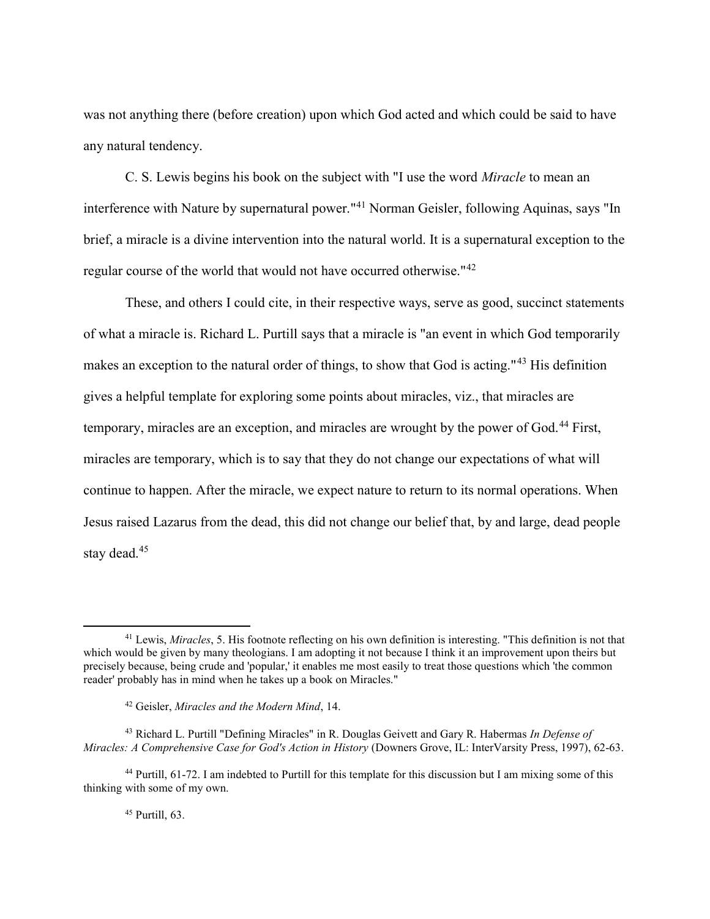was not anything there (before creation) upon which God acted and which could be said to have any natural tendency.

C. S. Lewis begins his book on the subject with "I use the word *Miracle* to mean an interference with Nature by supernatural power."[41] Norman Geisler, following Aquinas, says "In brief, a miracle is a divine intervention into the natural world. It is a supernatural exception to the regular course of the world that would not have occurred otherwise."[42]

These, and others I could cite, in their respective ways, serve as good, succinct statements of what a miracle is. Richard L. Purtill says that a miracle is "an event in which God temporarily makes an exception to the natural order of things, to show that God is acting."[43] His definition gives a helpful template for exploring some points about miracles, viz., that miracles are temporary, miracles are an exception, and miracles are wrought by the power of God.[44] First, miracles are temporary, which is to say that they do not change our expectations of what will continue to happen. After the miracle, we expect nature to return to its normal operations. When Jesus raised Lazarus from the dead, this did not change our belief that, by and large, dead people stay dead.[45]

---

[41] Lewis, *Miracles*, 5. His footnote reflecting on his own definition is interesting. "This definition is not that which would be given by many theologians. I am adopting it not because I think it an improvement upon theirs but precisely because, being crude and 'popular,' it enables me most easily to treat those questions which 'the common reader' probably has in mind when he takes up a book on Miracles."

[42] Geisler, *Miracles and the Modern Mind*, 14.

[43] Richard L. Purtill "Defining Miracles" in R. Douglas Geivett and Gary R. Habermas *In Defense of Miracles: A Comprehensive Case for God's Action in History* (Downers Grove, IL: InterVarsity Press, 1997), 62-63.

[44] Purtill, 61-72. I am indebted to Purtill for this template for this discussion but I am mixing some of this thinking with some of my own.

[45] Purtill, 63.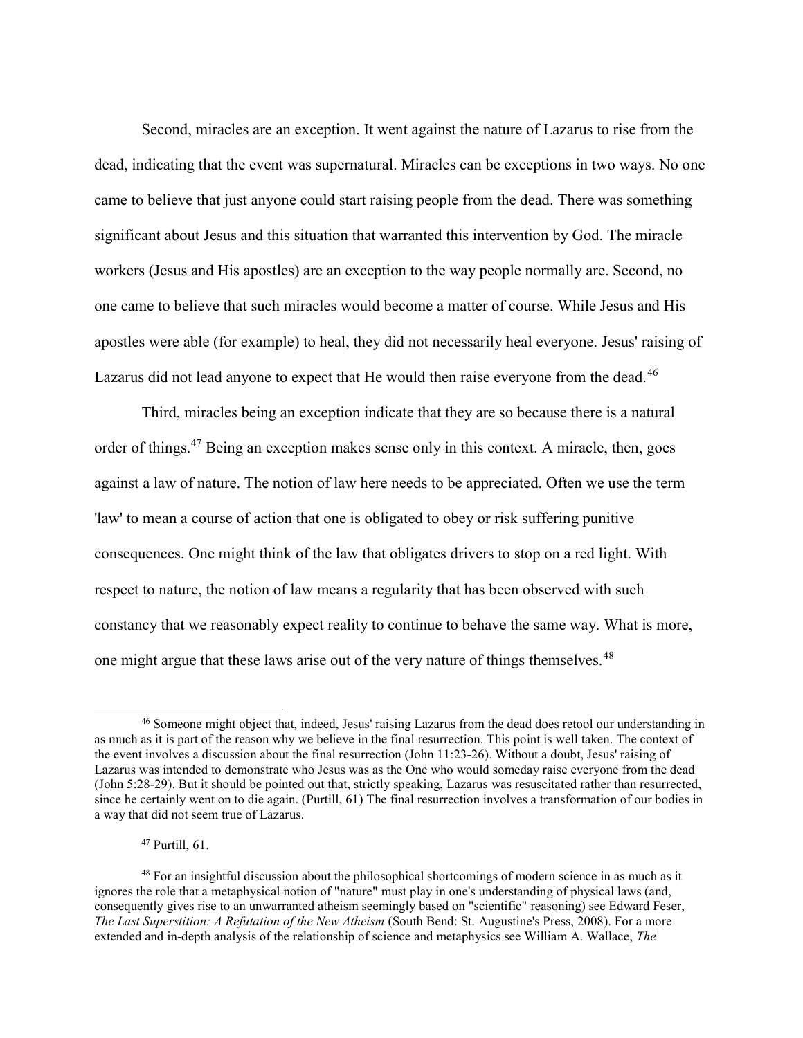Second, miracles are an exception. It went against the nature of Lazarus to rise from the dead, indicating that the event was supernatural. Miracles can be exceptions in two ways. No one came to believe that just anyone could start raising people from the dead. There was something significant about Jesus and this situation that warranted this intervention by God. The miracle workers (Jesus and His apostles) are an exception to the way people normally are. Second, no one came to believe that such miracles would become a matter of course. While Jesus and His apostles were able (for example) to heal, they did not necessarily heal everyone. Jesus' raising of Lazarus did not lead anyone to expect that He would then raise everyone from the dead.[46]

Third, miracles being an exception indicate that they are so because there is a natural order of things.[47] Being an exception makes sense only in this context. A miracle, then, goes against a law of nature. The notion of law here needs to be appreciated. Often we use the term 'law' to mean a course of action that one is obligated to obey or risk suffering punitive consequences. One might think of the law that obligates drivers to stop on a red light. With respect to nature, the notion of law means a regularity that has been observed with such constancy that we reasonably expect reality to continue to behave the same way. What is more, one might argue that these laws arise out of the very nature of things themselves.[48]

---

[46] Someone might object that, indeed, Jesus' raising Lazarus from the dead does retool our understanding in as much as it is part of the reason why we believe in the final resurrection. This point is well taken. The context of the event involves a discussion about the final resurrection (John 11:23-26). Without a doubt, Jesus' raising of Lazarus was intended to demonstrate who Jesus was as the One who would someday raise everyone from the dead (John 5:28-29). But it should be pointed out that, strictly speaking, Lazarus was resuscitated rather than resurrected, since he certainly went on to die again. (Purtill, 61) The final resurrection involves a transformation of our bodies in a way that did not seem true of Lazarus.

[47] Purtill, 61.

[48] For an insightful discussion about the philosophical shortcomings of modern science in as much as it ignores the role that a metaphysical notion of "nature" must play in one's understanding of physical laws (and, consequently gives rise to an unwarranted atheism seemingly based on "scientific" reasoning) see Edward Feser, *The Last Superstition: A Refutation of the New Atheism* (South Bend: St. Augustine's Press, 2008). For a more extended and in-depth analysis of the relationship of science and metaphysics see William A. Wallace, *The*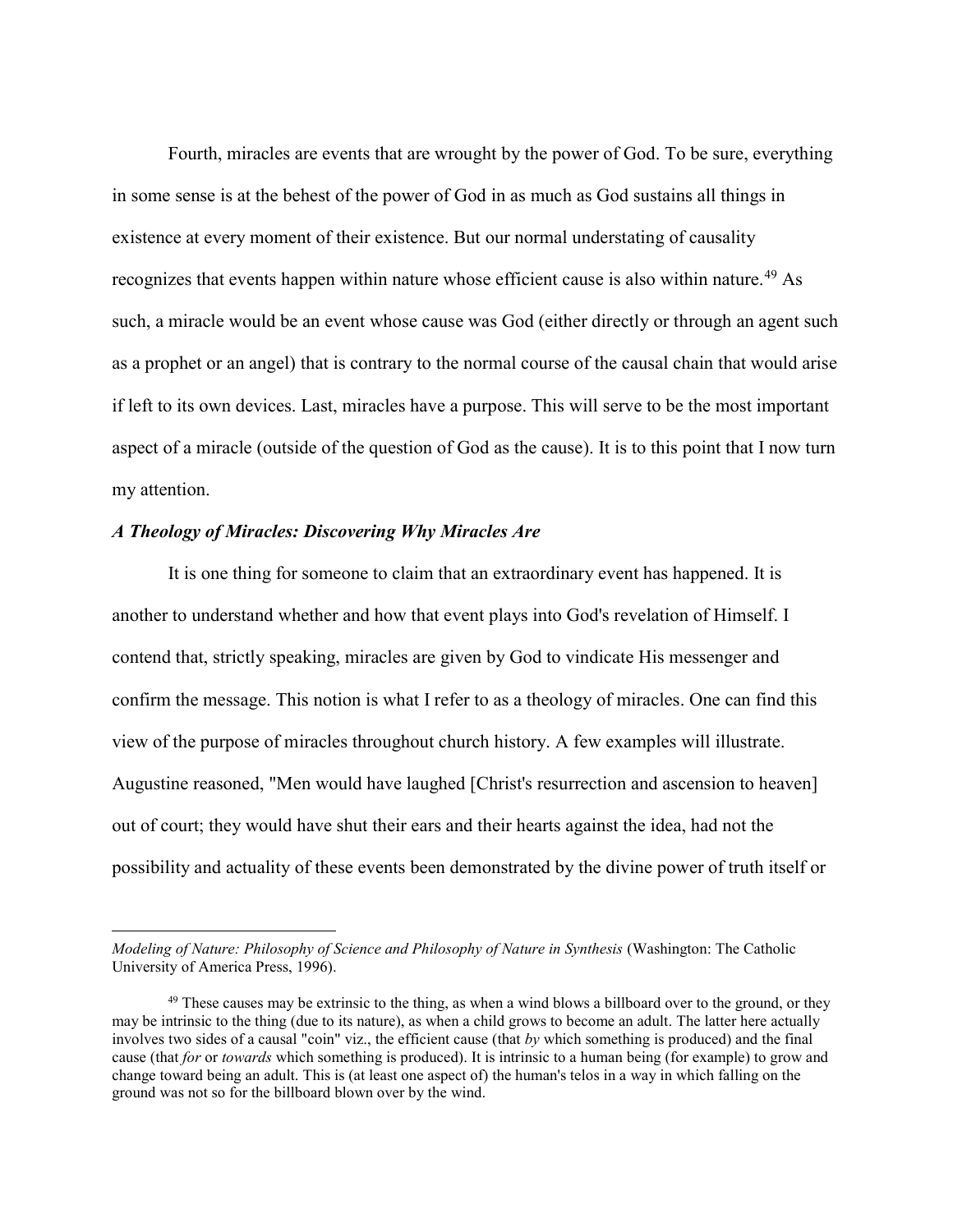Fourth, miracles are events that are wrought by the power of God. To be sure, everything in some sense is at the behest of the power of God in as much as God sustains all things in existence at every moment of their existence. But our normal understating of causality recognizes that events happen within nature whose efficient cause is also within nature.[49] As such, a miracle would be an event whose cause was God (either directly or through an agent such as a prophet or an angel) that is contrary to the normal course of the causal chain that would arise if left to its own devices. Last, miracles have a purpose. This will serve to be the most important aspect of a miracle (outside of the question of God as the cause). It is to this point that I now turn my attention.

### *A Theology of Miracles: Discovering Why Miracles Are*

It is one thing for someone to claim that an extraordinary event has happened. It is another to understand whether and how that event plays into God's revelation of Himself. I contend that, strictly speaking, miracles are given by God to vindicate His messenger and confirm the message. This notion is what I refer to as a theology of miracles. One can find this view of the purpose of miracles throughout church history. A few examples will illustrate. Augustine reasoned, "Men would have laughed [Christ's resurrection and ascension to heaven] out of court; they would have shut their ears and their hearts against the idea, had not the possibility and actuality of these events been demonstrated by the divine power of truth itself or

---

*Modeling of Nature: Philosophy of Science and Philosophy of Nature in Synthesis* (Washington: The Catholic University of America Press, 1996).

[49] These causes may be extrinsic to the thing, as when a wind blows a billboard over to the ground, or they may be intrinsic to the thing (due to its nature), as when a child grows to become an adult. The latter here actually involves two sides of a causal "coin" viz., the efficient cause (that *by* which something is produced) and the final cause (that *for* or *towards* which something is produced). It is intrinsic to a human being (for example) to grow and change toward being an adult. This is (at least one aspect of) the human's telos in a way in which falling on the ground was not so for the billboard blown over by the wind.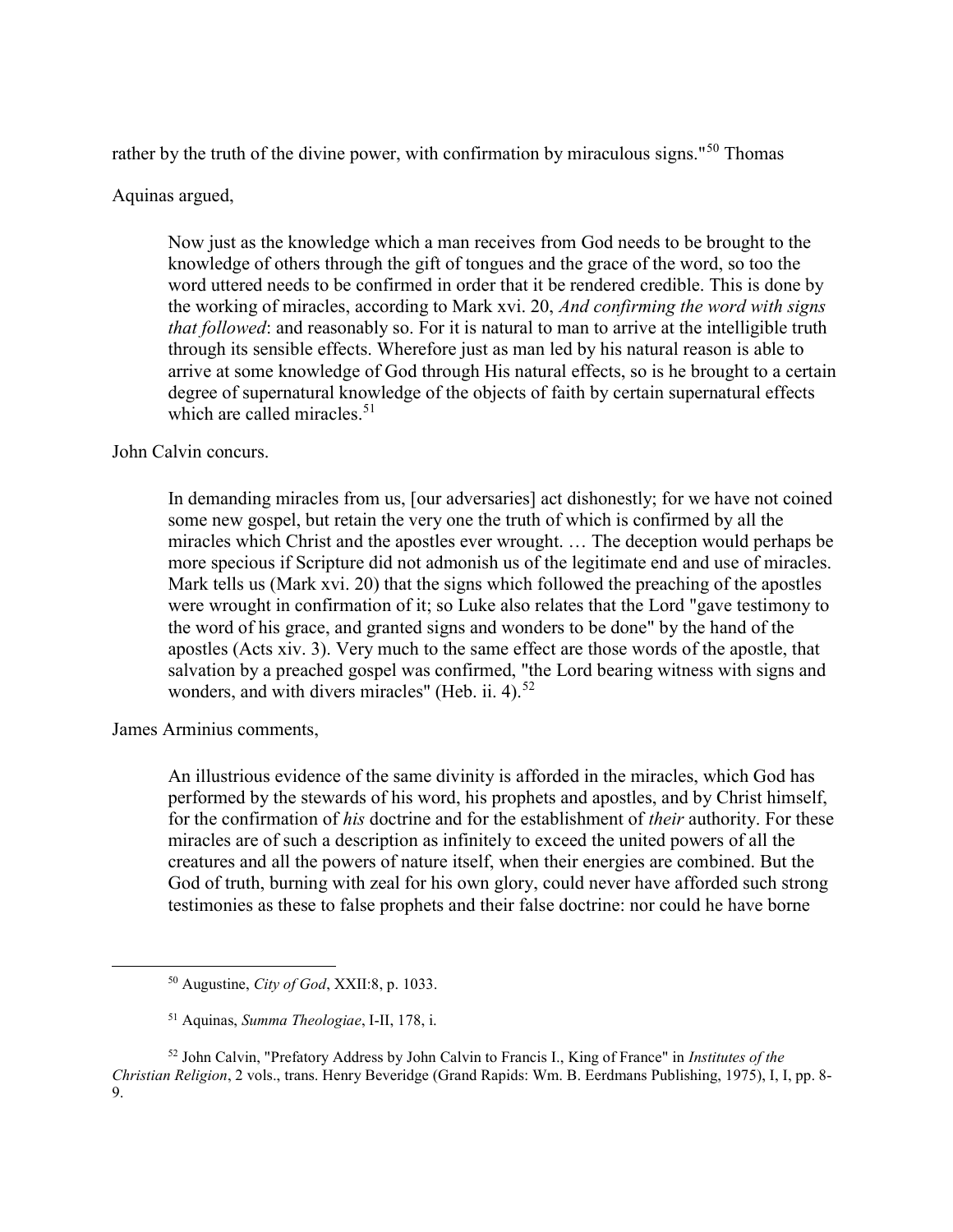rather by the truth of the divine power, with confirmation by miraculous signs."[50] Thomas Aquinas argued,

> Now just as the knowledge which a man receives from God needs to be brought to the knowledge of others through the gift of tongues and the grace of the word, so too the word uttered needs to be confirmed in order that it be rendered credible. This is done by the working of miracles, according to Mark xvi. 20, *And confirming the word with signs that followed*: and reasonably so. For it is natural to man to arrive at the intelligible truth through its sensible effects. Wherefore just as man led by his natural reason is able to arrive at some knowledge of God through His natural effects, so is he brought to a certain degree of supernatural knowledge of the objects of faith by certain supernatural effects which are called miracles.[51]

John Calvin concurs.

> In demanding miracles from us, [our adversaries] act dishonestly; for we have not coined some new gospel, but retain the very one the truth of which is confirmed by all the miracles which Christ and the apostles ever wrought. … The deception would perhaps be more specious if Scripture did not admonish us of the legitimate end and use of miracles. Mark tells us (Mark xvi. 20) that the signs which followed the preaching of the apostles were wrought in confirmation of it; so Luke also relates that the Lord "gave testimony to the word of his grace, and granted signs and wonders to be done" by the hand of the apostles (Acts xiv. 3). Very much to the same effect are those words of the apostle, that salvation by a preached gospel was confirmed, "the Lord bearing witness with signs and wonders, and with divers miracles" (Heb. ii. 4).[52]

James Arminius comments,

> An illustrious evidence of the same divinity is afforded in the miracles, which God has performed by the stewards of his word, his prophets and apostles, and by Christ himself, for the confirmation of *his* doctrine and for the establishment of *their* authority. For these miracles are of such a description as infinitely to exceed the united powers of all the creatures and all the powers of nature itself, when their energies are combined. But the God of truth, burning with zeal for his own glory, could never have afforded such strong testimonies as these to false prophets and their false doctrine: nor could he have borne

---

[50] Augustine, *City of God*, XXII:8, p. 1033.

[51] Aquinas, *Summa Theologiae*, I-II, 178, i.

[52] John Calvin, "Prefatory Address by John Calvin to Francis I., King of France" in *Institutes of the Christian Religion*, 2 vols., trans. Henry Beveridge (Grand Rapids: Wm. B. Eerdmans Publishing, 1975), I, I, pp. 8-9.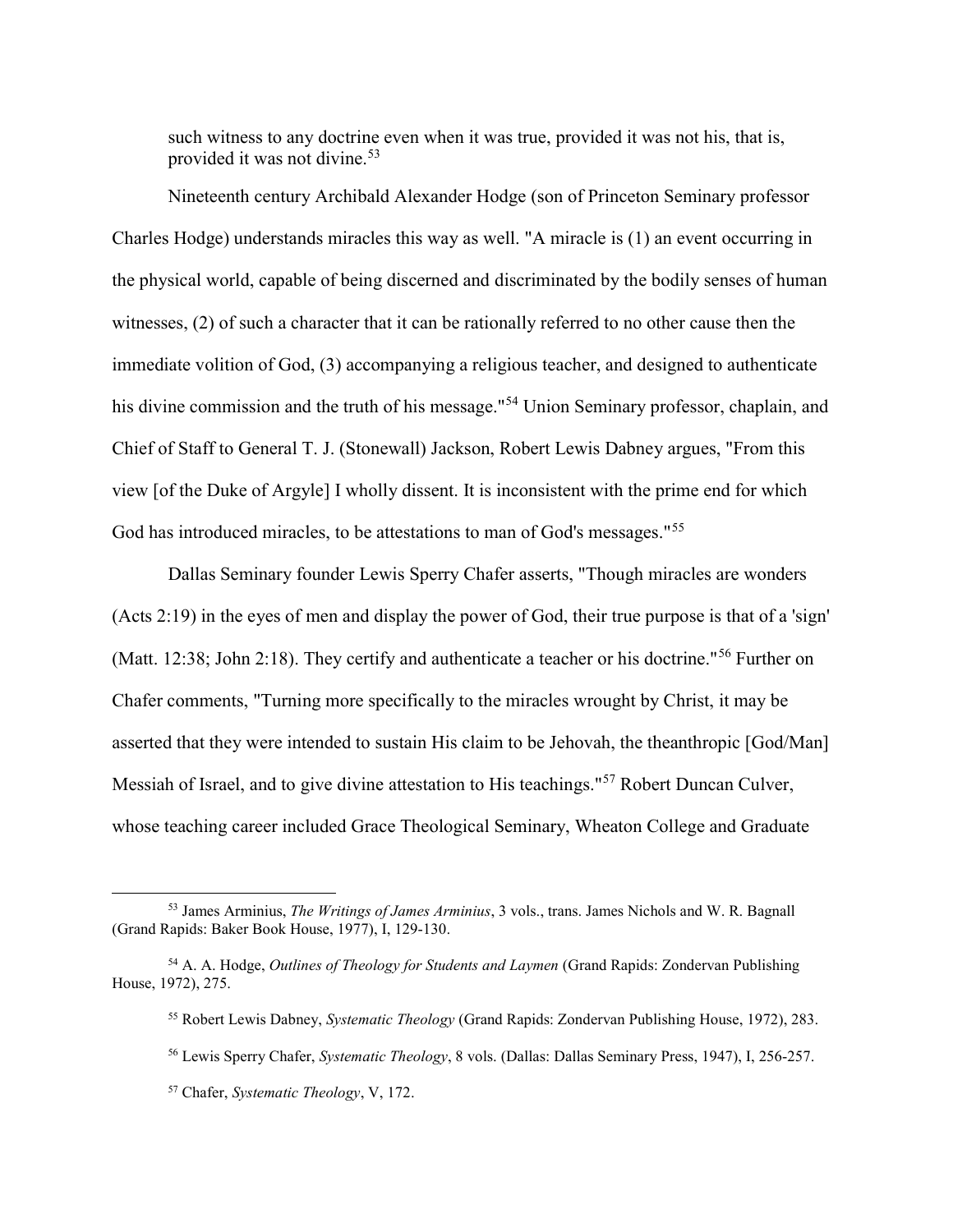such witness to any doctrine even when it was true, provided it was not his, that is, provided it was not divine.[53]

Nineteenth century Archibald Alexander Hodge (son of Princeton Seminary professor Charles Hodge) understands miracles this way as well. "A miracle is (1) an event occurring in the physical world, capable of being discerned and discriminated by the bodily senses of human witnesses, (2) of such a character that it can be rationally referred to no other cause then the immediate volition of God, (3) accompanying a religious teacher, and designed to authenticate his divine commission and the truth of his message."[54] Union Seminary professor, chaplain, and Chief of Staff to General T. J. (Stonewall) Jackson, Robert Lewis Dabney argues, "From this view [of the Duke of Argyle] I wholly dissent. It is inconsistent with the prime end for which God has introduced miracles, to be attestations to man of God's messages."[55]

Dallas Seminary founder Lewis Sperry Chafer asserts, "Though miracles are wonders (Acts 2:19) in the eyes of men and display the power of God, their true purpose is that of a 'sign' (Matt. 12:38; John 2:18). They certify and authenticate a teacher or his doctrine."[56] Further on Chafer comments, "Turning more specifically to the miracles wrought by Christ, it may be asserted that they were intended to sustain His claim to be Jehovah, the theanthropic [God/Man] Messiah of Israel, and to give divine attestation to His teachings."[57] Robert Duncan Culver, whose teaching career included Grace Theological Seminary, Wheaton College and Graduate

---

[53] James Arminius, *The Writings of James Arminius*, 3 vols., trans. James Nichols and W. R. Bagnall (Grand Rapids: Baker Book House, 1977), I, 129-130.

[54] A. A. Hodge, *Outlines of Theology for Students and Laymen* (Grand Rapids: Zondervan Publishing House, 1972), 275.

[55] Robert Lewis Dabney, *Systematic Theology* (Grand Rapids: Zondervan Publishing House, 1972), 283.

[56] Lewis Sperry Chafer, *Systematic Theology*, 8 vols. (Dallas: Dallas Seminary Press, 1947), I, 256-257.

[57] Chafer, *Systematic Theology*, V, 172.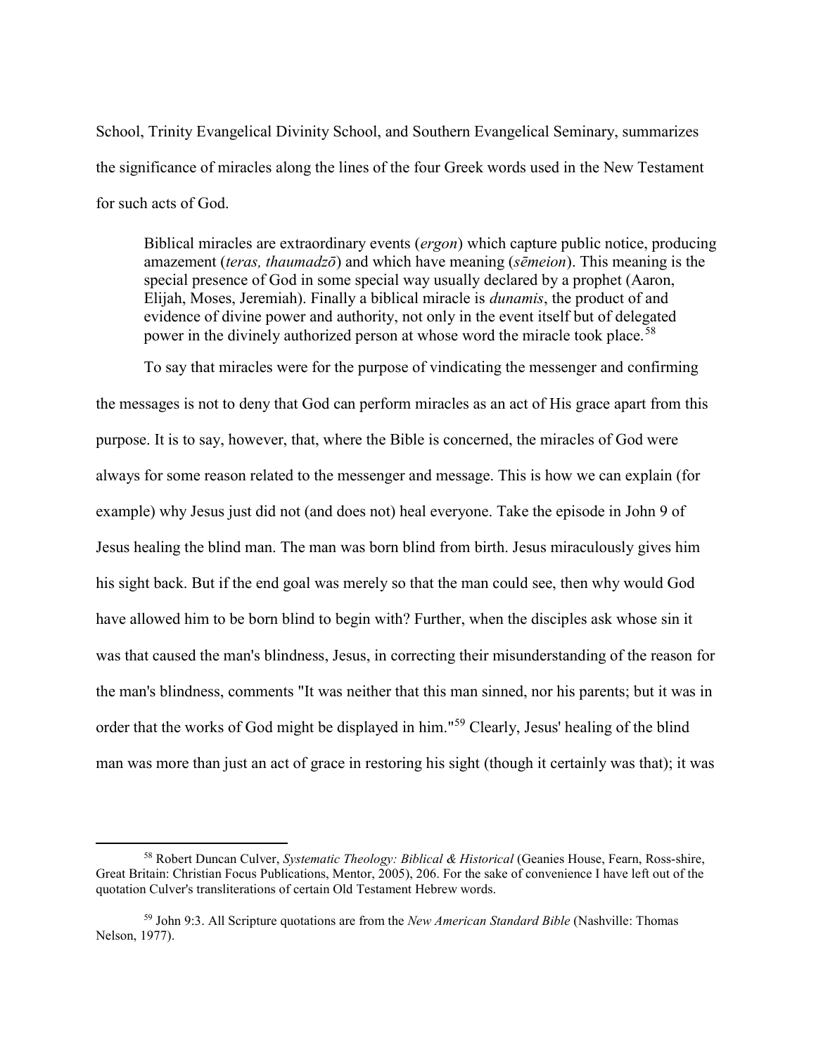School, Trinity Evangelical Divinity School, and Southern Evangelical Seminary, summarizes the significance of miracles along the lines of the four Greek words used in the New Testament for such acts of God.

> Biblical miracles are extraordinary events (*ergon*) which capture public notice, producing amazement (*teras, thaumadzō*) and which have meaning (*sēmeion*). This meaning is the special presence of God in some special way usually declared by a prophet (Aaron, Elijah, Moses, Jeremiah). Finally a biblical miracle is *dunamis*, the product of and evidence of divine power and authority, not only in the event itself but of delegated power in the divinely authorized person at whose word the miracle took place.[58]

To say that miracles were for the purpose of vindicating the messenger and confirming the messages is not to deny that God can perform miracles as an act of His grace apart from this purpose. It is to say, however, that, where the Bible is concerned, the miracles of God were always for some reason related to the messenger and message. This is how we can explain (for example) why Jesus just did not (and does not) heal everyone. Take the episode in John 9 of Jesus healing the blind man. The man was born blind from birth. Jesus miraculously gives him his sight back. But if the end goal was merely so that the man could see, then why would God have allowed him to be born blind to begin with? Further, when the disciples ask whose sin it was that caused the man's blindness, Jesus, in correcting their misunderstanding of the reason for the man's blindness, comments "It was neither that this man sinned, nor his parents; but it was in order that the works of God might be displayed in him."[59] Clearly, Jesus' healing of the blind man was more than just an act of grace in restoring his sight (though it certainly was that); it was

---

[58] Robert Duncan Culver, *Systematic Theology: Biblical & Historical* (Geanies House, Fearn, Ross-shire, Great Britain: Christian Focus Publications, Mentor, 2005), 206. For the sake of convenience I have left out of the quotation Culver's transliterations of certain Old Testament Hebrew words.

[59] John 9:3. All Scripture quotations are from the *New American Standard Bible* (Nashville: Thomas Nelson, 1977).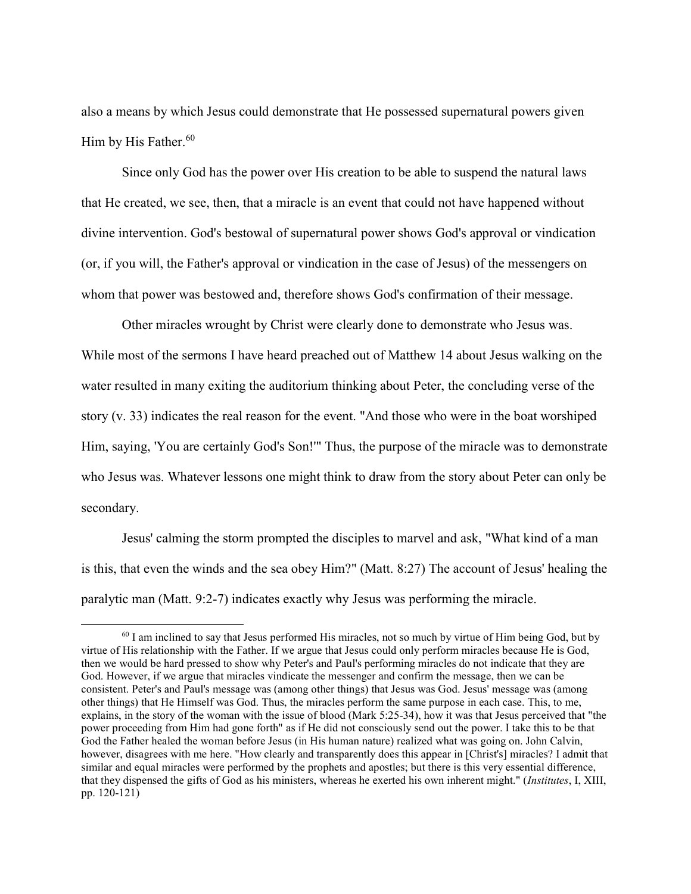also a means by which Jesus could demonstrate that He possessed supernatural powers given Him by His Father.[60]

Since only God has the power over His creation to be able to suspend the natural laws that He created, we see, then, that a miracle is an event that could not have happened without divine intervention. God's bestowal of supernatural power shows God's approval or vindication (or, if you will, the Father's approval or vindication in the case of Jesus) of the messengers on whom that power was bestowed and, therefore shows God's confirmation of their message.

Other miracles wrought by Christ were clearly done to demonstrate who Jesus was. While most of the sermons I have heard preached out of Matthew 14 about Jesus walking on the water resulted in many exiting the auditorium thinking about Peter, the concluding verse of the story (v. 33) indicates the real reason for the event. "And those who were in the boat worshiped Him, saying, 'You are certainly God's Son!'" Thus, the purpose of the miracle was to demonstrate who Jesus was. Whatever lessons one might think to draw from the story about Peter can only be secondary.

Jesus' calming the storm prompted the disciples to marvel and ask, "What kind of a man is this, that even the winds and the sea obey Him?" (Matt. 8:27) The account of Jesus' healing the paralytic man (Matt. 9:2-7) indicates exactly why Jesus was performing the miracle.

---

[60] I am inclined to say that Jesus performed His miracles, not so much by virtue of Him being God, but by virtue of His relationship with the Father. If we argue that Jesus could only perform miracles because He is God, then we would be hard pressed to show why Peter's and Paul's performing miracles do not indicate that they are God. However, if we argue that miracles vindicate the messenger and confirm the message, then we can be consistent. Peter's and Paul's message was (among other things) that Jesus was God. Jesus' message was (among other things) that He Himself was God. Thus, the miracles perform the same purpose in each case. This, to me, explains, in the story of the woman with the issue of blood (Mark 5:25-34), how it was that Jesus perceived that "the power proceeding from Him had gone forth" as if He did not consciously send out the power. I take this to be that God the Father healed the woman before Jesus (in His human nature) realized what was going on. John Calvin, however, disagrees with me here. "How clearly and transparently does this appear in [Christ's] miracles? I admit that similar and equal miracles were performed by the prophets and apostles; but there is this very essential difference, that they dispensed the gifts of God as his ministers, whereas he exerted his own inherent might." (*Institutes*, I, XIII, pp. 120-121)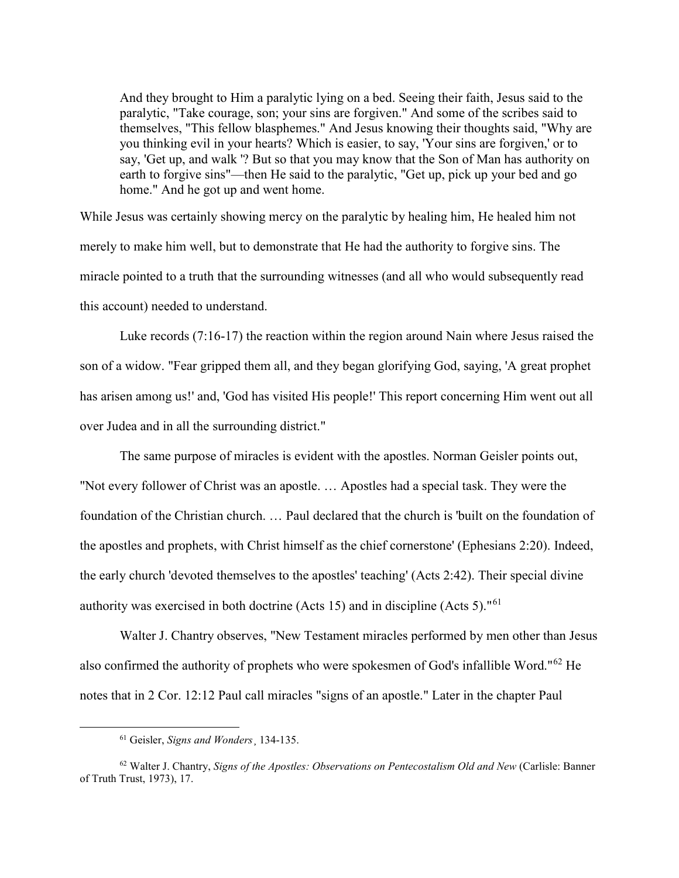> And they brought to Him a paralytic lying on a bed. Seeing their faith, Jesus said to the paralytic, "Take courage, son; your sins are forgiven." And some of the scribes said to themselves, "This fellow blasphemes." And Jesus knowing their thoughts said, "Why are you thinking evil in your hearts? Which is easier, to say, 'Your sins are forgiven,' or to say, 'Get up, and walk '? But so that you may know that the Son of Man has authority on earth to forgive sins"—then He said to the paralytic, "Get up, pick up your bed and go home." And he got up and went home.

While Jesus was certainly showing mercy on the paralytic by healing him, He healed him not merely to make him well, but to demonstrate that He had the authority to forgive sins. The miracle pointed to a truth that the surrounding witnesses (and all who would subsequently read this account) needed to understand.

Luke records (7:16-17) the reaction within the region around Nain where Jesus raised the son of a widow. "Fear gripped them all, and they began glorifying God, saying, 'A great prophet has arisen among us!' and, 'God has visited His people!' This report concerning Him went out all over Judea and in all the surrounding district."

The same purpose of miracles is evident with the apostles. Norman Geisler points out, "Not every follower of Christ was an apostle. … Apostles had a special task. They were the foundation of the Christian church. … Paul declared that the church is 'built on the foundation of the apostles and prophets, with Christ himself as the chief cornerstone' (Ephesians 2:20). Indeed, the early church 'devoted themselves to the apostles' teaching' (Acts 2:42). Their special divine authority was exercised in both doctrine (Acts 15) and in discipline (Acts 5)."[61]

Walter J. Chantry observes, "New Testament miracles performed by men other than Jesus also confirmed the authority of prophets who were spokesmen of God's infallible Word."[62] He notes that in 2 Cor. 12:12 Paul call miracles "signs of an apostle." Later in the chapter Paul

---

[61] Geisler, *Signs and Wonders*, 134-135.

[62] Walter J. Chantry, *Signs of the Apostles: Observations on Pentecostalism Old and New* (Carlisle: Banner of Truth Trust, 1973), 17.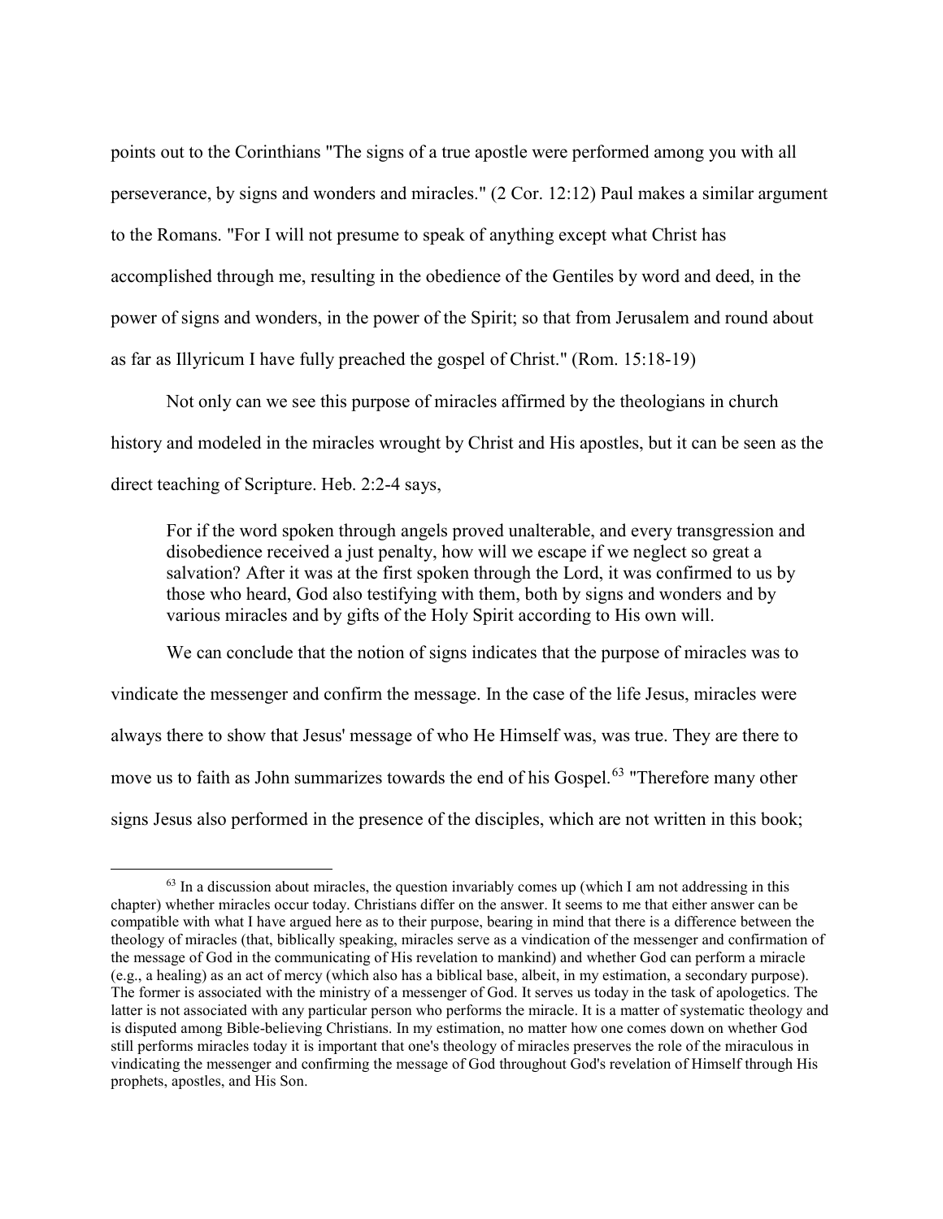points out to the Corinthians "The signs of a true apostle were performed among you with all perseverance, by signs and wonders and miracles." (2 Cor. 12:12) Paul makes a similar argument to the Romans. "For I will not presume to speak of anything except what Christ has accomplished through me, resulting in the obedience of the Gentiles by word and deed, in the power of signs and wonders, in the power of the Spirit; so that from Jerusalem and round about as far as Illyricum I have fully preached the gospel of Christ." (Rom. 15:18-19)

Not only can we see this purpose of miracles affirmed by the theologians in church history and modeled in the miracles wrought by Christ and His apostles, but it can be seen as the direct teaching of Scripture. Heb. 2:2-4 says,

> For if the word spoken through angels proved unalterable, and every transgression and disobedience received a just penalty, how will we escape if we neglect so great a salvation? After it was at the first spoken through the Lord, it was confirmed to us by those who heard, God also testifying with them, both by signs and wonders and by various miracles and by gifts of the Holy Spirit according to His own will.

We can conclude that the notion of signs indicates that the purpose of miracles was to vindicate the messenger and confirm the message. In the case of the life Jesus, miracles were always there to show that Jesus' message of who He Himself was, was true. They are there to move us to faith as John summarizes towards the end of his Gospel.[63] "Therefore many other signs Jesus also performed in the presence of the disciples, which are not written in this book;

[63] In a discussion about miracles, the question invariably comes up (which I am not addressing in this chapter) whether miracles occur today. Christians differ on the answer. It seems to me that either answer can be compatible with what I have argued here as to their purpose, bearing in mind that there is a difference between the theology of miracles (that, biblically speaking, miracles serve as a vindication of the messenger and confirmation of the message of God in the communicating of His revelation to mankind) and whether God can perform a miracle (e.g., a healing) as an act of mercy (which also has a biblical base, albeit, in my estimation, a secondary purpose). The former is associated with the ministry of a messenger of God. It serves us today in the task of apologetics. The latter is not associated with any particular person who performs the miracle. It is a matter of systematic theology and is disputed among Bible-believing Christians. In my estimation, no matter how one comes down on whether God still performs miracles today it is important that one's theology of miracles preserves the role of the miraculous in vindicating the messenger and confirming the message of God throughout God's revelation of Himself through His prophets, apostles, and His Son.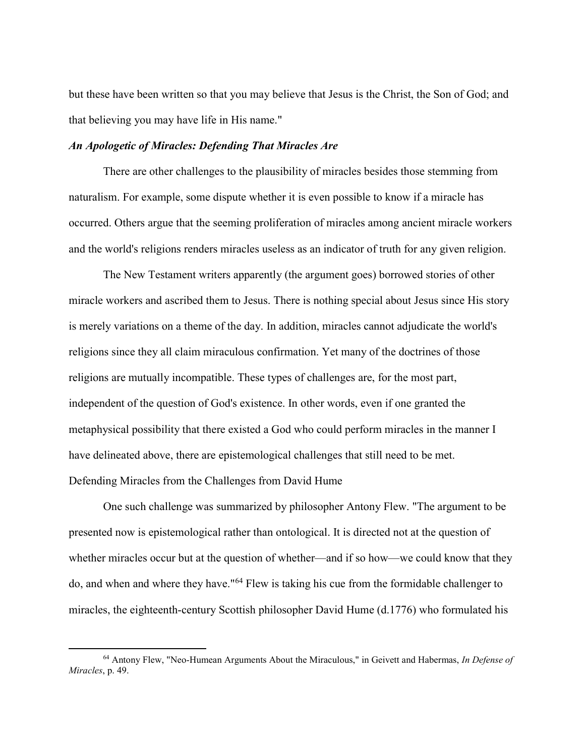but these have been written so that you may believe that Jesus is the Christ, the Son of God; and that believing you may have life in His name."

### *An Apologetic of Miracles: Defending That Miracles Are*

There are other challenges to the plausibility of miracles besides those stemming from naturalism. For example, some dispute whether it is even possible to know if a miracle has occurred. Others argue that the seeming proliferation of miracles among ancient miracle workers and the world's religions renders miracles useless as an indicator of truth for any given religion.

The New Testament writers apparently (the argument goes) borrowed stories of other miracle workers and ascribed them to Jesus. There is nothing special about Jesus since His story is merely variations on a theme of the day. In addition, miracles cannot adjudicate the world's religions since they all claim miraculous confirmation. Yet many of the doctrines of those religions are mutually incompatible. These types of challenges are, for the most part, independent of the question of God's existence. In other words, even if one granted the metaphysical possibility that there existed a God who could perform miracles in the manner I have delineated above, there are epistemological challenges that still need to be met.

#### Defending Miracles from the Challenges from David Hume

One such challenge was summarized by philosopher Antony Flew. "The argument to be presented now is epistemological rather than ontological. It is directed not at the question of whether miracles occur but at the question of whether—and if so how—we could know that they do, and when and where they have."[64] Flew is taking his cue from the formidable challenger to miracles, the eighteenth-century Scottish philosopher David Hume (d.1776) who formulated his

---

[64] Antony Flew, "Neo-Humean Arguments About the Miraculous," in Geivett and Habermas, *In Defense of Miracles*, p. 49.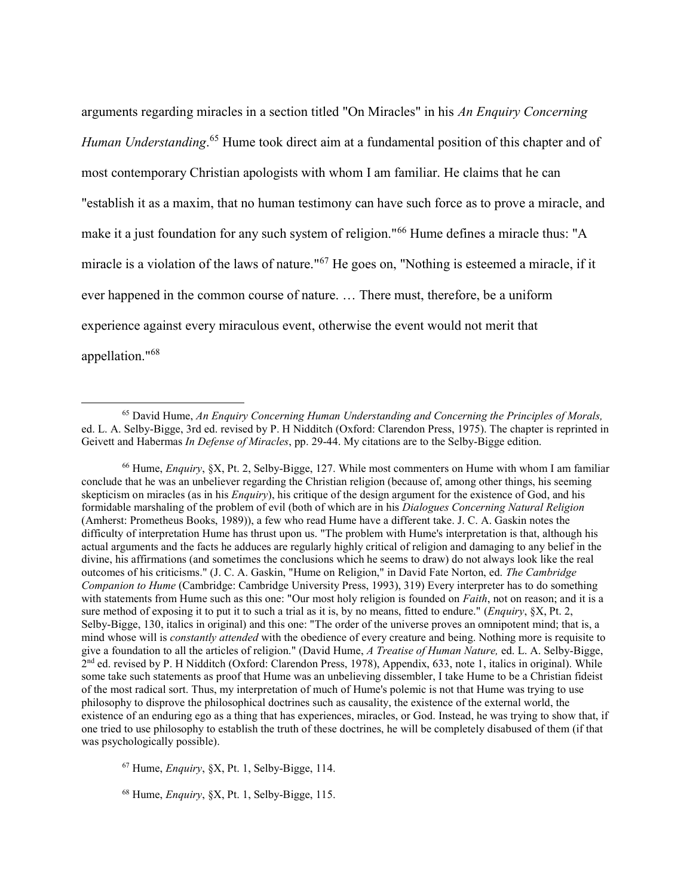arguments regarding miracles in a section titled "On Miracles" in his *An Enquiry Concerning Human Understanding*.[65] Hume took direct aim at a fundamental position of this chapter and of most contemporary Christian apologists with whom I am familiar. He claims that he can "establish it as a maxim, that no human testimony can have such force as to prove a miracle, and make it a just foundation for any such system of religion."[66] Hume defines a miracle thus: "A miracle is a violation of the laws of nature."[67] He goes on, "Nothing is esteemed a miracle, if it ever happened in the common course of nature. … There must, therefore, be a uniform experience against every miraculous event, otherwise the event would not merit that appellation."[68]

---

[65] David Hume, *An Enquiry Concerning Human Understanding and Concerning the Principles of Morals,* ed. L. A. Selby-Bigge, 3rd ed. revised by P. H Nidditch (Oxford: Clarendon Press, 1975). The chapter is reprinted in Geivett and Habermas *In Defense of Miracles*, pp. 29-44. My citations are to the Selby-Bigge edition.

[66] Hume, *Enquiry*, §X, Pt. 2, Selby-Bigge, 127. While most commenters on Hume with whom I am familiar conclude that he was an unbeliever regarding the Christian religion (because of, among other things, his seeming skepticism on miracles (as in his *Enquiry*), his critique of the design argument for the existence of God, and his formidable marshaling of the problem of evil (both of which are in his *Dialogues Concerning Natural Religion* (Amherst: Prometheus Books, 1989)), a few who read Hume have a different take. J. C. A. Gaskin notes the difficulty of interpretation Hume has thrust upon us. "The problem with Hume's interpretation is that, although his actual arguments and the facts he adduces are regularly highly critical of religion and damaging to any belief in the divine, his affirmations (and sometimes the conclusions which he seems to draw) do not always look like the real outcomes of his criticisms." (J. C. A. Gaskin, "Hume on Religion," in David Fate Norton, ed. *The Cambridge Companion to Hume* (Cambridge: Cambridge University Press, 1993), 319) Every interpreter has to do something with statements from Hume such as this one: "Our most holy religion is founded on *Faith*, not on reason; and it is a sure method of exposing it to put it to such a trial as it is, by no means, fitted to endure." (*Enquiry*, §X, Pt. 2, Selby-Bigge, 130, italics in original) and this one: "The order of the universe proves an omnipotent mind; that is, a mind whose will is *constantly attended* with the obedience of every creature and being. Nothing more is requisite to give a foundation to all the articles of religion." (David Hume, *A Treatise of Human Nature,* ed. L. A. Selby-Bigge, 2nd ed. revised by P. H Nidditch (Oxford: Clarendon Press, 1978), Appendix, 633, note 1, italics in original). While some take such statements as proof that Hume was an unbelieving dissembler, I take Hume to be a Christian fideist of the most radical sort. Thus, my interpretation of much of Hume's polemic is not that Hume was trying to use philosophy to disprove the philosophical doctrines such as causality, the existence of the external world, the existence of an enduring ego as a thing that has experiences, miracles, or God. Instead, he was trying to show that, if one tried to use philosophy to establish the truth of these doctrines, he will be completely disabused of them (if that was psychologically possible).

[67] Hume, *Enquiry*, §X, Pt. 1, Selby-Bigge, 114.

[68] Hume, *Enquiry*, §X, Pt. 1, Selby-Bigge, 115.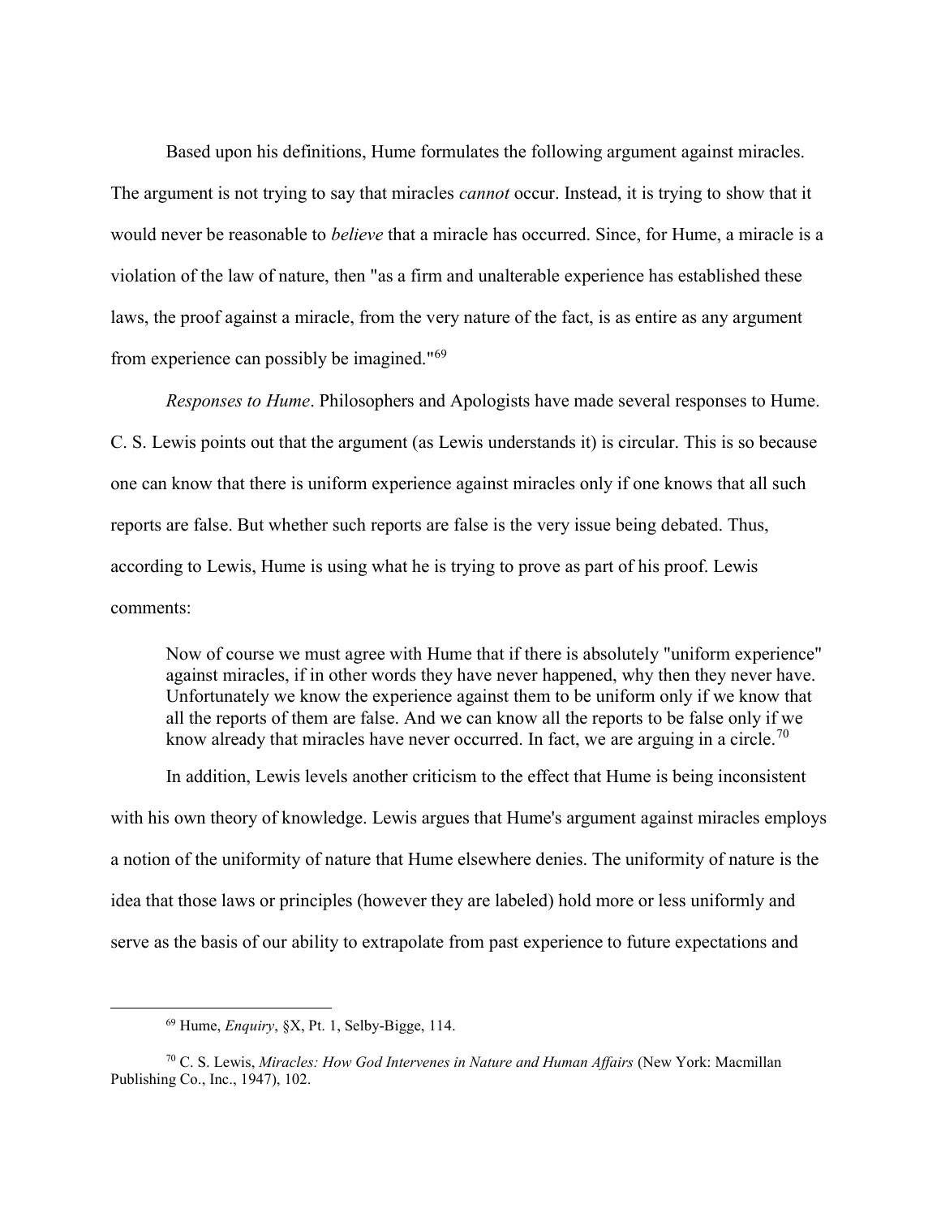Based upon his definitions, Hume formulates the following argument against miracles. The argument is not trying to say that miracles *cannot* occur. Instead, it is trying to show that it would never be reasonable to *believe* that a miracle has occurred. Since, for Hume, a miracle is a violation of the law of nature, then "as a firm and unalterable experience has established these laws, the proof against a miracle, from the very nature of the fact, is as entire as any argument from experience can possibly be imagined."[69]

*Responses to Hume*. Philosophers and Apologists have made several responses to Hume. C. S. Lewis points out that the argument (as Lewis understands it) is circular. This is so because one can know that there is uniform experience against miracles only if one knows that all such reports are false. But whether such reports are false is the very issue being debated. Thus, according to Lewis, Hume is using what he is trying to prove as part of his proof. Lewis comments:

> Now of course we must agree with Hume that if there is absolutely "uniform experience" against miracles, if in other words they have never happened, why then they never have. Unfortunately we know the experience against them to be uniform only if we know that all the reports of them are false. And we can know all the reports to be false only if we know already that miracles have never occurred. In fact, we are arguing in a circle.[70]

In addition, Lewis levels another criticism to the effect that Hume is being inconsistent with his own theory of knowledge. Lewis argues that Hume's argument against miracles employs a notion of the uniformity of nature that Hume elsewhere denies. The uniformity of nature is the idea that those laws or principles (however they are labeled) hold more or less uniformly and serve as the basis of our ability to extrapolate from past experience to future expectations and

---

[69] Hume, *Enquiry*, §X, Pt. 1, Selby-Bigge, 114.

[70] C. S. Lewis, *Miracles: How God Intervenes in Nature and Human Affairs* (New York: Macmillan Publishing Co., Inc., 1947), 102.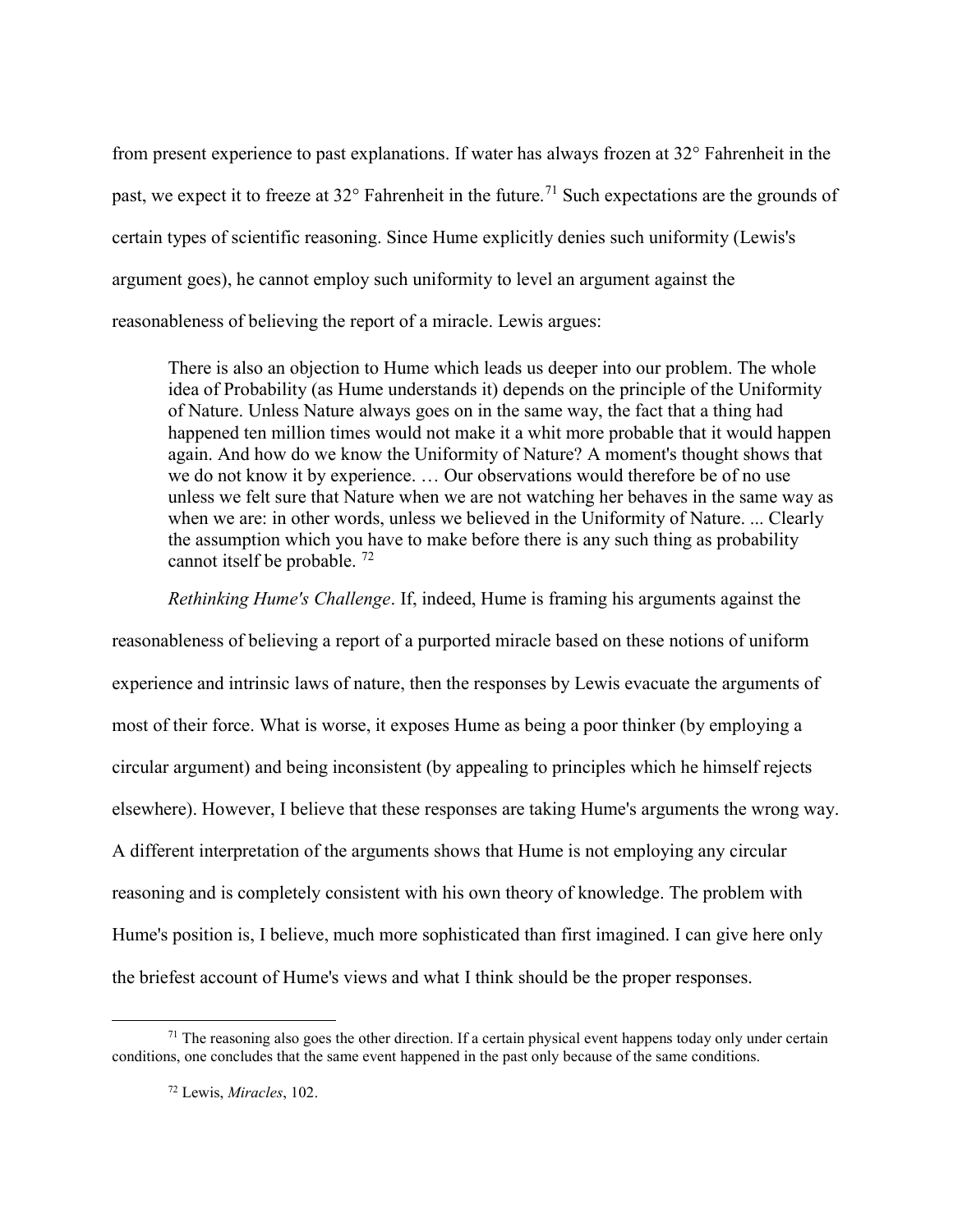from present experience to past explanations. If water has always frozen at 32° Fahrenheit in the past, we expect it to freeze at 32° Fahrenheit in the future.[71] Such expectations are the grounds of certain types of scientific reasoning. Since Hume explicitly denies such uniformity (Lewis's argument goes), he cannot employ such uniformity to level an argument against the reasonableness of believing the report of a miracle. Lewis argues:

> There is also an objection to Hume which leads us deeper into our problem. The whole idea of Probability (as Hume understands it) depends on the principle of the Uniformity of Nature. Unless Nature always goes on in the same way, the fact that a thing had happened ten million times would not make it a whit more probable that it would happen again. And how do we know the Uniformity of Nature? A moment's thought shows that we do not know it by experience. … Our observations would therefore be of no use unless we felt sure that Nature when we are not watching her behaves in the same way as when we are: in other words, unless we believed in the Uniformity of Nature. ... Clearly the assumption which you have to make before there is any such thing as probability cannot itself be probable. [72]

*Rethinking Hume's Challenge*. If, indeed, Hume is framing his arguments against the reasonableness of believing a report of a purported miracle based on these notions of uniform experience and intrinsic laws of nature, then the responses by Lewis evacuate the arguments of most of their force. What is worse, it exposes Hume as being a poor thinker (by employing a circular argument) and being inconsistent (by appealing to principles which he himself rejects elsewhere). However, I believe that these responses are taking Hume's arguments the wrong way. A different interpretation of the arguments shows that Hume is not employing any circular reasoning and is completely consistent with his own theory of knowledge. The problem with Hume's position is, I believe, much more sophisticated than first imagined. I can give here only the briefest account of Hume's views and what I think should be the proper responses.

---

[71] The reasoning also goes the other direction. If a certain physical event happens today only under certain conditions, one concludes that the same event happened in the past only because of the same conditions.

[72] Lewis, *Miracles*, 102.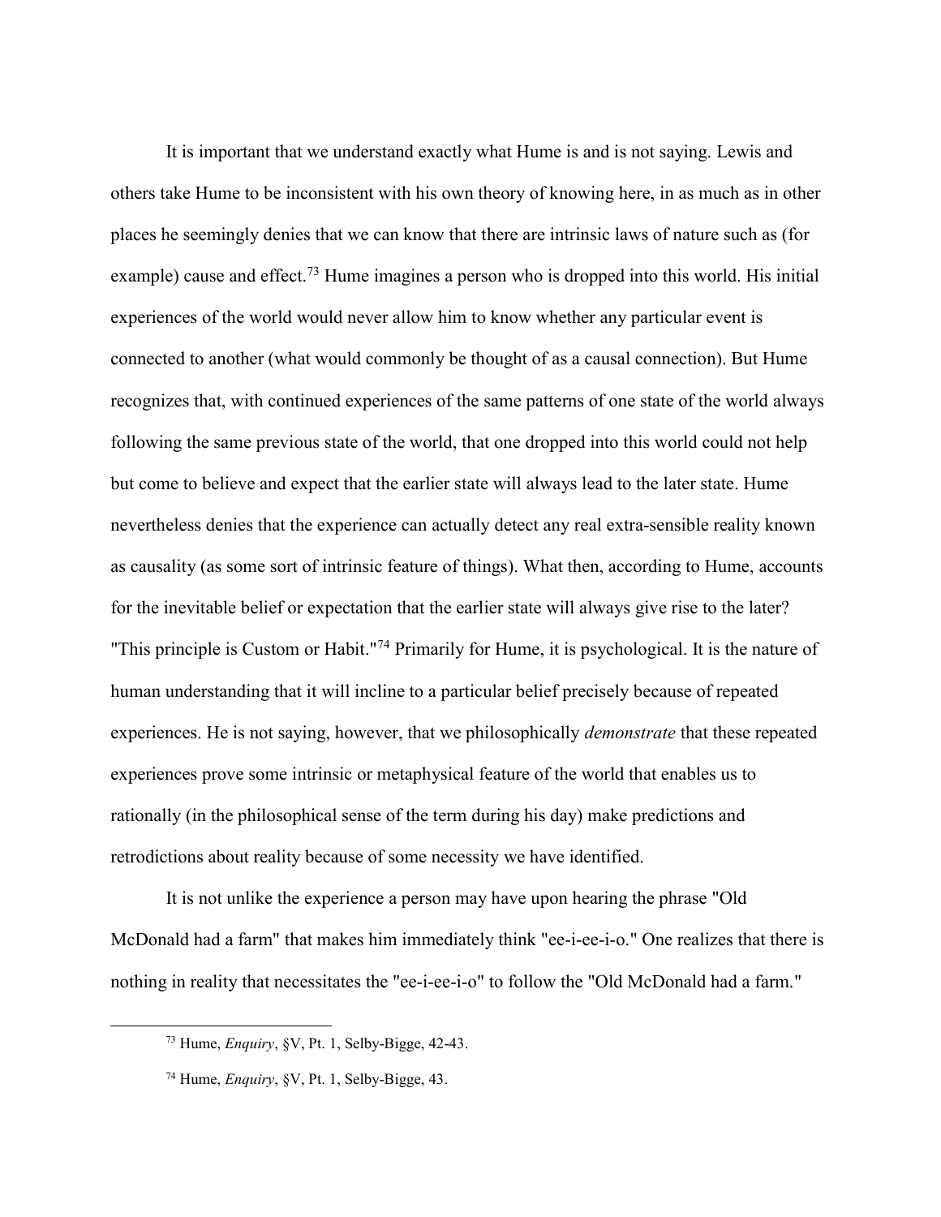It is important that we understand exactly what Hume is and is not saying. Lewis and others take Hume to be inconsistent with his own theory of knowing here, in as much as in other places he seemingly denies that we can know that there are intrinsic laws of nature such as (for example) cause and effect.[73] Hume imagines a person who is dropped into this world. His initial experiences of the world would never allow him to know whether any particular event is connected to another (what would commonly be thought of as a causal connection). But Hume recognizes that, with continued experiences of the same patterns of one state of the world always following the same previous state of the world, that one dropped into this world could not help but come to believe and expect that the earlier state will always lead to the later state. Hume nevertheless denies that the experience can actually detect any real extra-sensible reality known as causality (as some sort of intrinsic feature of things). What then, according to Hume, accounts for the inevitable belief or expectation that the earlier state will always give rise to the later? "This principle is Custom or Habit."[74] Primarily for Hume, it is psychological. It is the nature of human understanding that it will incline to a particular belief precisely because of repeated experiences. He is not saying, however, that we philosophically *demonstrate* that these repeated experiences prove some intrinsic or metaphysical feature of the world that enables us to rationally (in the philosophical sense of the term during his day) make predictions and retrodictions about reality because of some necessity we have identified.

It is not unlike the experience a person may have upon hearing the phrase "Old McDonald had a farm" that makes him immediately think "ee-i-ee-i-o." One realizes that there is nothing in reality that necessitates the "ee-i-ee-i-o" to follow the "Old McDonald had a farm."

---

[73] Hume, *Enquiry*, §V, Pt. 1, Selby-Bigge, 42-43.

[74] Hume, *Enquiry*, §V, Pt. 1, Selby-Bigge, 43.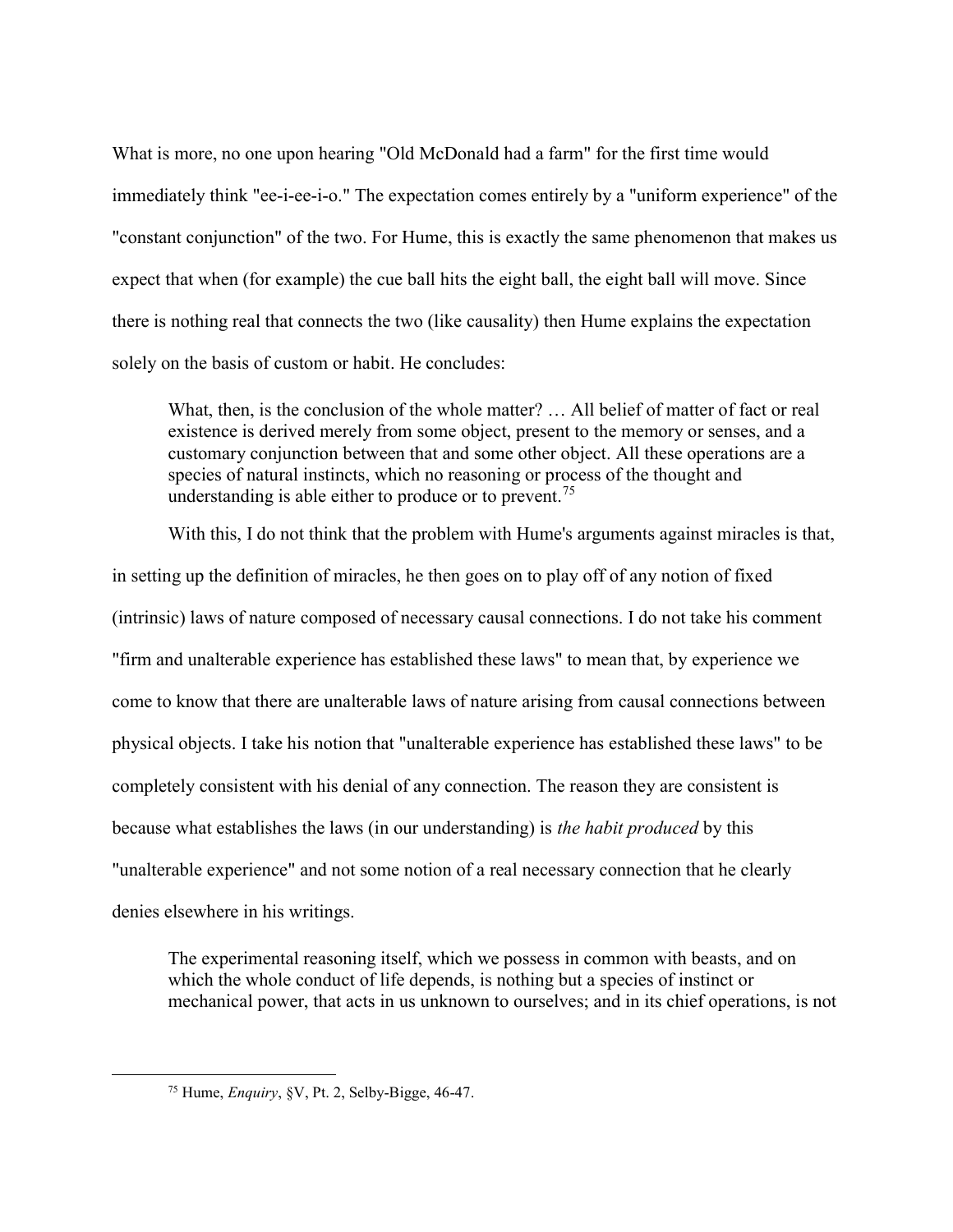What is more, no one upon hearing "Old McDonald had a farm" for the first time would immediately think "ee-i-ee-i-o." The expectation comes entirely by a "uniform experience" of the "constant conjunction" of the two. For Hume, this is exactly the same phenomenon that makes us expect that when (for example) the cue ball hits the eight ball, the eight ball will move. Since there is nothing real that connects the two (like causality) then Hume explains the expectation solely on the basis of custom or habit. He concludes:

> What, then, is the conclusion of the whole matter? … All belief of matter of fact or real existence is derived merely from some object, present to the memory or senses, and a customary conjunction between that and some other object. All these operations are a species of natural instincts, which no reasoning or process of the thought and understanding is able either to produce or to prevent.[75]

With this, I do not think that the problem with Hume's arguments against miracles is that, in setting up the definition of miracles, he then goes on to play off of any notion of fixed (intrinsic) laws of nature composed of necessary causal connections. I do not take his comment "firm and unalterable experience has established these laws" to mean that, by experience we come to know that there are unalterable laws of nature arising from causal connections between physical objects. I take his notion that "unalterable experience has established these laws" to be completely consistent with his denial of any connection. The reason they are consistent is because what establishes the laws (in our understanding) is *the habit produced* by this "unalterable experience" and not some notion of a real necessary connection that he clearly denies elsewhere in his writings.

> The experimental reasoning itself, which we possess in common with beasts, and on which the whole conduct of life depends, is nothing but a species of instinct or mechanical power, that acts in us unknown to ourselves; and in its chief operations, is not

[75] Hume, *Enquiry*, §V, Pt. 2, Selby-Bigge, 46-47.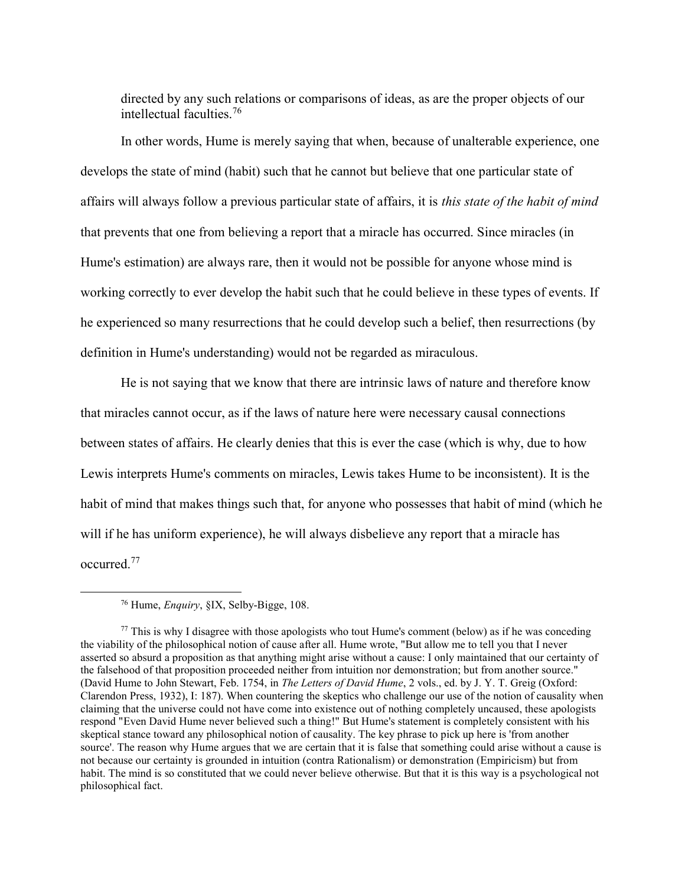directed by any such relations or comparisons of ideas, as are the proper objects of our intellectual faculties.[76]

In other words, Hume is merely saying that when, because of unalterable experience, one develops the state of mind (habit) such that he cannot but believe that one particular state of affairs will always follow a previous particular state of affairs, it is *this state of the habit of mind* that prevents that one from believing a report that a miracle has occurred. Since miracles (in Hume's estimation) are always rare, then it would not be possible for anyone whose mind is working correctly to ever develop the habit such that he could believe in these types of events. If he experienced so many resurrections that he could develop such a belief, then resurrections (by definition in Hume's understanding) would not be regarded as miraculous.

He is not saying that we know that there are intrinsic laws of nature and therefore know that miracles cannot occur, as if the laws of nature here were necessary causal connections between states of affairs. He clearly denies that this is ever the case (which is why, due to how Lewis interprets Hume's comments on miracles, Lewis takes Hume to be inconsistent). It is the habit of mind that makes things such that, for anyone who possesses that habit of mind (which he will if he has uniform experience), he will always disbelieve any report that a miracle has occurred.[77]

---

[76] Hume, *Enquiry*, §IX, Selby-Bigge, 108.

[77] This is why I disagree with those apologists who tout Hume's comment (below) as if he was conceding the viability of the philosophical notion of cause after all. Hume wrote, "But allow me to tell you that I never asserted so absurd a proposition as that anything might arise without a cause: I only maintained that our certainty of the falsehood of that proposition proceeded neither from intuition nor demonstration; but from another source." (David Hume to John Stewart, Feb. 1754, in *The Letters of David Hume*, 2 vols., ed. by J. Y. T. Greig (Oxford: Clarendon Press, 1932), I: 187). When countering the skeptics who challenge our use of the notion of causality when claiming that the universe could not have come into existence out of nothing completely uncaused, these apologists respond "Even David Hume never believed such a thing!" But Hume's statement is completely consistent with his skeptical stance toward any philosophical notion of causality. The key phrase to pick up here is 'from another source'. The reason why Hume argues that we are certain that it is false that something could arise without a cause is not because our certainty is grounded in intuition (contra Rationalism) or demonstration (Empiricism) but from habit. The mind is so constituted that we could never believe otherwise. But that it is this way is a psychological not philosophical fact.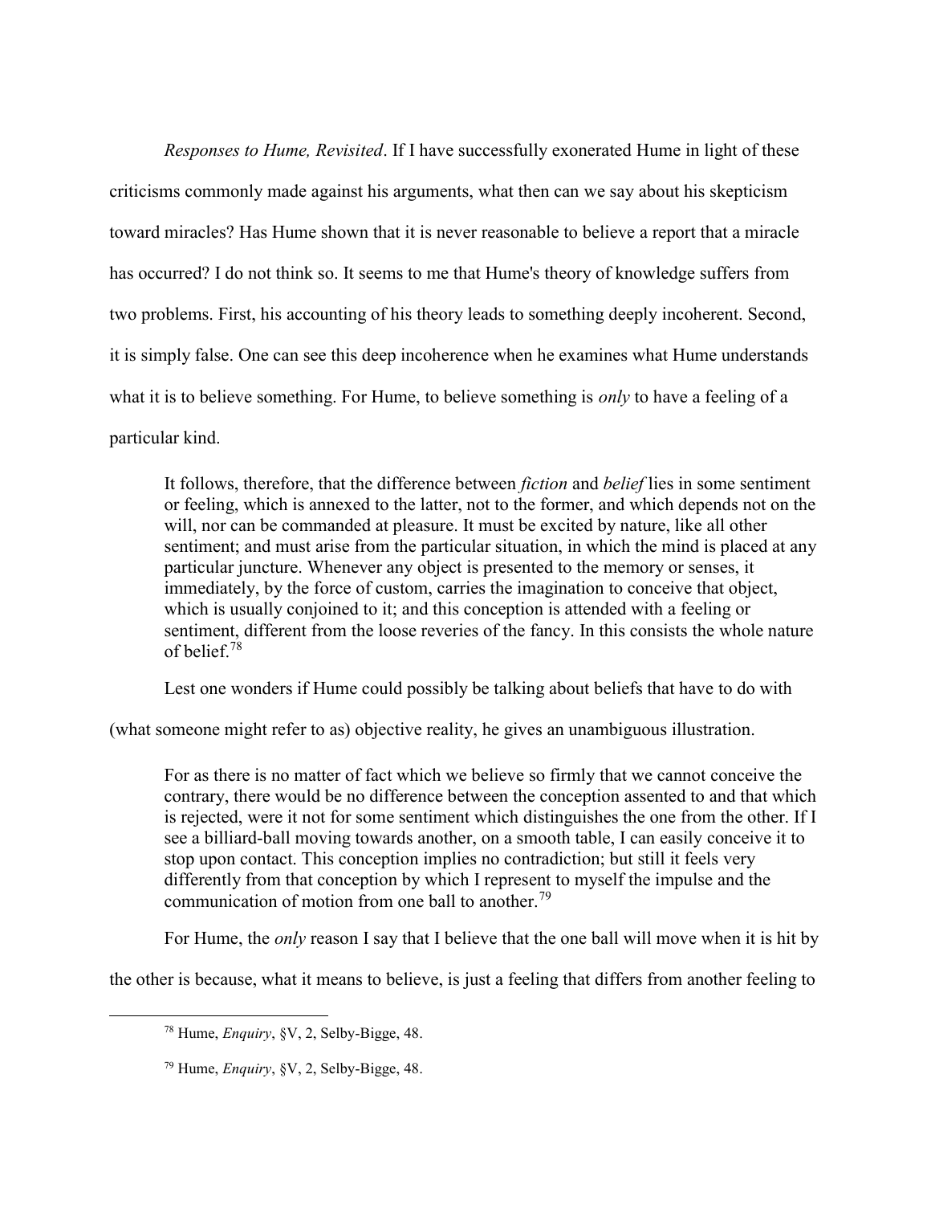*Responses to Hume, Revisited*. If I have successfully exonerated Hume in light of these criticisms commonly made against his arguments, what then can we say about his skepticism toward miracles? Has Hume shown that it is never reasonable to believe a report that a miracle has occurred? I do not think so. It seems to me that Hume's theory of knowledge suffers from two problems. First, his accounting of his theory leads to something deeply incoherent. Second, it is simply false. One can see this deep incoherence when he examines what Hume understands what it is to believe something. For Hume, to believe something is *only* to have a feeling of a particular kind.

> It follows, therefore, that the difference between *fiction* and *belief* lies in some sentiment or feeling, which is annexed to the latter, not to the former, and which depends not on the will, nor can be commanded at pleasure. It must be excited by nature, like all other sentiment; and must arise from the particular situation, in which the mind is placed at any particular juncture. Whenever any object is presented to the memory or senses, it immediately, by the force of custom, carries the imagination to conceive that object, which is usually conjoined to it; and this conception is attended with a feeling or sentiment, different from the loose reveries of the fancy. In this consists the whole nature of belief.[78]

Lest one wonders if Hume could possibly be talking about beliefs that have to do with (what someone might refer to as) objective reality, he gives an unambiguous illustration.

> For as there is no matter of fact which we believe so firmly that we cannot conceive the contrary, there would be no difference between the conception assented to and that which is rejected, were it not for some sentiment which distinguishes the one from the other. If I see a billiard-ball moving towards another, on a smooth table, I can easily conceive it to stop upon contact. This conception implies no contradiction; but still it feels very differently from that conception by which I represent to myself the impulse and the communication of motion from one ball to another.[79]

For Hume, the *only* reason I say that I believe that the one ball will move when it is hit by the other is because, what it means to believe, is just a feeling that differs from another feeling to

[78] Hume, *Enquiry*, §V, 2, Selby-Bigge, 48.

[79] Hume, *Enquiry*, §V, 2, Selby-Bigge, 48.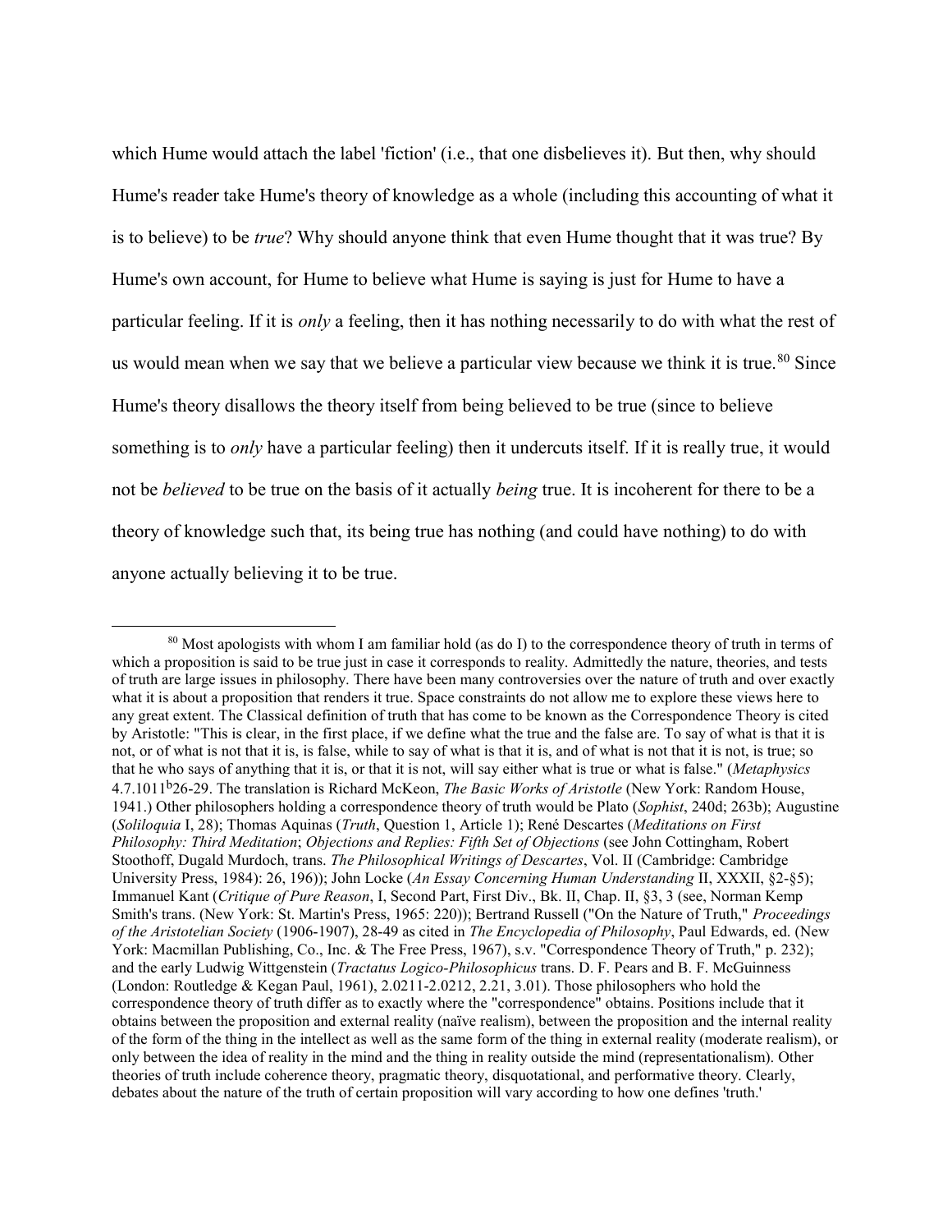which Hume would attach the label 'fiction' (i.e., that one disbelieves it). But then, why should Hume's reader take Hume's theory of knowledge as a whole (including this accounting of what it is to believe) to be *true*? Why should anyone think that even Hume thought that it was true? By Hume's own account, for Hume to believe what Hume is saying is just for Hume to have a particular feeling. If it is *only* a feeling, then it has nothing necessarily to do with what the rest of us would mean when we say that we believe a particular view because we think it is true.[80] Since Hume's theory disallows the theory itself from being believed to be true (since to believe something is to *only* have a particular feeling) then it undercuts itself. If it is really true, it would not be *believed* to be true on the basis of it actually *being* true. It is incoherent for there to be a theory of knowledge such that, its being true has nothing (and could have nothing) to do with anyone actually believing it to be true.

---

[80] Most apologists with whom I am familiar hold (as do I) to the correspondence theory of truth in terms of which a proposition is said to be true just in case it corresponds to reality. Admittedly the nature, theories, and tests of truth are large issues in philosophy. There have been many controversies over the nature of truth and over exactly what it is about a proposition that renders it true. Space constraints do not allow me to explore these views here to any great extent. The Classical definition of truth that has come to be known as the Correspondence Theory is cited by Aristotle: "This is clear, in the first place, if we define what the true and the false are. To say of what is that it is not, or of what is not that it is, is false, while to say of what is that it is, and of what is not that it is not, is true; so that he who says of anything that it is, or that it is not, will say either what is true or what is false." (*Metaphysics* 4.7.1011b26-29. The translation is Richard McKeon, *The Basic Works of Aristotle* (New York: Random House, 1941.) Other philosophers holding a correspondence theory of truth would be Plato (*Sophist*, 240d; 263b); Augustine (*Soliloquia* I, 28); Thomas Aquinas (*Truth*, Question 1, Article 1); René Descartes (*Meditations on First Philosophy: Third Meditation*; *Objections and Replies: Fifth Set of Objections* (see John Cottingham, Robert Stoothoff, Dugald Murdoch, trans. *The Philosophical Writings of Descartes*, Vol. II (Cambridge: Cambridge University Press, 1984): 26, 196)); John Locke (*An Essay Concerning Human Understanding* II, XXXII, §2-§5); Immanuel Kant (*Critique of Pure Reason*, I, Second Part, First Div., Bk. II, Chap. II, §3, 3 (see, Norman Kemp Smith's trans. (New York: St. Martin's Press, 1965: 220)); Bertrand Russell ("On the Nature of Truth," *Proceedings of the Aristotelian Society* (1906-1907), 28-49 as cited in *The Encyclopedia of Philosophy*, Paul Edwards, ed. (New York: Macmillan Publishing, Co., Inc. & The Free Press, 1967), s.v. "Correspondence Theory of Truth," p. 232); and the early Ludwig Wittgenstein (*Tractatus Logico-Philosophicus* trans. D. F. Pears and B. F. McGuinness (London: Routledge & Kegan Paul, 1961), 2.0211-2.0212, 2.21, 3.01). Those philosophers who hold the correspondence theory of truth differ as to exactly where the "correspondence" obtains. Positions include that it obtains between the proposition and external reality (naïve realism), between the proposition and the internal reality of the form of the thing in the intellect as well as the same form of the thing in external reality (moderate realism), or only between the idea of reality in the mind and the thing in reality outside the mind (representationalism). Other theories of truth include coherence theory, pragmatic theory, disquotational, and performative theory. Clearly, debates about the nature of the truth of certain proposition will vary according to how one defines 'truth.'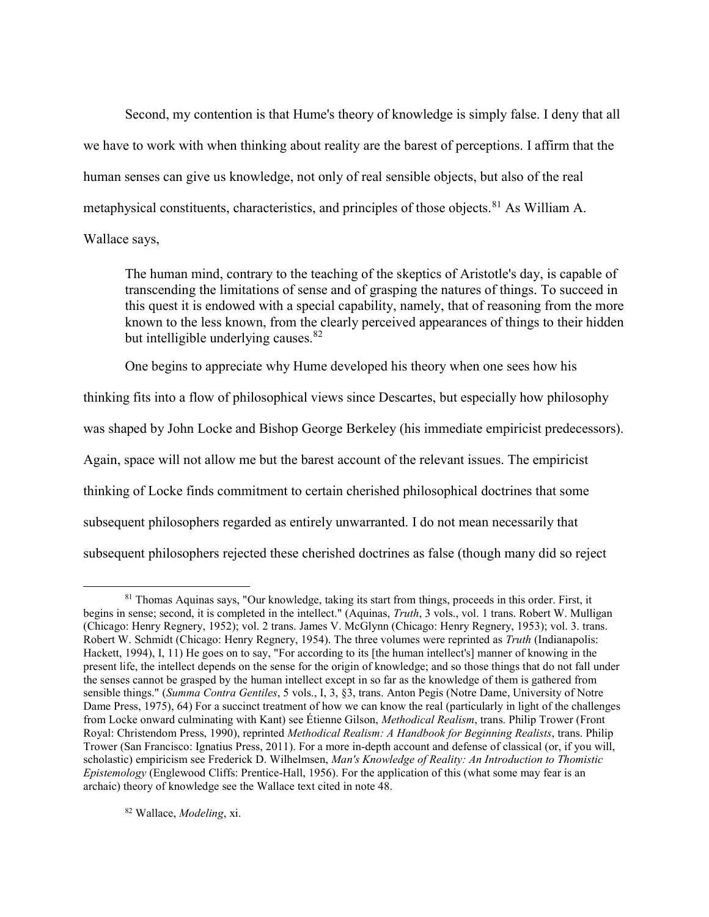Second, my contention is that Hume's theory of knowledge is simply false. I deny that all we have to work with when thinking about reality are the barest of perceptions. I affirm that the human senses can give us knowledge, not only of real sensible objects, but also of the real metaphysical constituents, characteristics, and principles of those objects.[81] As William A. Wallace says,

> The human mind, contrary to the teaching of the skeptics of Aristotle's day, is capable of transcending the limitations of sense and of grasping the natures of things. To succeed in this quest it is endowed with a special capability, namely, that of reasoning from the more known to the less known, from the clearly perceived appearances of things to their hidden but intelligible underlying causes.[82]

One begins to appreciate why Hume developed his theory when one sees how his thinking fits into a flow of philosophical views since Descartes, but especially how philosophy was shaped by John Locke and Bishop George Berkeley (his immediate empiricist predecessors). Again, space will not allow me but the barest account of the relevant issues. The empiricist thinking of Locke finds commitment to certain cherished philosophical doctrines that some subsequent philosophers regarded as entirely unwarranted. I do not mean necessarily that subsequent philosophers rejected these cherished doctrines as false (though many did so reject

---

[81] Thomas Aquinas says, "Our knowledge, taking its start from things, proceeds in this order. First, it begins in sense; second, it is completed in the intellect." (Aquinas, *Truth*, 3 vols., vol. 1 trans. Robert W. Mulligan (Chicago: Henry Regnery, 1952); vol. 2 trans. James V. McGlynn (Chicago: Henry Regnery, 1953); vol. 3. trans. Robert W. Schmidt (Chicago: Henry Regnery, 1954). The three volumes were reprinted as *Truth* (Indianapolis: Hackett, 1994), I, 11) He goes on to say, "For according to its [the human intellect's] manner of knowing in the present life, the intellect depends on the sense for the origin of knowledge; and so those things that do not fall under the senses cannot be grasped by the human intellect except in so far as the knowledge of them is gathered from sensible things." (*Summa Contra Gentiles*, 5 vols., I, 3, §3, trans. Anton Pegis (Notre Dame, University of Notre Dame Press, 1975), 64) For a succinct treatment of how we can know the real (particularly in light of the challenges from Locke onward culminating with Kant) see Étienne Gilson, *Methodical Realism*, trans. Philip Trower (Front Royal: Christendom Press, 1990), reprinted *Methodical Realism: A Handbook for Beginning Realists*, trans. Philip Trower (San Francisco: Ignatius Press, 2011). For a more in-depth account and defense of classical (or, if you will, scholastic) empiricism see Frederick D. Wilhelmsen, *Man's Knowledge of Reality: An Introduction to Thomistic Epistemology* (Englewood Cliffs: Prentice-Hall, 1956). For the application of this (what some may fear is an archaic) theory of knowledge see the Wallace text cited in note 48.

[82] Wallace, *Modeling*, xi.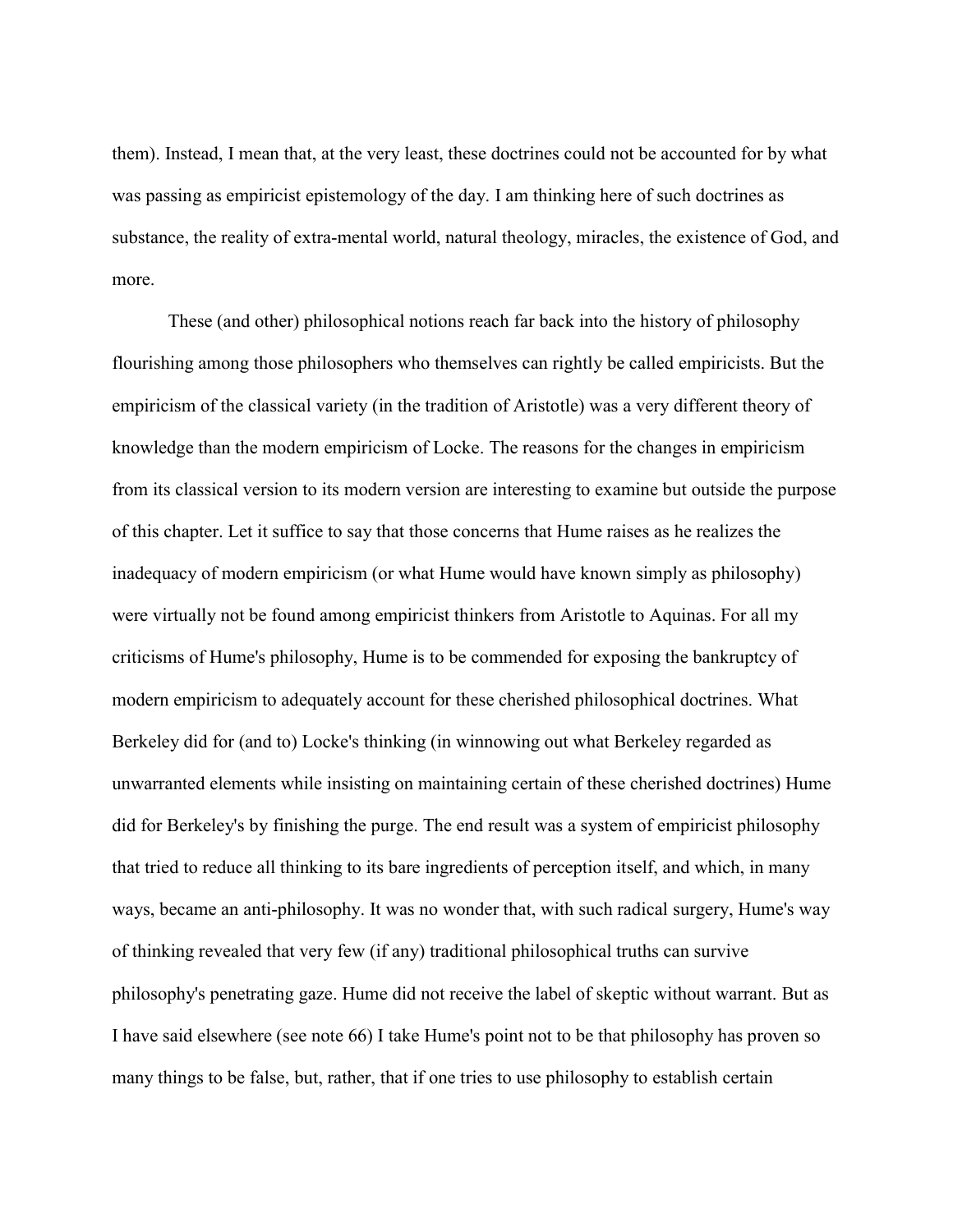them). Instead, I mean that, at the very least, these doctrines could not be accounted for by what was passing as empiricist epistemology of the day. I am thinking here of such doctrines as substance, the reality of extra-mental world, natural theology, miracles, the existence of God, and more.

These (and other) philosophical notions reach far back into the history of philosophy flourishing among those philosophers who themselves can rightly be called empiricists. But the empiricism of the classical variety (in the tradition of Aristotle) was a very different theory of knowledge than the modern empiricism of Locke. The reasons for the changes in empiricism from its classical version to its modern version are interesting to examine but outside the purpose of this chapter. Let it suffice to say that those concerns that Hume raises as he realizes the inadequacy of modern empiricism (or what Hume would have known simply as philosophy) were virtually not be found among empiricist thinkers from Aristotle to Aquinas. For all my criticisms of Hume's philosophy, Hume is to be commended for exposing the bankruptcy of modern empiricism to adequately account for these cherished philosophical doctrines. What Berkeley did for (and to) Locke's thinking (in winnowing out what Berkeley regarded as unwarranted elements while insisting on maintaining certain of these cherished doctrines) Hume did for Berkeley's by finishing the purge. The end result was a system of empiricist philosophy that tried to reduce all thinking to its bare ingredients of perception itself, and which, in many ways, became an anti-philosophy. It was no wonder that, with such radical surgery, Hume's way of thinking revealed that very few (if any) traditional philosophical truths can survive philosophy's penetrating gaze. Hume did not receive the label of skeptic without warrant. But as I have said elsewhere (see note 66) I take Hume's point not to be that philosophy has proven so many things to be false, but, rather, that if one tries to use philosophy to establish certain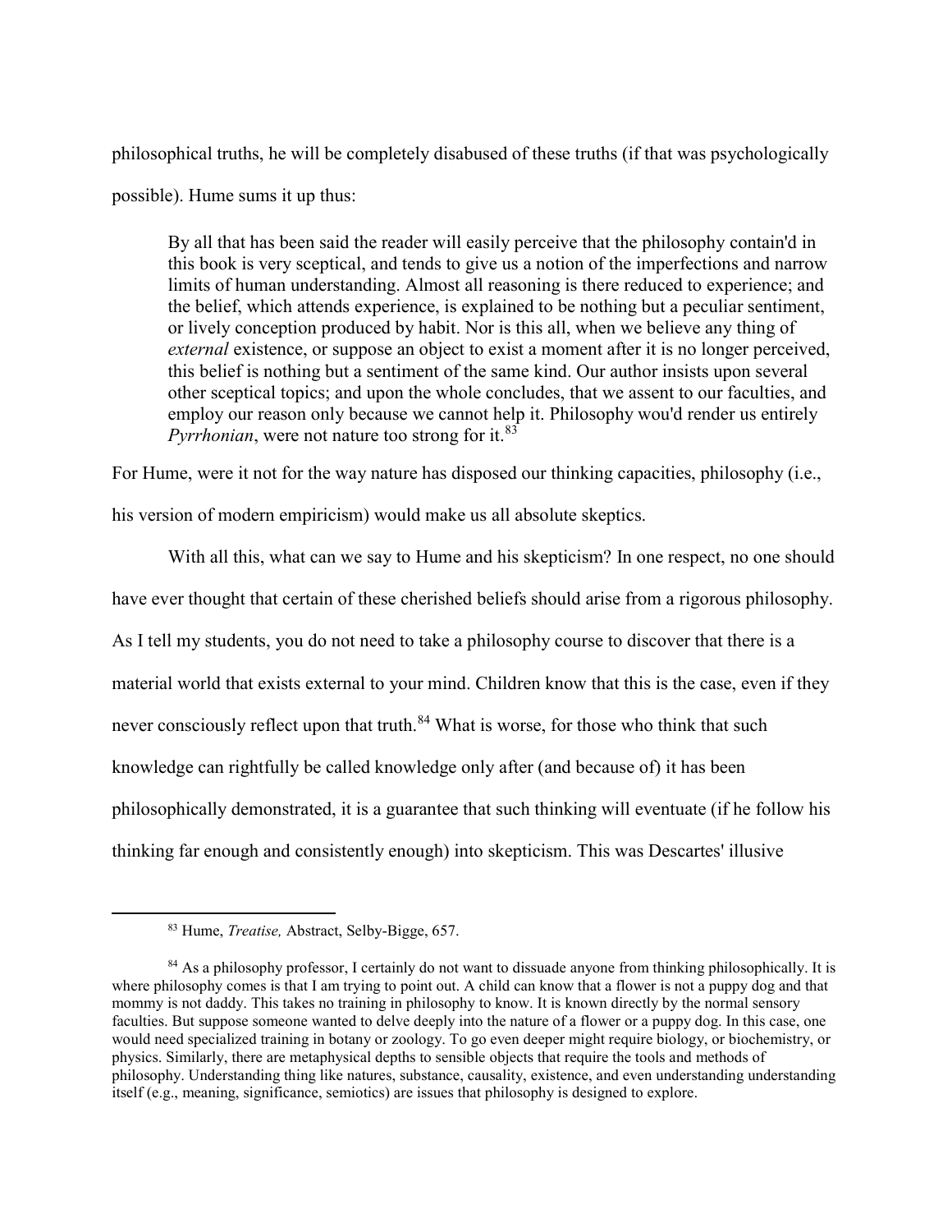philosophical truths, he will be completely disabused of these truths (if that was psychologically possible). Hume sums it up thus:

> By all that has been said the reader will easily perceive that the philosophy contain'd in this book is very sceptical, and tends to give us a notion of the imperfections and narrow limits of human understanding. Almost all reasoning is there reduced to experience; and the belief, which attends experience, is explained to be nothing but a peculiar sentiment, or lively conception produced by habit. Nor is this all, when we believe any thing of *external* existence, or suppose an object to exist a moment after it is no longer perceived, this belief is nothing but a sentiment of the same kind. Our author insists upon several other sceptical topics; and upon the whole concludes, that we assent to our faculties, and employ our reason only because we cannot help it. Philosophy wou'd render us entirely *Pyrrhonian*, were not nature too strong for it.[83]

For Hume, were it not for the way nature has disposed our thinking capacities, philosophy (i.e., his version of modern empiricism) would make us all absolute skeptics.

With all this, what can we say to Hume and his skepticism? In one respect, no one should have ever thought that certain of these cherished beliefs should arise from a rigorous philosophy. As I tell my students, you do not need to take a philosophy course to discover that there is a material world that exists external to your mind. Children know that this is the case, even if they never consciously reflect upon that truth.[84] What is worse, for those who think that such knowledge can rightfully be called knowledge only after (and because of) it has been philosophically demonstrated, it is a guarantee that such thinking will eventuate (if he follow his thinking far enough and consistently enough) into skepticism. This was Descartes' illusive

---

[83] Hume, *Treatise,* Abstract, Selby-Bigge, 657.

[84] As a philosophy professor, I certainly do not want to dissuade anyone from thinking philosophically. It is where philosophy comes is that I am trying to point out. A child can know that a flower is not a puppy dog and that mommy is not daddy. This takes no training in philosophy to know. It is known directly by the normal sensory faculties. But suppose someone wanted to delve deeply into the nature of a flower or a puppy dog. In this case, one would need specialized training in botany or zoology. To go even deeper might require biology, or biochemistry, or physics. Similarly, there are metaphysical depths to sensible objects that require the tools and methods of philosophy. Understanding thing like natures, substance, causality, existence, and even understanding understanding itself (e.g., meaning, significance, semiotics) are issues that philosophy is designed to explore.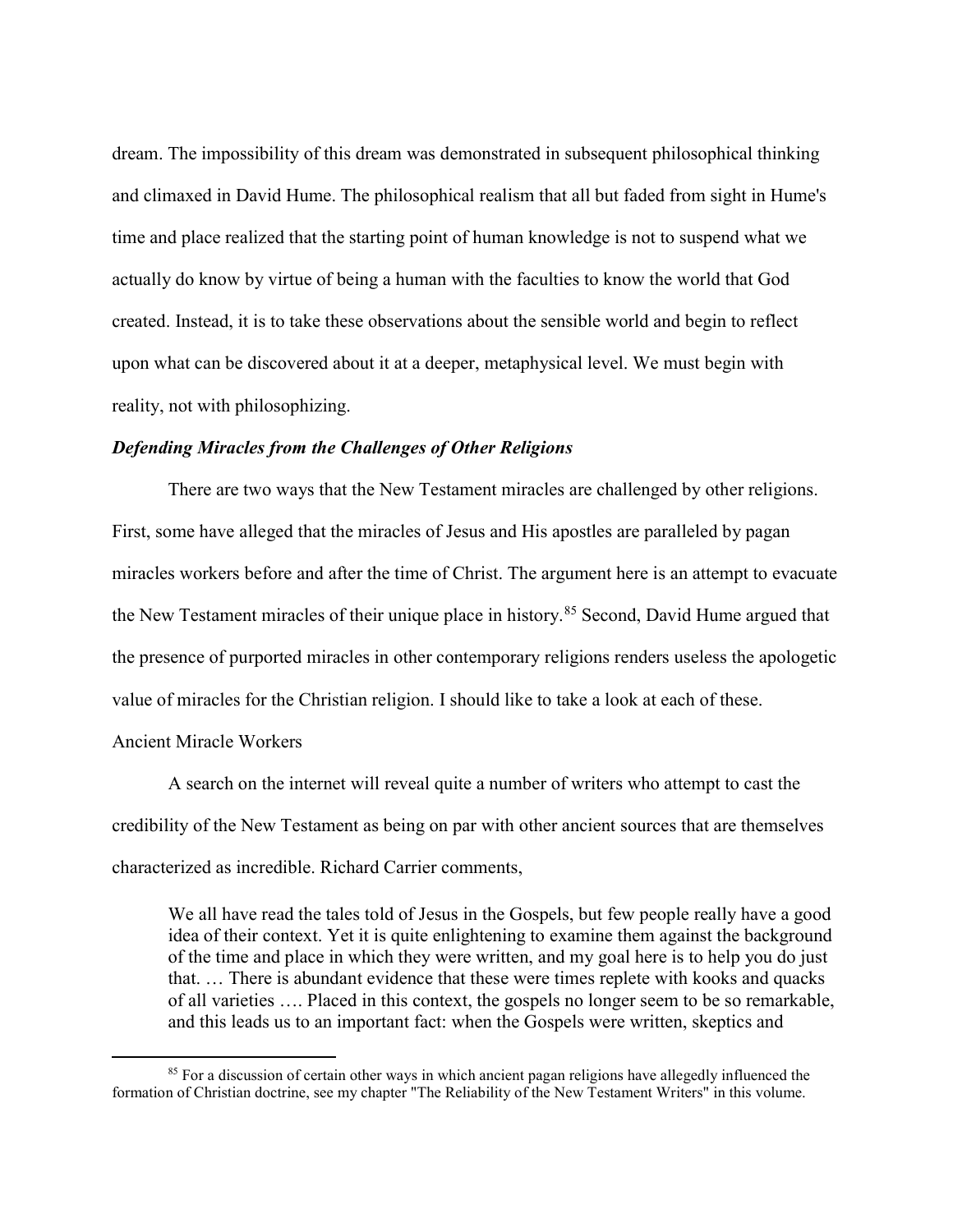dream. The impossibility of this dream was demonstrated in subsequent philosophical thinking and climaxed in David Hume. The philosophical realism that all but faded from sight in Hume's time and place realized that the starting point of human knowledge is not to suspend what we actually do know by virtue of being a human with the faculties to know the world that God created. Instead, it is to take these observations about the sensible world and begin to reflect upon what can be discovered about it at a deeper, metaphysical level. We must begin with reality, not with philosophizing.

### *Defending Miracles from the Challenges of Other Religions*

There are two ways that the New Testament miracles are challenged by other religions. First, some have alleged that the miracles of Jesus and His apostles are paralleled by pagan miracles workers before and after the time of Christ. The argument here is an attempt to evacuate the New Testament miracles of their unique place in history.[85] Second, David Hume argued that the presence of purported miracles in other contemporary religions renders useless the apologetic value of miracles for the Christian religion. I should like to take a look at each of these.

#### Ancient Miracle Workers

A search on the internet will reveal quite a number of writers who attempt to cast the credibility of the New Testament as being on par with other ancient sources that are themselves characterized as incredible. Richard Carrier comments,

> We all have read the tales told of Jesus in the Gospels, but few people really have a good idea of their context. Yet it is quite enlightening to examine them against the background of the time and place in which they were written, and my goal here is to help you do just that. … There is abundant evidence that these were times replete with kooks and quacks of all varieties …. Placed in this context, the gospels no longer seem to be so remarkable, and this leads us to an important fact: when the Gospels were written, skeptics and

---

[85] For a discussion of certain other ways in which ancient pagan religions have allegedly influenced the formation of Christian doctrine, see my chapter "The Reliability of the New Testament Writers" in this volume.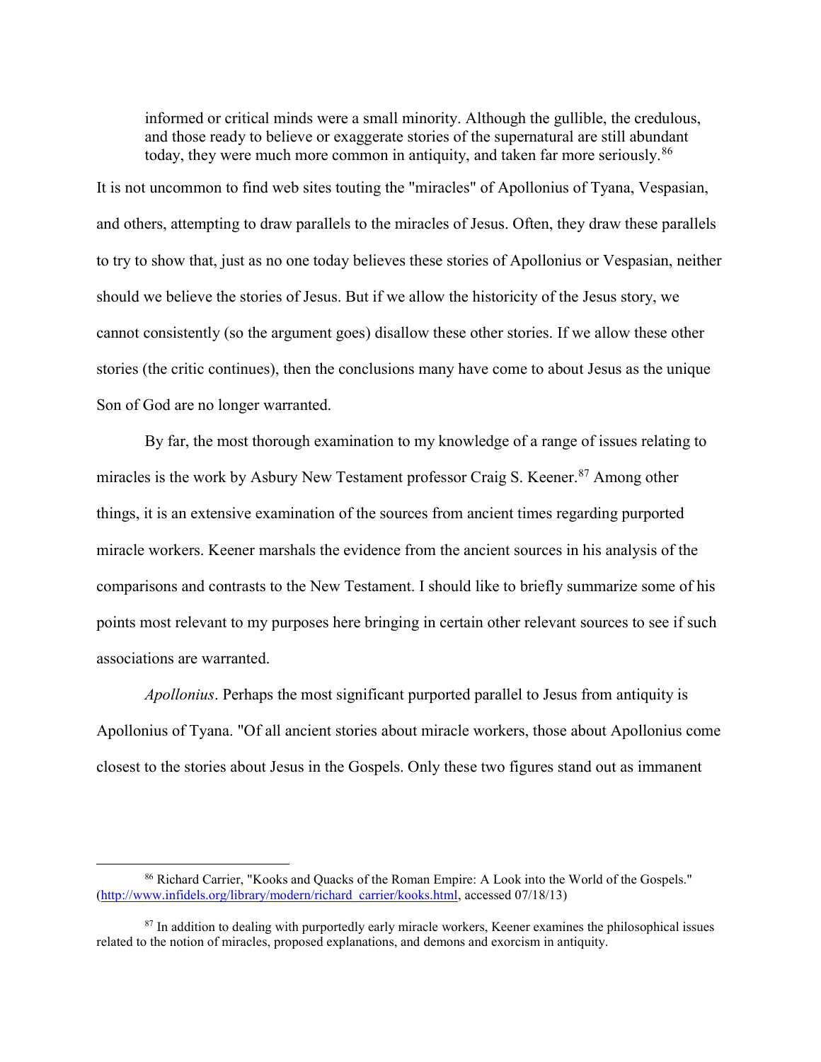> informed or critical minds were a small minority. Although the gullible, the credulous, and those ready to believe or exaggerate stories of the supernatural are still abundant today, they were much more common in antiquity, and taken far more seriously.[86]

It is not uncommon to find web sites touting the "miracles" of Apollonius of Tyana, Vespasian, and others, attempting to draw parallels to the miracles of Jesus. Often, they draw these parallels to try to show that, just as no one today believes these stories of Apollonius or Vespasian, neither should we believe the stories of Jesus. But if we allow the historicity of the Jesus story, we cannot consistently (so the argument goes) disallow these other stories. If we allow these other stories (the critic continues), then the conclusions many have come to about Jesus as the unique Son of God are no longer warranted.

By far, the most thorough examination to my knowledge of a range of issues relating to miracles is the work by Asbury New Testament professor Craig S. Keener.[87] Among other things, it is an extensive examination of the sources from ancient times regarding purported miracle workers. Keener marshals the evidence from the ancient sources in his analysis of the comparisons and contrasts to the New Testament. I should like to briefly summarize some of his points most relevant to my purposes here bringing in certain other relevant sources to see if such associations are warranted.

*Apollonius*. Perhaps the most significant purported parallel to Jesus from antiquity is Apollonius of Tyana. "Of all ancient stories about miracle workers, those about Apollonius come closest to the stories about Jesus in the Gospels. Only these two figures stand out as immanent

---

[86] Richard Carrier, "Kooks and Quacks of the Roman Empire: A Look into the World of the Gospels." (http://www.infidels.org/library/modern/richard_carrier/kooks.html, accessed 07/18/13)

[87] In addition to dealing with purportedly early miracle workers, Keener examines the philosophical issues related to the notion of miracles, proposed explanations, and demons and exorcism in antiquity.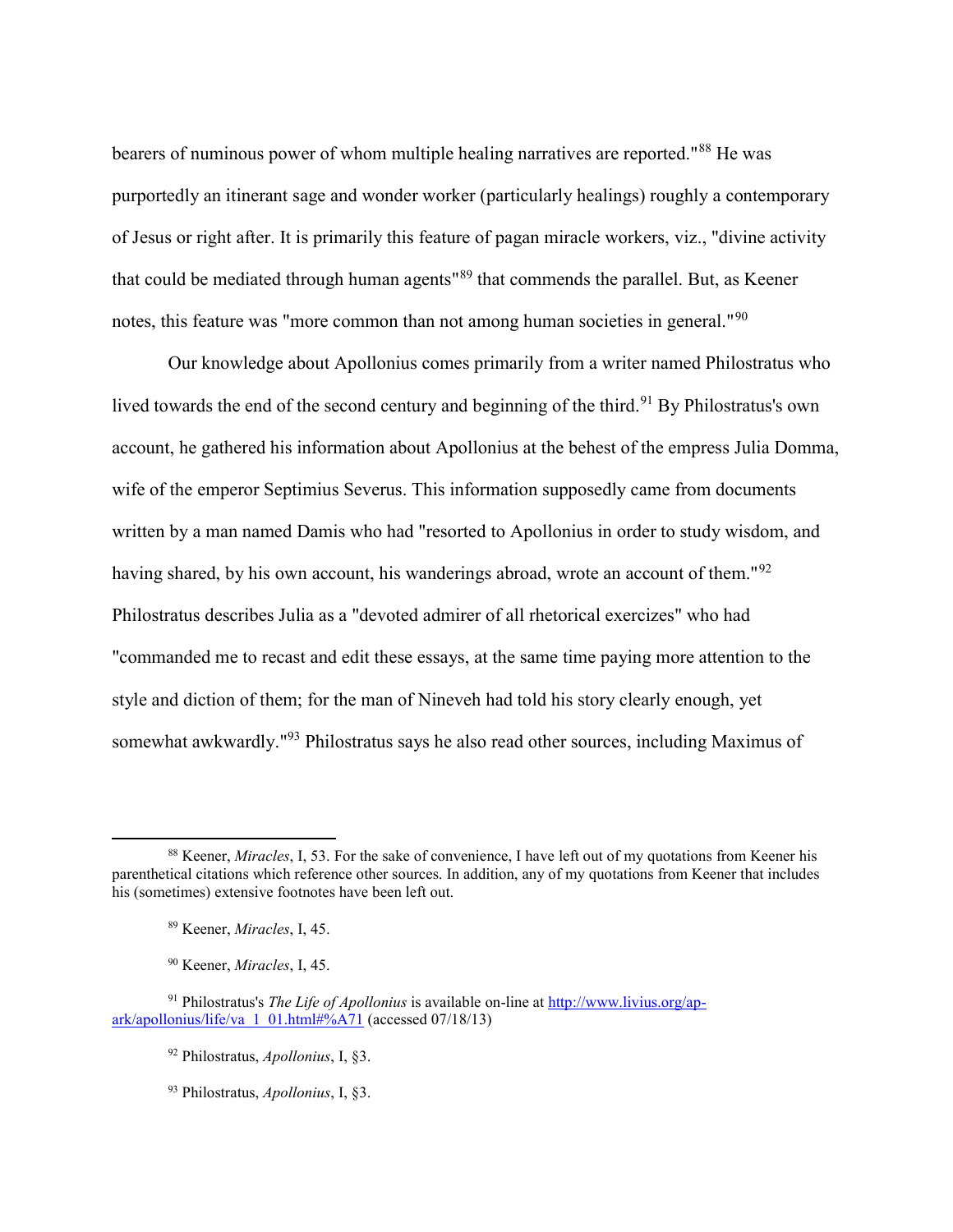bearers of numinous power of whom multiple healing narratives are reported."[88] He was purportedly an itinerant sage and wonder worker (particularly healings) roughly a contemporary of Jesus or right after. It is primarily this feature of pagan miracle workers, viz., "divine activity that could be mediated through human agents"[89] that commends the parallel. But, as Keener notes, this feature was "more common than not among human societies in general."[90]

Our knowledge about Apollonius comes primarily from a writer named Philostratus who lived towards the end of the second century and beginning of the third.[91] By Philostratus's own account, he gathered his information about Apollonius at the behest of the empress Julia Domma, wife of the emperor Septimius Severus. This information supposedly came from documents written by a man named Damis who had "resorted to Apollonius in order to study wisdom, and having shared, by his own account, his wanderings abroad, wrote an account of them."[92] Philostratus describes Julia as a "devoted admirer of all rhetorical exercizes" who had "commanded me to recast and edit these essays, at the same time paying more attention to the style and diction of them; for the man of Nineveh had told his story clearly enough, yet somewhat awkwardly."[93] Philostratus says he also read other sources, including Maximus of

---

[88] Keener, *Miracles*, I, 53. For the sake of convenience, I have left out of my quotations from Keener his parenthetical citations which reference other sources. In addition, any of my quotations from Keener that includes his (sometimes) extensive footnotes have been left out.

[89] Keener, *Miracles*, I, 45.

[90] Keener, *Miracles*, I, 45.

[91] Philostratus's *The Life of Apollonius* is available on-line at http://www.livius.org/ap-ark/apollonius/life/va_1_01.html#%A71 (accessed 07/18/13)

[92] Philostratus, *Apollonius*, I, §3.

[93] Philostratus, *Apollonius*, I, §3.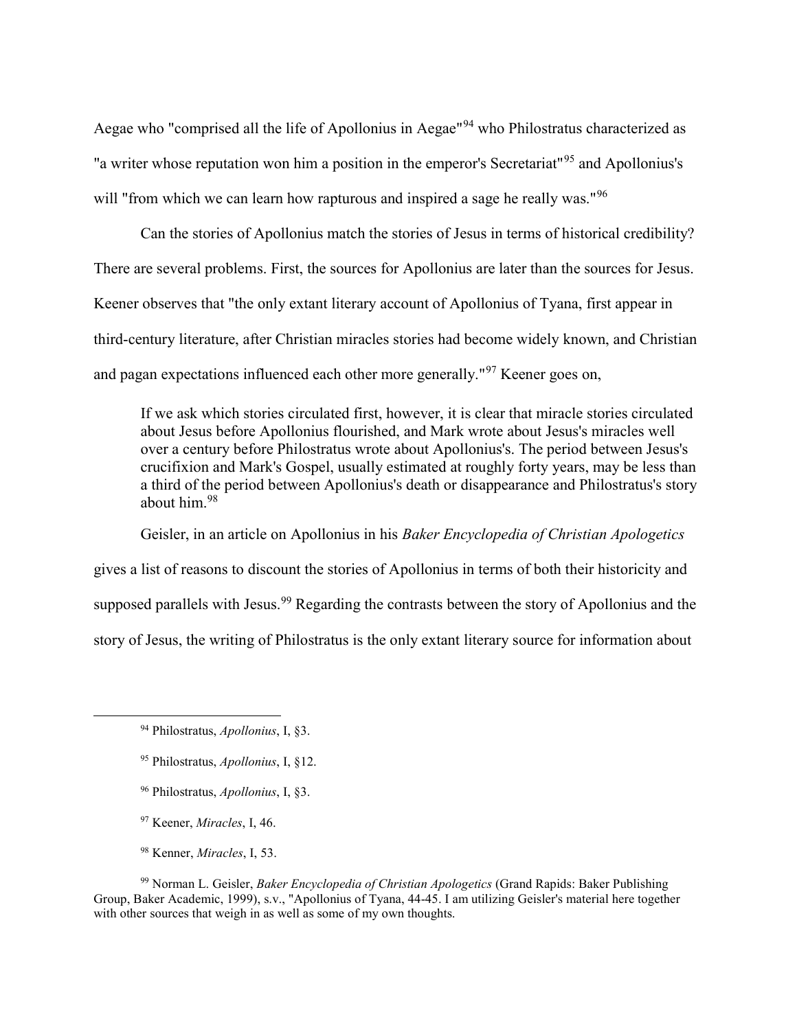Aegae who "comprised all the life of Apollonius in Aegae"[94] who Philostratus characterized as "a writer whose reputation won him a position in the emperor's Secretariat"[95] and Apollonius's will "from which we can learn how rapturous and inspired a sage he really was."[96]

Can the stories of Apollonius match the stories of Jesus in terms of historical credibility? There are several problems. First, the sources for Apollonius are later than the sources for Jesus. Keener observes that "the only extant literary account of Apollonius of Tyana, first appear in third-century literature, after Christian miracles stories had become widely known, and Christian and pagan expectations influenced each other more generally."[97] Keener goes on,

> If we ask which stories circulated first, however, it is clear that miracle stories circulated about Jesus before Apollonius flourished, and Mark wrote about Jesus's miracles well over a century before Philostratus wrote about Apollonius's. The period between Jesus's crucifixion and Mark's Gospel, usually estimated at roughly forty years, may be less than a third of the period between Apollonius's death or disappearance and Philostratus's story about him.[98]

Geisler, in an article on Apollonius in his *Baker Encyclopedia of Christian Apologetics* gives a list of reasons to discount the stories of Apollonius in terms of both their historicity and supposed parallels with Jesus.[99] Regarding the contrasts between the story of Apollonius and the story of Jesus, the writing of Philostratus is the only extant literary source for information about

---

[94] Philostratus, *Apollonius*, I, §3.

[95] Philostratus, *Apollonius*, I, §12.

[96] Philostratus, *Apollonius*, I, §3.

[97] Keener, *Miracles*, I, 46.

[98] Kenner, *Miracles*, I, 53.

[99] Norman L. Geisler, *Baker Encyclopedia of Christian Apologetics* (Grand Rapids: Baker Publishing Group, Baker Academic, 1999), s.v., "Apollonius of Tyana, 44-45. I am utilizing Geisler's material here together with other sources that weigh in as well as some of my own thoughts.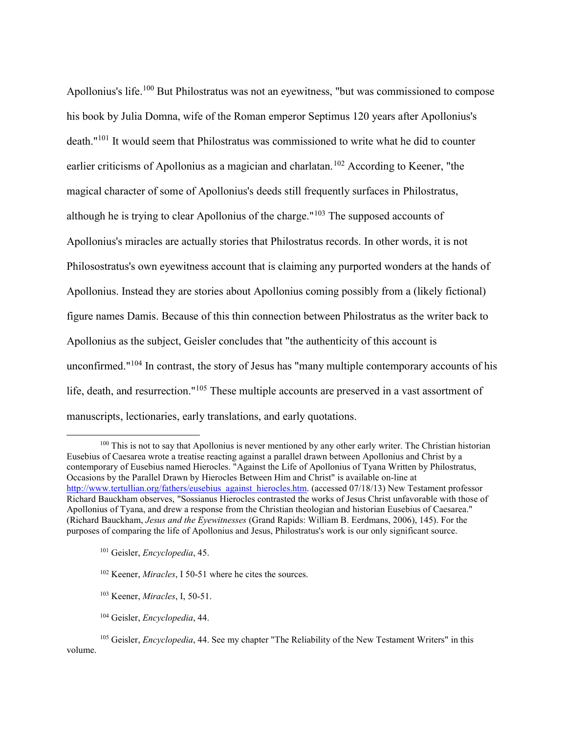Apollonius's life.[100] But Philostratus was not an eyewitness, "but was commissioned to compose his book by Julia Domna, wife of the Roman emperor Septimus 120 years after Apollonius's death."[101] It would seem that Philostratus was commissioned to write what he did to counter earlier criticisms of Apollonius as a magician and charlatan.[102] According to Keener, "the magical character of some of Apollonius's deeds still frequently surfaces in Philostratus, although he is trying to clear Apollonius of the charge."[103] The supposed accounts of Apollonius's miracles are actually stories that Philostratus records. In other words, it is not Philosostratus's own eyewitness account that is claiming any purported wonders at the hands of Apollonius. Instead they are stories about Apollonius coming possibly from a (likely fictional) figure names Damis. Because of this thin connection between Philostratus as the writer back to Apollonius as the subject, Geisler concludes that "the authenticity of this account is unconfirmed."[104] In contrast, the story of Jesus has "many multiple contemporary accounts of his life, death, and resurrection."[105] These multiple accounts are preserved in a vast assortment of manuscripts, lectionaries, early translations, and early quotations.

---

[100] This is not to say that Apollonius is never mentioned by any other early writer. The Christian historian Eusebius of Caesarea wrote a treatise reacting against a parallel drawn between Apollonius and Christ by a contemporary of Eusebius named Hierocles. "Against the Life of Apollonius of Tyana Written by Philostratus, Occasions by the Parallel Drawn by Hierocles Between Him and Christ" is available on-line at http://www.tertullian.org/fathers/eusebius_against_hierocles.htm. (accessed 07/18/13) New Testament professor Richard Bauckham observes, "Sossianus Hierocles contrasted the works of Jesus Christ unfavorable with those of Apollonius of Tyana, and drew a response from the Christian theologian and historian Eusebius of Caesarea." (Richard Bauckham, *Jesus and the Eyewitnesses* (Grand Rapids: William B. Eerdmans, 2006), 145). For the purposes of comparing the life of Apollonius and Jesus, Philostratus's work is our only significant source.

[101] Geisler, *Encyclopedia*, 45.

[102] Keener, *Miracles*, I 50-51 where he cites the sources.

[103] Keener, *Miracles*, I, 50-51.

[104] Geisler, *Encyclopedia*, 44.

[105] Geisler, *Encyclopedia*, 44. See my chapter "The Reliability of the New Testament Writers" in this volume.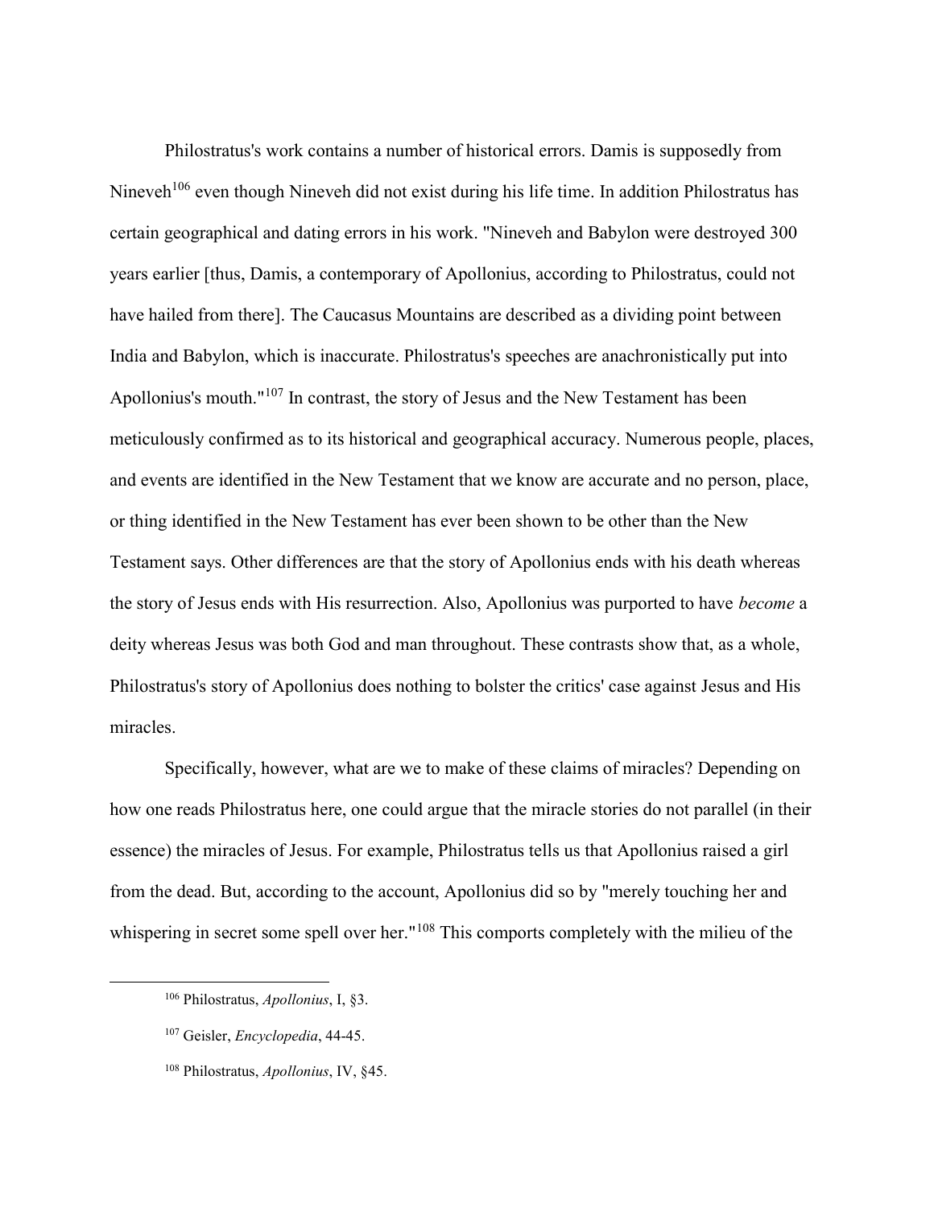Philostratus's work contains a number of historical errors. Damis is supposedly from Nineveh[106] even though Nineveh did not exist during his life time. In addition Philostratus has certain geographical and dating errors in his work. "Nineveh and Babylon were destroyed 300 years earlier [thus, Damis, a contemporary of Apollonius, according to Philostratus, could not have hailed from there]. The Caucasus Mountains are described as a dividing point between India and Babylon, which is inaccurate. Philostratus's speeches are anachronistically put into Apollonius's mouth."[107] In contrast, the story of Jesus and the New Testament has been meticulously confirmed as to its historical and geographical accuracy. Numerous people, places, and events are identified in the New Testament that we know are accurate and no person, place, or thing identified in the New Testament has ever been shown to be other than the New Testament says. Other differences are that the story of Apollonius ends with his death whereas the story of Jesus ends with His resurrection. Also, Apollonius was purported to have *become* a deity whereas Jesus was both God and man throughout. These contrasts show that, as a whole, Philostratus's story of Apollonius does nothing to bolster the critics' case against Jesus and His miracles.

Specifically, however, what are we to make of these claims of miracles? Depending on how one reads Philostratus here, one could argue that the miracle stories do not parallel (in their essence) the miracles of Jesus. For example, Philostratus tells us that Apollonius raised a girl from the dead. But, according to the account, Apollonius did so by "merely touching her and whispering in secret some spell over her."[108] This comports completely with the milieu of the

---

[106] Philostratus, *Apollonius*, I, §3.

[107] Geisler, *Encyclopedia*, 44-45.

[108] Philostratus, *Apollonius*, IV, §45.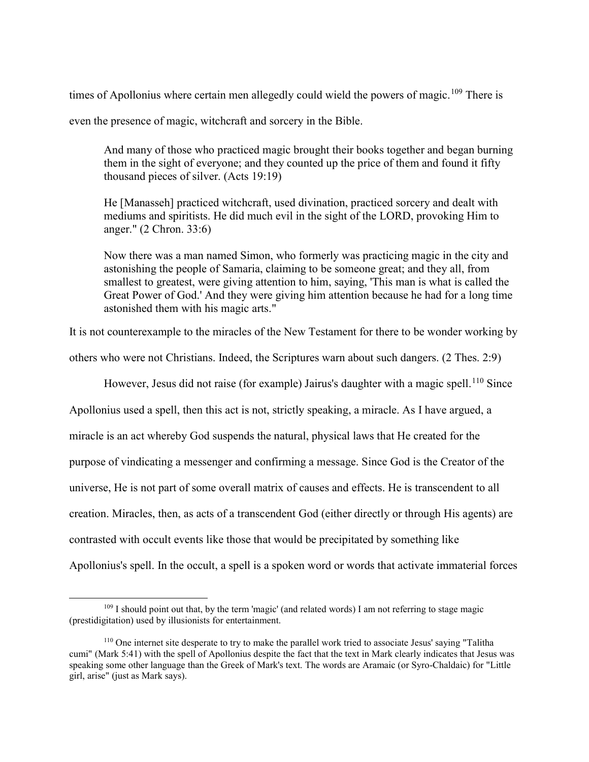times of Apollonius where certain men allegedly could wield the powers of magic.[109] There is even the presence of magic, witchcraft and sorcery in the Bible.

> And many of those who practiced magic brought their books together and began burning them in the sight of everyone; and they counted up the price of them and found it fifty thousand pieces of silver. (Acts 19:19)
>
> He [Manasseh] practiced witchcraft, used divination, practiced sorcery and dealt with mediums and spiritists. He did much evil in the sight of the LORD, provoking Him to anger." (2 Chron. 33:6)
>
> Now there was a man named Simon, who formerly was practicing magic in the city and astonishing the people of Samaria, claiming to be someone great; and they all, from smallest to greatest, were giving attention to him, saying, 'This man is what is called the Great Power of God.' And they were giving him attention because he had for a long time astonished them with his magic arts."

It is not counterexample to the miracles of the New Testament for there to be wonder working by others who were not Christians. Indeed, the Scriptures warn about such dangers. (2 Thes. 2:9)

However, Jesus did not raise (for example) Jairus's daughter with a magic spell.[110] Since Apollonius used a spell, then this act is not, strictly speaking, a miracle. As I have argued, a miracle is an act whereby God suspends the natural, physical laws that He created for the purpose of vindicating a messenger and confirming a message. Since God is the Creator of the universe, He is not part of some overall matrix of causes and effects. He is transcendent to all creation. Miracles, then, as acts of a transcendent God (either directly or through His agents) are contrasted with occult events like those that would be precipitated by something like Apollonius's spell. In the occult, a spell is a spoken word or words that activate immaterial forces

---

[109] I should point out that, by the term 'magic' (and related words) I am not referring to stage magic (prestidigitation) used by illusionists for entertainment.

[110] One internet site desperate to try to make the parallel work tried to associate Jesus' saying "Talitha cumi" (Mark 5:41) with the spell of Apollonius despite the fact that the text in Mark clearly indicates that Jesus was speaking some other language than the Greek of Mark's text. The words are Aramaic (or Syro-Chaldaic) for "Little girl, arise" (just as Mark says).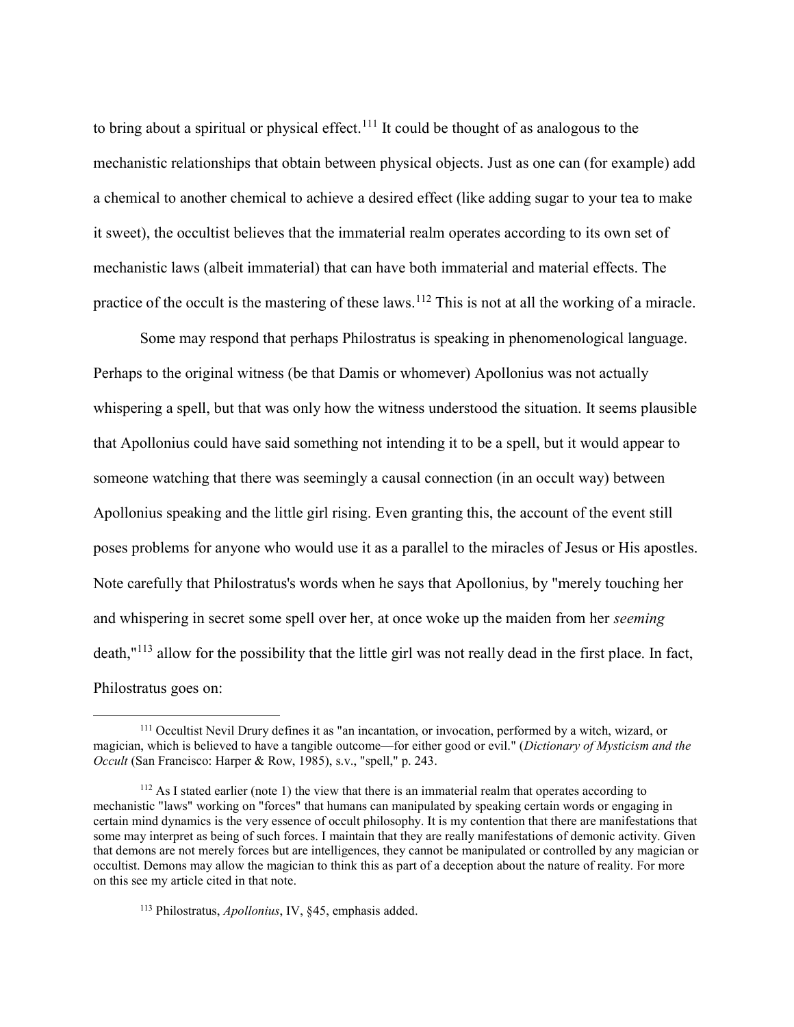to bring about a spiritual or physical effect.[111] It could be thought of as analogous to the mechanistic relationships that obtain between physical objects. Just as one can (for example) add a chemical to another chemical to achieve a desired effect (like adding sugar to your tea to make it sweet), the occultist believes that the immaterial realm operates according to its own set of mechanistic laws (albeit immaterial) that can have both immaterial and material effects. The practice of the occult is the mastering of these laws.[112] This is not at all the working of a miracle.

Some may respond that perhaps Philostratus is speaking in phenomenological language. Perhaps to the original witness (be that Damis or whomever) Apollonius was not actually whispering a spell, but that was only how the witness understood the situation. It seems plausible that Apollonius could have said something not intending it to be a spell, but it would appear to someone watching that there was seemingly a causal connection (in an occult way) between Apollonius speaking and the little girl rising. Even granting this, the account of the event still poses problems for anyone who would use it as a parallel to the miracles of Jesus or His apostles. Note carefully that Philostratus's words when he says that Apollonius, by "merely touching her and whispering in secret some spell over her, at once woke up the maiden from her *seeming* death,"[113] allow for the possibility that the little girl was not really dead in the first place. In fact, Philostratus goes on:

---

[111] Occultist Nevil Drury defines it as "an incantation, or invocation, performed by a witch, wizard, or magician, which is believed to have a tangible outcome—for either good or evil." (*Dictionary of Mysticism and the Occult* (San Francisco: Harper & Row, 1985), s.v., "spell," p. 243.

[112] As I stated earlier (note 1) the view that there is an immaterial realm that operates according to mechanistic "laws" working on "forces" that humans can manipulated by speaking certain words or engaging in certain mind dynamics is the very essence of occult philosophy. It is my contention that there are manifestations that some may interpret as being of such forces. I maintain that they are really manifestations of demonic activity. Given that demons are not merely forces but are intelligences, they cannot be manipulated or controlled by any magician or occultist. Demons may allow the magician to think this as part of a deception about the nature of reality. For more on this see my article cited in that note.

[113] Philostratus, *Apollonius*, IV, §45, emphasis added.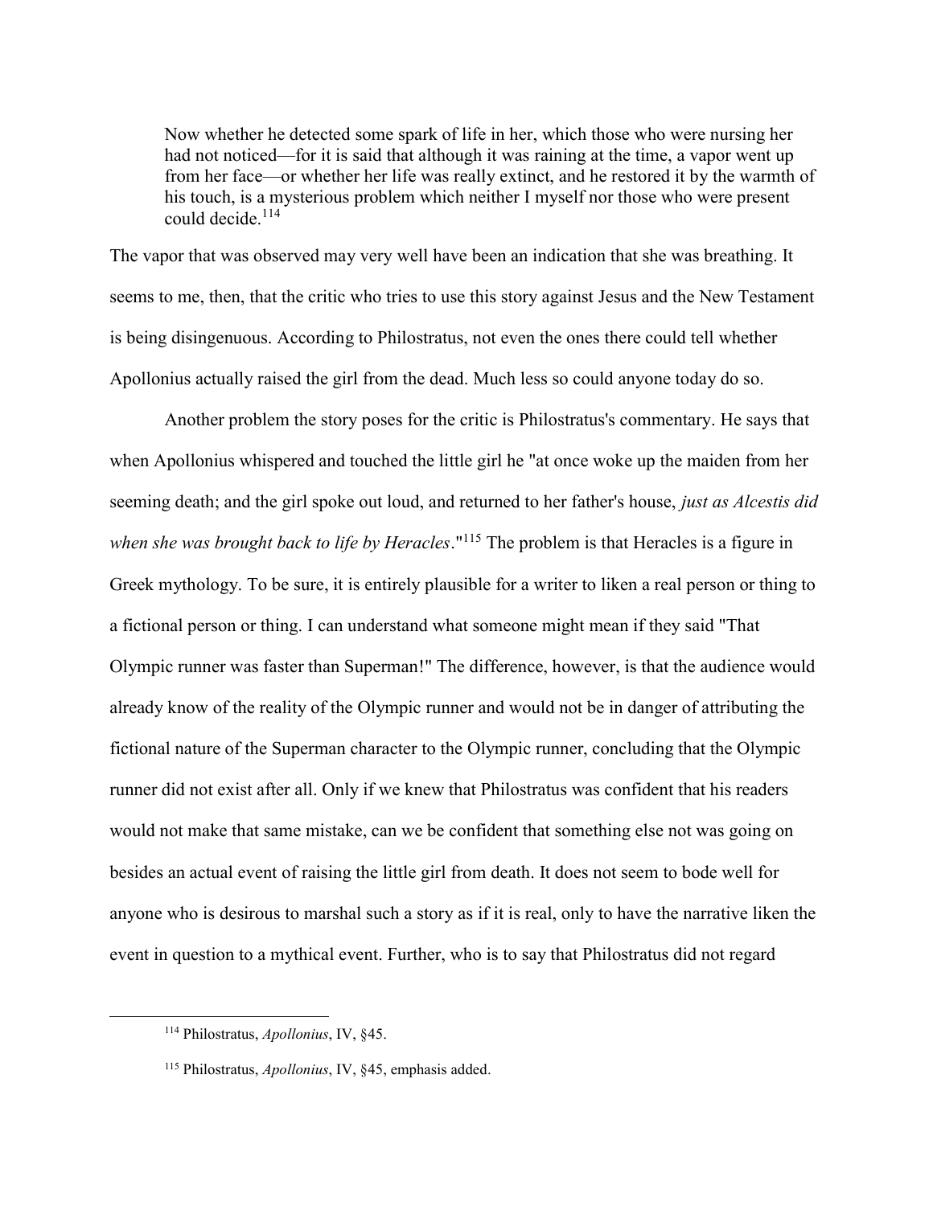> Now whether he detected some spark of life in her, which those who were nursing her had not noticed—for it is said that although it was raining at the time, a vapor went up from her face—or whether her life was really extinct, and he restored it by the warmth of his touch, is a mysterious problem which neither I myself nor those who were present could decide.[114]

The vapor that was observed may very well have been an indication that she was breathing. It seems to me, then, that the critic who tries to use this story against Jesus and the New Testament is being disingenuous. According to Philostratus, not even the ones there could tell whether Apollonius actually raised the girl from the dead. Much less so could anyone today do so.

Another problem the story poses for the critic is Philostratus's commentary. He says that when Apollonius whispered and touched the little girl he "at once woke up the maiden from her seeming death; and the girl spoke out loud, and returned to her father's house, *just as Alcestis did when she was brought back to life by Heracles*."[115] The problem is that Heracles is a figure in Greek mythology. To be sure, it is entirely plausible for a writer to liken a real person or thing to a fictional person or thing. I can understand what someone might mean if they said "That Olympic runner was faster than Superman!" The difference, however, is that the audience would already know of the reality of the Olympic runner and would not be in danger of attributing the fictional nature of the Superman character to the Olympic runner, concluding that the Olympic runner did not exist after all. Only if we knew that Philostratus was confident that his readers would not make that same mistake, can we be confident that something else not was going on besides an actual event of raising the little girl from death. It does not seem to bode well for anyone who is desirous to marshal such a story as if it is real, only to have the narrative liken the event in question to a mythical event. Further, who is to say that Philostratus did not regard

---

[114] Philostratus, *Apollonius*, IV, §45.

[115] Philostratus, *Apollonius*, IV, §45, emphasis added.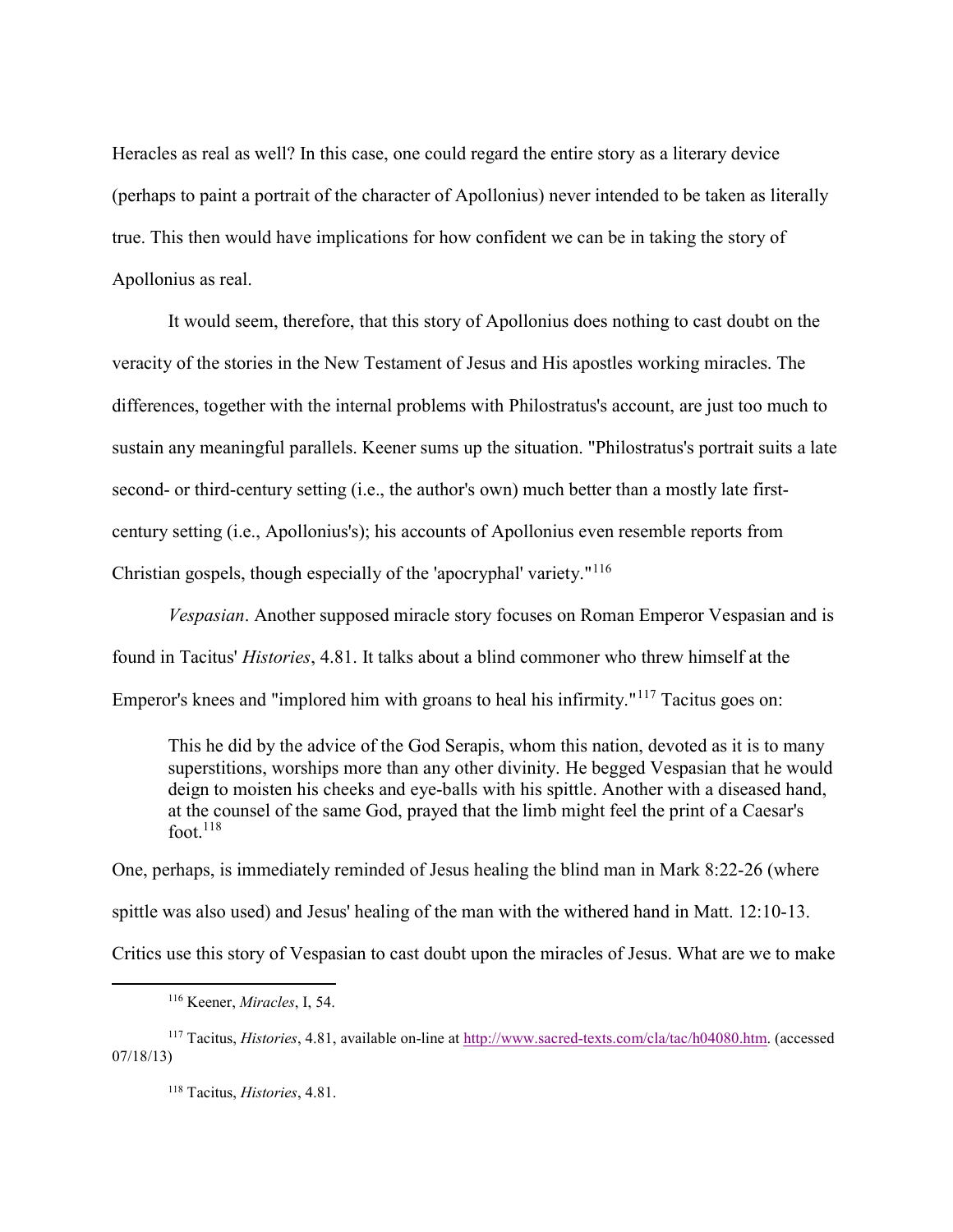Heracles as real as well? In this case, one could regard the entire story as a literary device (perhaps to paint a portrait of the character of Apollonius) never intended to be taken as literally true. This then would have implications for how confident we can be in taking the story of Apollonius as real.

It would seem, therefore, that this story of Apollonius does nothing to cast doubt on the veracity of the stories in the New Testament of Jesus and His apostles working miracles. The differences, together with the internal problems with Philostratus's account, are just too much to sustain any meaningful parallels. Keener sums up the situation. "Philostratus's portrait suits a late second- or third-century setting (i.e., the author's own) much better than a mostly late first-century setting (i.e., Apollonius's); his accounts of Apollonius even resemble reports from Christian gospels, though especially of the 'apocryphal' variety."[116]

*Vespasian*. Another supposed miracle story focuses on Roman Emperor Vespasian and is found in Tacitus' *Histories*, 4.81. It talks about a blind commoner who threw himself at the Emperor's knees and "implored him with groans to heal his infirmity."[117] Tacitus goes on:

> This he did by the advice of the God Serapis, whom this nation, devoted as it is to many superstitions, worships more than any other divinity. He begged Vespasian that he would deign to moisten his cheeks and eye-balls with his spittle. Another with a diseased hand, at the counsel of the same God, prayed that the limb might feel the print of a Caesar's foot.[118]

One, perhaps, is immediately reminded of Jesus healing the blind man in Mark 8:22-26 (where spittle was also used) and Jesus' healing of the man with the withered hand in Matt. 12:10-13. Critics use this story of Vespasian to cast doubt upon the miracles of Jesus. What are we to make

---

[116] Keener, *Miracles*, I, 54.

[117] Tacitus, *Histories*, 4.81, available on-line at http://www.sacred-texts.com/cla/tac/h04080.htm. (accessed 07/18/13)

[118] Tacitus, *Histories*, 4.81.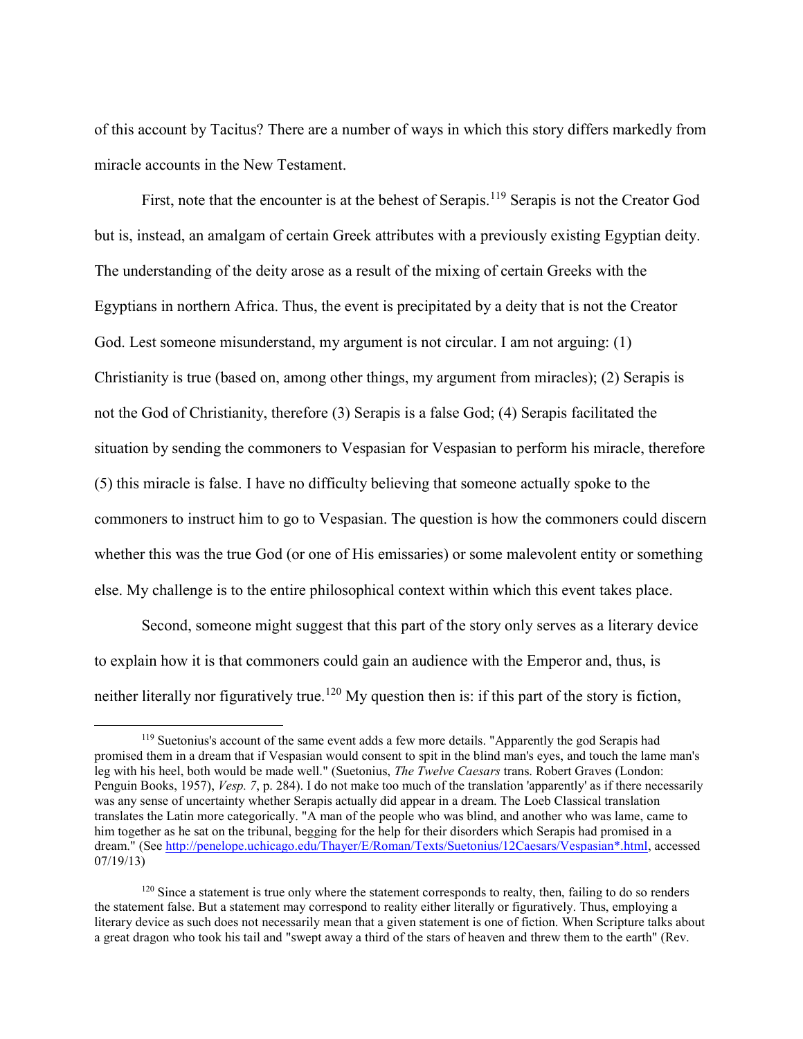of this account by Tacitus? There are a number of ways in which this story differs markedly from miracle accounts in the New Testament.

First, note that the encounter is at the behest of Serapis.[119] Serapis is not the Creator God but is, instead, an amalgam of certain Greek attributes with a previously existing Egyptian deity. The understanding of the deity arose as a result of the mixing of certain Greeks with the Egyptians in northern Africa. Thus, the event is precipitated by a deity that is not the Creator God. Lest someone misunderstand, my argument is not circular. I am not arguing: (1) Christianity is true (based on, among other things, my argument from miracles); (2) Serapis is not the God of Christianity, therefore (3) Serapis is a false God; (4) Serapis facilitated the situation by sending the commoners to Vespasian for Vespasian to perform his miracle, therefore (5) this miracle is false. I have no difficulty believing that someone actually spoke to the commoners to instruct him to go to Vespasian. The question is how the commoners could discern whether this was the true God (or one of His emissaries) or some malevolent entity or something else. My challenge is to the entire philosophical context within which this event takes place.

Second, someone might suggest that this part of the story only serves as a literary device to explain how it is that commoners could gain an audience with the Emperor and, thus, is neither literally nor figuratively true.[120] My question then is: if this part of the story is fiction,

---

[119] Suetonius's account of the same event adds a few more details. "Apparently the god Serapis had promised them in a dream that if Vespasian would consent to spit in the blind man's eyes, and touch the lame man's leg with his heel, both would be made well." (Suetonius, *The Twelve Caesars* trans. Robert Graves (London: Penguin Books, 1957), *Vesp. 7*, p. 284). I do not make too much of the translation 'apparently' as if there necessarily was any sense of uncertainty whether Serapis actually did appear in a dream. The Loeb Classical translation translates the Latin more categorically. "A man of the people who was blind, and another who was lame, came to him together as he sat on the tribunal, begging for the help for their disorders which Serapis had promised in a dream." (See http://penelope.uchicago.edu/Thayer/E/Roman/Texts/Suetonius/12Caesars/Vespasian*.html, accessed 07/19/13)

[120] Since a statement is true only where the statement corresponds to realty, then, failing to do so renders the statement false. But a statement may correspond to reality either literally or figuratively. Thus, employing a literary device as such does not necessarily mean that a given statement is one of fiction. When Scripture talks about a great dragon who took his tail and "swept away a third of the stars of heaven and threw them to the earth" (Rev.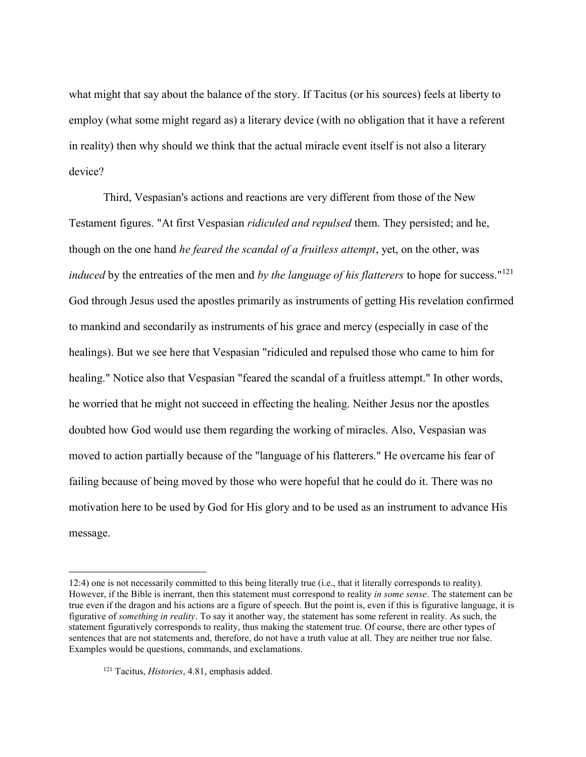what might that say about the balance of the story. If Tacitus (or his sources) feels at liberty to employ (what some might regard as) a literary device (with no obligation that it have a referent in reality) then why should we think that the actual miracle event itself is not also a literary device?

Third, Vespasian's actions and reactions are very different from those of the New Testament figures. "At first Vespasian *ridiculed and repulsed* them. They persisted; and he, though on the one hand *he feared the scandal of a fruitless attempt*, yet, on the other, was *induced* by the entreaties of the men and *by the language of his flatterers* to hope for success."[121] God through Jesus used the apostles primarily as instruments of getting His revelation confirmed to mankind and secondarily as instruments of his grace and mercy (especially in case of the healings). But we see here that Vespasian "ridiculed and repulsed those who came to him for healing." Notice also that Vespasian "feared the scandal of a fruitless attempt." In other words, he worried that he might not succeed in effecting the healing. Neither Jesus nor the apostles doubted how God would use them regarding the working of miracles. Also, Vespasian was moved to action partially because of the "language of his flatterers." He overcame his fear of failing because of being moved by those who were hopeful that he could do it. There was no motivation here to be used by God for His glory and to be used as an instrument to advance His message.

---

12:4) one is not necessarily committed to this being literally true (i.e., that it literally corresponds to reality). However, if the Bible is inerrant, then this statement must correspond to reality *in some sense*. The statement can be true even if the dragon and his actions are a figure of speech. But the point is, even if this is figurative language, it is figurative of *something in reality*. To say it another way, the statement has some referent in reality. As such, the statement figuratively corresponds to reality, thus making the statement true. Of course, there are other types of sentences that are not statements and, therefore, do not have a truth value at all. They are neither true nor false. Examples would be questions, commands, and exclamations.

[121] Tacitus, *Histories*, 4.81, emphasis added.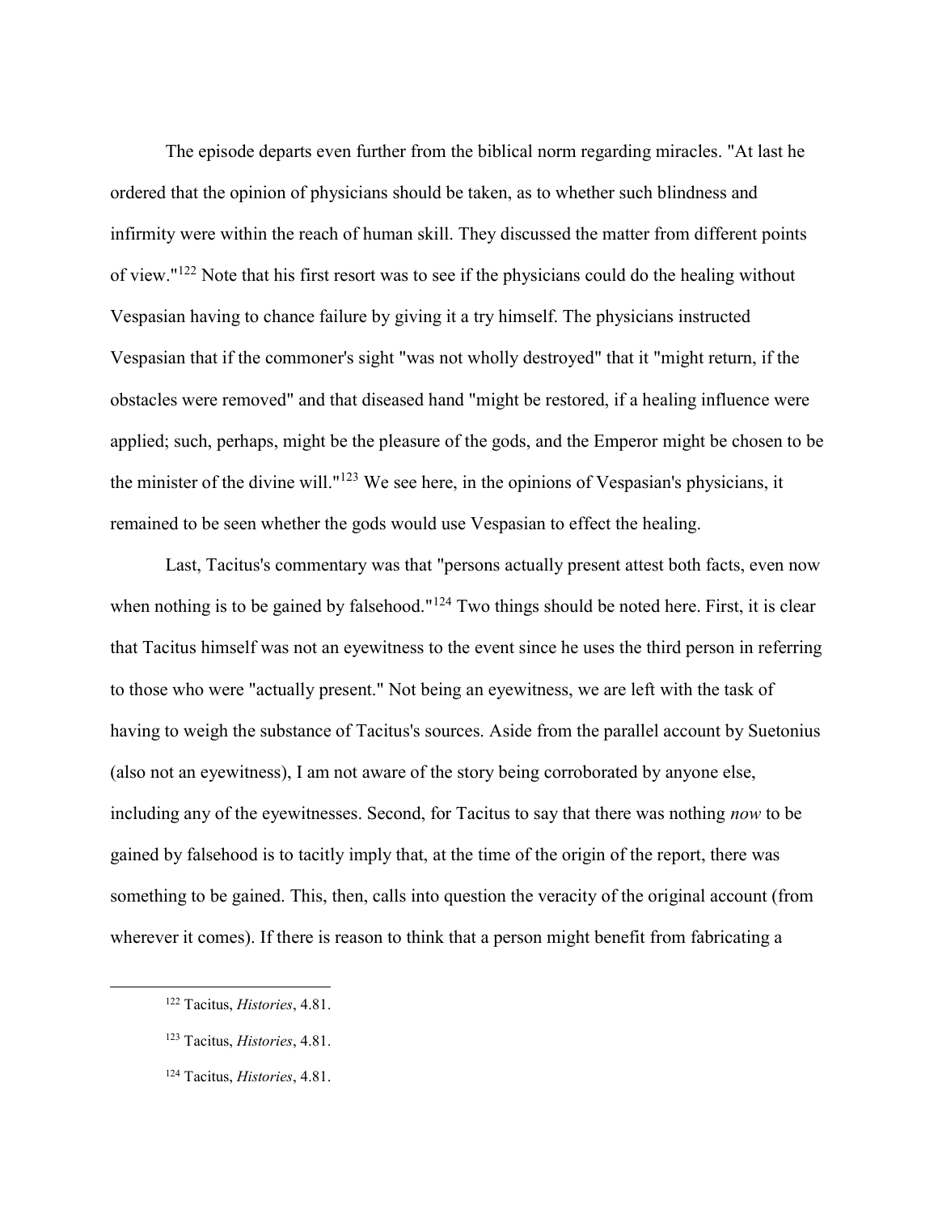The episode departs even further from the biblical norm regarding miracles. "At last he ordered that the opinion of physicians should be taken, as to whether such blindness and infirmity were within the reach of human skill. They discussed the matter from different points of view."[122] Note that his first resort was to see if the physicians could do the healing without Vespasian having to chance failure by giving it a try himself. The physicians instructed Vespasian that if the commoner's sight "was not wholly destroyed" that it "might return, if the obstacles were removed" and that diseased hand "might be restored, if a healing influence were applied; such, perhaps, might be the pleasure of the gods, and the Emperor might be chosen to be the minister of the divine will."[123] We see here, in the opinions of Vespasian's physicians, it remained to be seen whether the gods would use Vespasian to effect the healing.

Last, Tacitus's commentary was that "persons actually present attest both facts, even now when nothing is to be gained by falsehood."[124] Two things should be noted here. First, it is clear that Tacitus himself was not an eyewitness to the event since he uses the third person in referring to those who were "actually present." Not being an eyewitness, we are left with the task of having to weigh the substance of Tacitus's sources. Aside from the parallel account by Suetonius (also not an eyewitness), I am not aware of the story being corroborated by anyone else, including any of the eyewitnesses. Second, for Tacitus to say that there was nothing *now* to be gained by falsehood is to tacitly imply that, at the time of the origin of the report, there was something to be gained. This, then, calls into question the veracity of the original account (from wherever it comes). If there is reason to think that a person might benefit from fabricating a

[122] Tacitus, *Histories*, 4.81.

[123] Tacitus, *Histories*, 4.81.

[124] Tacitus, *Histories*, 4.81.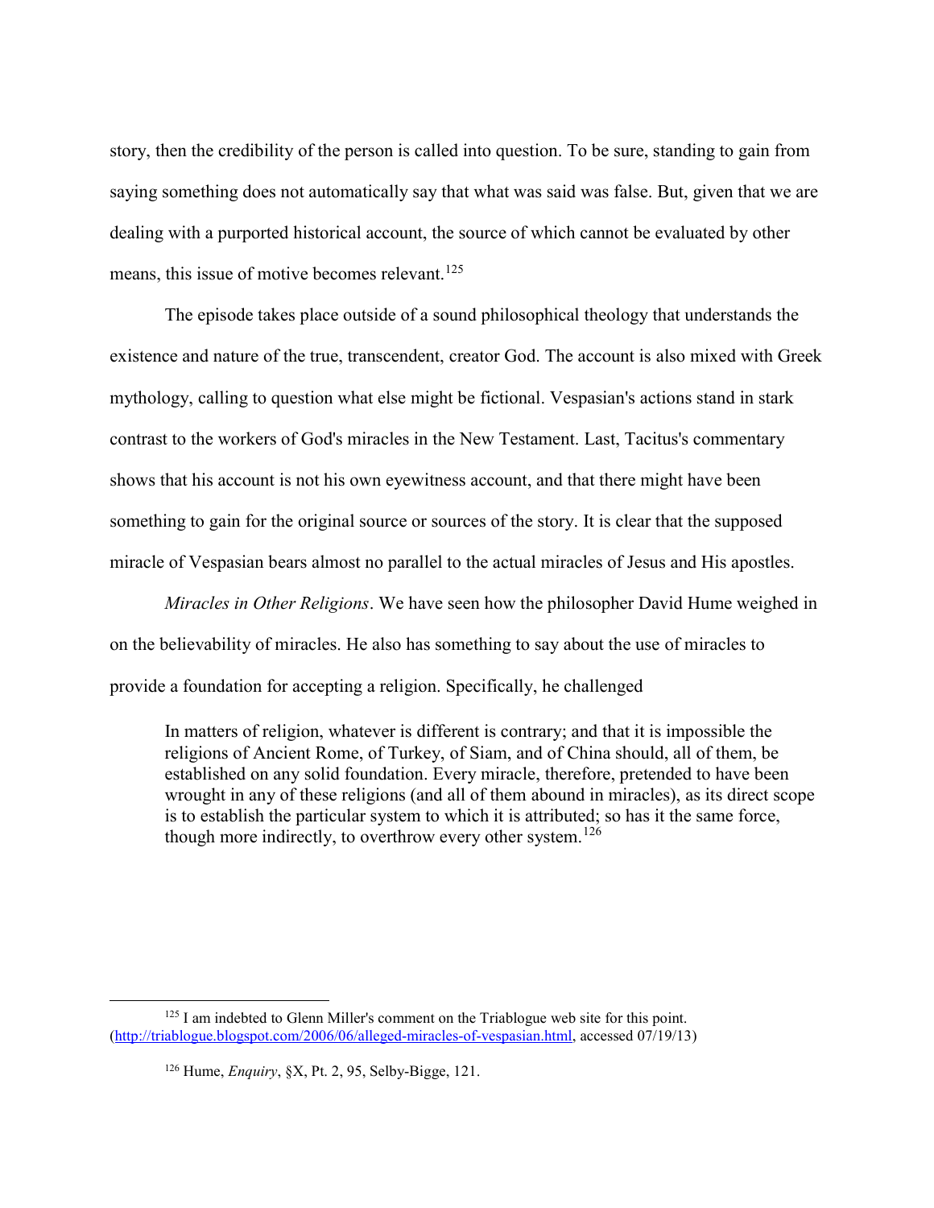story, then the credibility of the person is called into question. To be sure, standing to gain from saying something does not automatically say that what was said was false. But, given that we are dealing with a purported historical account, the source of which cannot be evaluated by other means, this issue of motive becomes relevant.[125]

The episode takes place outside of a sound philosophical theology that understands the existence and nature of the true, transcendent, creator God. The account is also mixed with Greek mythology, calling to question what else might be fictional. Vespasian's actions stand in stark contrast to the workers of God's miracles in the New Testament. Last, Tacitus's commentary shows that his account is not his own eyewitness account, and that there might have been something to gain for the original source or sources of the story. It is clear that the supposed miracle of Vespasian bears almost no parallel to the actual miracles of Jesus and His apostles.

*Miracles in Other Religions*. We have seen how the philosopher David Hume weighed in on the believability of miracles. He also has something to say about the use of miracles to provide a foundation for accepting a religion. Specifically, he challenged

> In matters of religion, whatever is different is contrary; and that it is impossible the religions of Ancient Rome, of Turkey, of Siam, and of China should, all of them, be established on any solid foundation. Every miracle, therefore, pretended to have been wrought in any of these religions (and all of them abound in miracles), as its direct scope is to establish the particular system to which it is attributed; so has it the same force, though more indirectly, to overthrow every other system.[126]

---

[125] I am indebted to Glenn Miller's comment on the Triablogue web site for this point. (http://triablogue.blogspot.com/2006/06/alleged-miracles-of-vespasian.html, accessed 07/19/13)

[126] Hume, *Enquiry*, §X, Pt. 2, 95, Selby-Bigge, 121.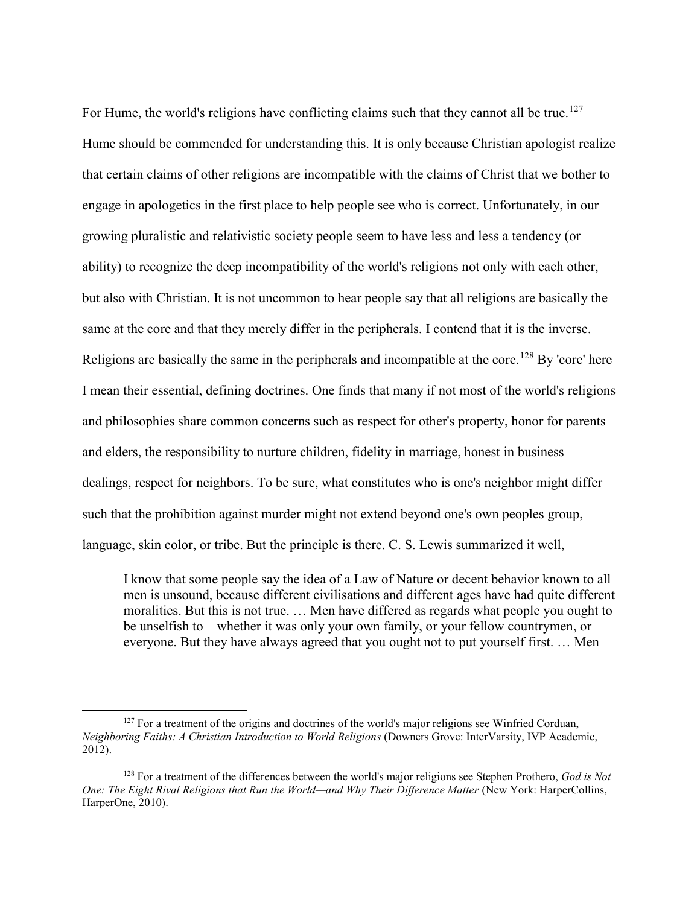For Hume, the world's religions have conflicting claims such that they cannot all be true.[127] Hume should be commended for understanding this. It is only because Christian apologist realize that certain claims of other religions are incompatible with the claims of Christ that we bother to engage in apologetics in the first place to help people see who is correct. Unfortunately, in our growing pluralistic and relativistic society people seem to have less and less a tendency (or ability) to recognize the deep incompatibility of the world's religions not only with each other, but also with Christian. It is not uncommon to hear people say that all religions are basically the same at the core and that they merely differ in the peripherals. I contend that it is the inverse. Religions are basically the same in the peripherals and incompatible at the core.[128] By 'core' here I mean their essential, defining doctrines. One finds that many if not most of the world's religions and philosophies share common concerns such as respect for other's property, honor for parents and elders, the responsibility to nurture children, fidelity in marriage, honest in business dealings, respect for neighbors. To be sure, what constitutes who is one's neighbor might differ such that the prohibition against murder might not extend beyond one's own peoples group, language, skin color, or tribe. But the principle is there. C. S. Lewis summarized it well,

> I know that some people say the idea of a Law of Nature or decent behavior known to all men is unsound, because different civilisations and different ages have had quite different moralities. But this is not true. … Men have differed as regards what people you ought to be unselfish to—whether it was only your own family, or your fellow countrymen, or everyone. But they have always agreed that you ought not to put yourself first. … Men

[127] For a treatment of the origins and doctrines of the world's major religions see Winfried Corduan, *Neighboring Faiths: A Christian Introduction to World Religions* (Downers Grove: InterVarsity, IVP Academic, 2012).

[128] For a treatment of the differences between the world's major religions see Stephen Prothero, *God is Not One: The Eight Rival Religions that Run the World—and Why Their Difference Matter* (New York: HarperCollins, HarperOne, 2010).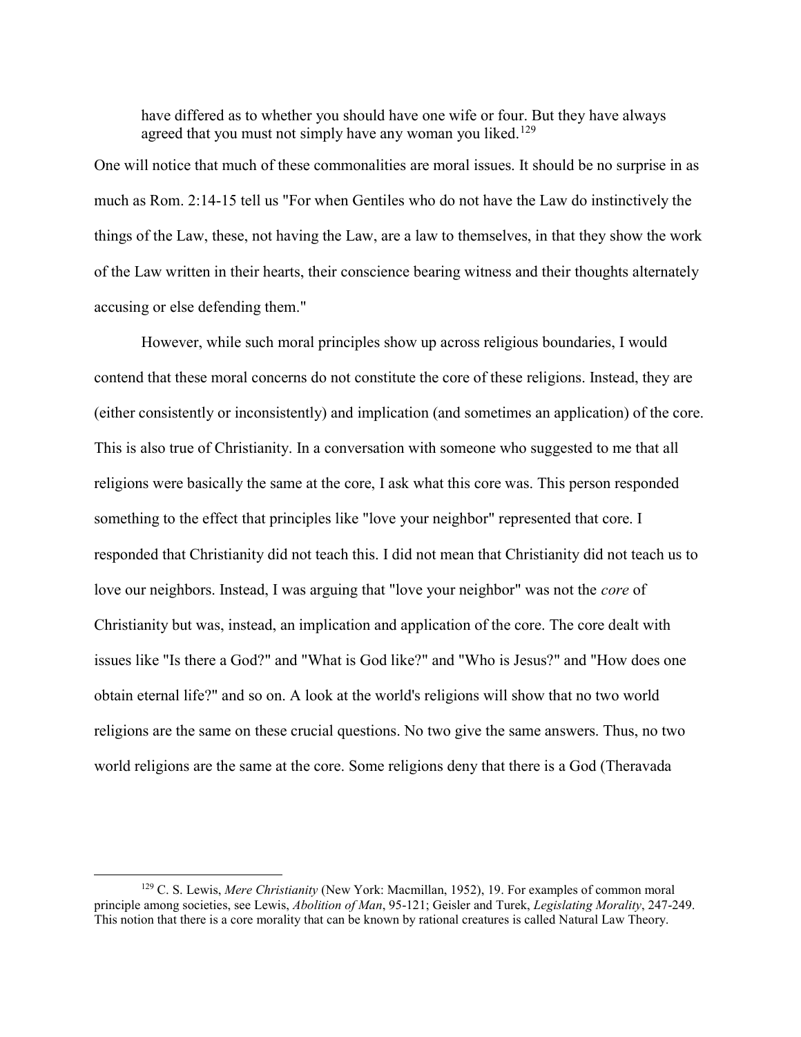> have differed as to whether you should have one wife or four. But they have always agreed that you must not simply have any woman you liked.[129]

One will notice that much of these commonalities are moral issues. It should be no surprise in as much as Rom. 2:14-15 tell us "For when Gentiles who do not have the Law do instinctively the things of the Law, these, not having the Law, are a law to themselves, in that they show the work of the Law written in their hearts, their conscience bearing witness and their thoughts alternately accusing or else defending them."

However, while such moral principles show up across religious boundaries, I would contend that these moral concerns do not constitute the core of these religions. Instead, they are (either consistently or inconsistently) and implication (and sometimes an application) of the core. This is also true of Christianity. In a conversation with someone who suggested to me that all religions were basically the same at the core, I ask what this core was. This person responded something to the effect that principles like "love your neighbor" represented that core. I responded that Christianity did not teach this. I did not mean that Christianity did not teach us to love our neighbors. Instead, I was arguing that "love your neighbor" was not the *core* of Christianity but was, instead, an implication and application of the core. The core dealt with issues like "Is there a God?" and "What is God like?" and "Who is Jesus?" and "How does one obtain eternal life?" and so on. A look at the world's religions will show that no two world religions are the same on these crucial questions. No two give the same answers. Thus, no two world religions are the same at the core. Some religions deny that there is a God (Theravada

---

[129] C. S. Lewis, *Mere Christianity* (New York: Macmillan, 1952), 19. For examples of common moral principle among societies, see Lewis, *Abolition of Man*, 95-121; Geisler and Turek, *Legislating Morality*, 247-249. This notion that there is a core morality that can be known by rational creatures is called Natural Law Theory.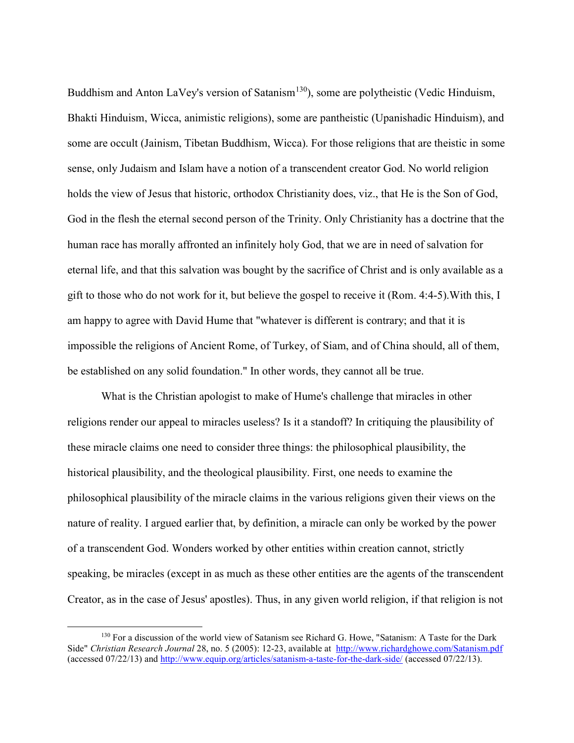Buddhism and Anton LaVey's version of Satanism[130]), some are polytheistic (Vedic Hinduism, Bhakti Hinduism, Wicca, animistic religions), some are pantheistic (Upanishadic Hinduism), and some are occult (Jainism, Tibetan Buddhism, Wicca). For those religions that are theistic in some sense, only Judaism and Islam have a notion of a transcendent creator God. No world religion holds the view of Jesus that historic, orthodox Christianity does, viz., that He is the Son of God, God in the flesh the eternal second person of the Trinity. Only Christianity has a doctrine that the human race has morally affronted an infinitely holy God, that we are in need of salvation for eternal life, and that this salvation was bought by the sacrifice of Christ and is only available as a gift to those who do not work for it, but believe the gospel to receive it (Rom. 4:4-5).With this, I am happy to agree with David Hume that "whatever is different is contrary; and that it is impossible the religions of Ancient Rome, of Turkey, of Siam, and of China should, all of them, be established on any solid foundation." In other words, they cannot all be true.

What is the Christian apologist to make of Hume's challenge that miracles in other religions render our appeal to miracles useless? Is it a standoff? In critiquing the plausibility of these miracle claims one need to consider three things: the philosophical plausibility, the historical plausibility, and the theological plausibility. First, one needs to examine the philosophical plausibility of the miracle claims in the various religions given their views on the nature of reality. I argued earlier that, by definition, a miracle can only be worked by the power of a transcendent God. Wonders worked by other entities within creation cannot, strictly speaking, be miracles (except in as much as these other entities are the agents of the transcendent Creator, as in the case of Jesus' apostles). Thus, in any given world religion, if that religion is not

[130] For a discussion of the world view of Satanism see Richard G. Howe, "Satanism: A Taste for the Dark Side" *Christian Research Journal* 28, no. 5 (2005): 12-23, available at http://www.richardghowe.com/Satanism.pdf (accessed 07/22/13) and http://www.equip.org/articles/satanism-a-taste-for-the-dark-side/ (accessed 07/22/13).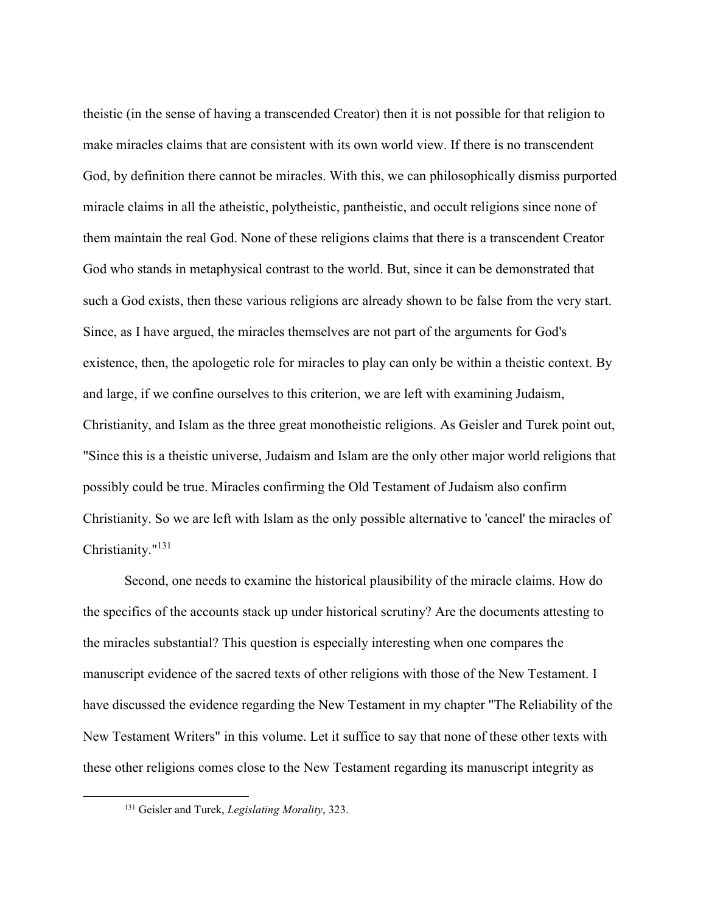theistic (in the sense of having a transcended Creator) then it is not possible for that religion to make miracles claims that are consistent with its own world view. If there is no transcendent God, by definition there cannot be miracles. With this, we can philosophically dismiss purported miracle claims in all the atheistic, polytheistic, pantheistic, and occult religions since none of them maintain the real God. None of these religions claims that there is a transcendent Creator God who stands in metaphysical contrast to the world. But, since it can be demonstrated that such a God exists, then these various religions are already shown to be false from the very start. Since, as I have argued, the miracles themselves are not part of the arguments for God's existence, then, the apologetic role for miracles to play can only be within a theistic context. By and large, if we confine ourselves to this criterion, we are left with examining Judaism, Christianity, and Islam as the three great monotheistic religions. As Geisler and Turek point out, "Since this is a theistic universe, Judaism and Islam are the only other major world religions that possibly could be true. Miracles confirming the Old Testament of Judaism also confirm Christianity. So we are left with Islam as the only possible alternative to 'cancel' the miracles of Christianity."[131]

Second, one needs to examine the historical plausibility of the miracle claims. How do the specifics of the accounts stack up under historical scrutiny? Are the documents attesting to the miracles substantial? This question is especially interesting when one compares the manuscript evidence of the sacred texts of other religions with those of the New Testament. I have discussed the evidence regarding the New Testament in my chapter "The Reliability of the New Testament Writers" in this volume. Let it suffice to say that none of these other texts with these other religions comes close to the New Testament regarding its manuscript integrity as

---

[131] Geisler and Turek, *Legislating Morality*, 323.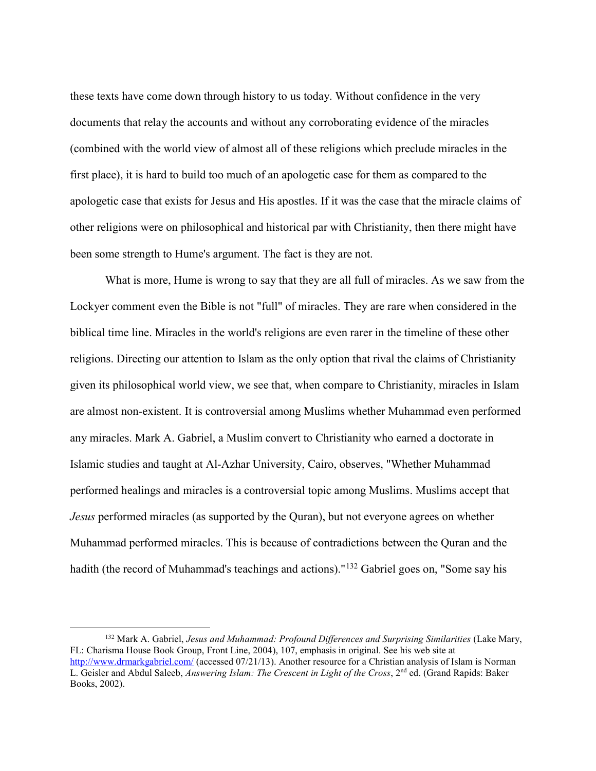these texts have come down through history to us today. Without confidence in the very documents that relay the accounts and without any corroborating evidence of the miracles (combined with the world view of almost all of these religions which preclude miracles in the first place), it is hard to build too much of an apologetic case for them as compared to the apologetic case that exists for Jesus and His apostles. If it was the case that the miracle claims of other religions were on philosophical and historical par with Christianity, then there might have been some strength to Hume's argument. The fact is they are not.

What is more, Hume is wrong to say that they are all full of miracles. As we saw from the Lockyer comment even the Bible is not "full" of miracles. They are rare when considered in the biblical time line. Miracles in the world's religions are even rarer in the timeline of these other religions. Directing our attention to Islam as the only option that rival the claims of Christianity given its philosophical world view, we see that, when compare to Christianity, miracles in Islam are almost non-existent. It is controversial among Muslims whether Muhammad even performed any miracles. Mark A. Gabriel, a Muslim convert to Christianity who earned a doctorate in Islamic studies and taught at Al-Azhar University, Cairo, observes, "Whether Muhammad performed healings and miracles is a controversial topic among Muslims. Muslims accept that *Jesus* performed miracles (as supported by the Quran), but not everyone agrees on whether Muhammad performed miracles. This is because of contradictions between the Quran and the hadith (the record of Muhammad's teachings and actions)."[132] Gabriel goes on, "Some say his

---

[132] Mark A. Gabriel, *Jesus and Muhammad: Profound Differences and Surprising Similarities* (Lake Mary, FL: Charisma House Book Group, Front Line, 2004), 107, emphasis in original. See his web site at http://www.drmarkgabriel.com/ (accessed 07/21/13). Another resource for a Christian analysis of Islam is Norman L. Geisler and Abdul Saleeb, *Answering Islam: The Crescent in Light of the Cross*, 2nd ed. (Grand Rapids: Baker Books, 2002).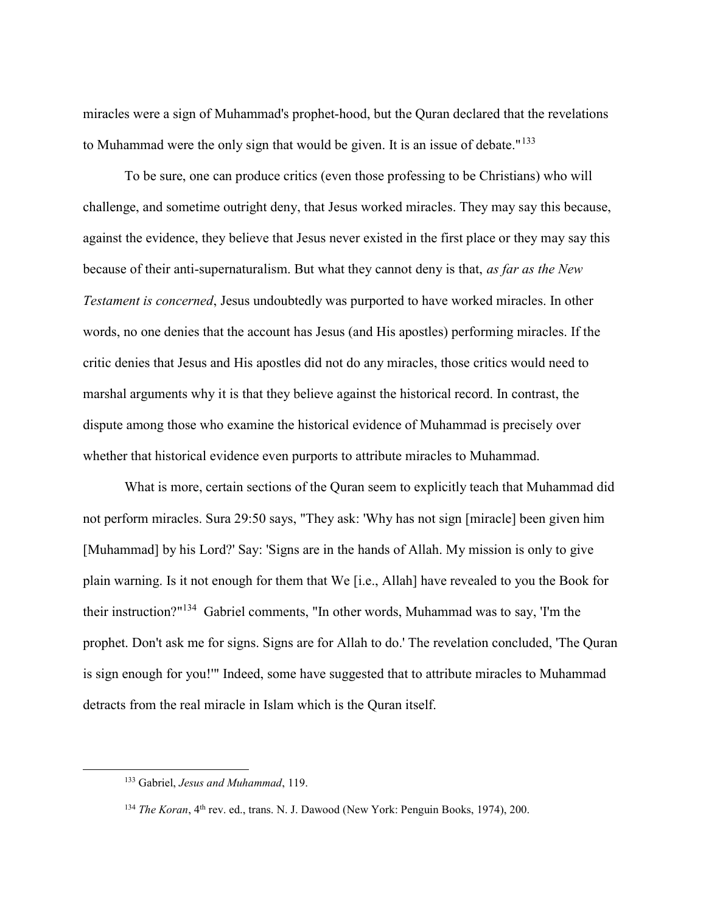miracles were a sign of Muhammad's prophet-hood, but the Quran declared that the revelations to Muhammad were the only sign that would be given. It is an issue of debate."[133]

To be sure, one can produce critics (even those professing to be Christians) who will challenge, and sometime outright deny, that Jesus worked miracles. They may say this because, against the evidence, they believe that Jesus never existed in the first place or they may say this because of their anti-supernaturalism. But what they cannot deny is that, *as far as the New Testament is concerned*, Jesus undoubtedly was purported to have worked miracles. In other words, no one denies that the account has Jesus (and His apostles) performing miracles. If the critic denies that Jesus and His apostles did not do any miracles, those critics would need to marshal arguments why it is that they believe against the historical record. In contrast, the dispute among those who examine the historical evidence of Muhammad is precisely over whether that historical evidence even purports to attribute miracles to Muhammad.

What is more, certain sections of the Quran seem to explicitly teach that Muhammad did not perform miracles. Sura 29:50 says, "They ask: 'Why has not sign [miracle] been given him [Muhammad] by his Lord?' Say: 'Signs are in the hands of Allah. My mission is only to give plain warning. Is it not enough for them that We [i.e., Allah] have revealed to you the Book for their instruction?"[134] Gabriel comments, "In other words, Muhammad was to say, 'I'm the prophet. Don't ask me for signs. Signs are for Allah to do.' The revelation concluded, 'The Quran is sign enough for you!'" Indeed, some have suggested that to attribute miracles to Muhammad detracts from the real miracle in Islam which is the Quran itself.

---

[133] Gabriel, *Jesus and Muhammad*, 119.

[134] *The Koran*, 4th rev. ed., trans. N. J. Dawood (New York: Penguin Books, 1974), 200.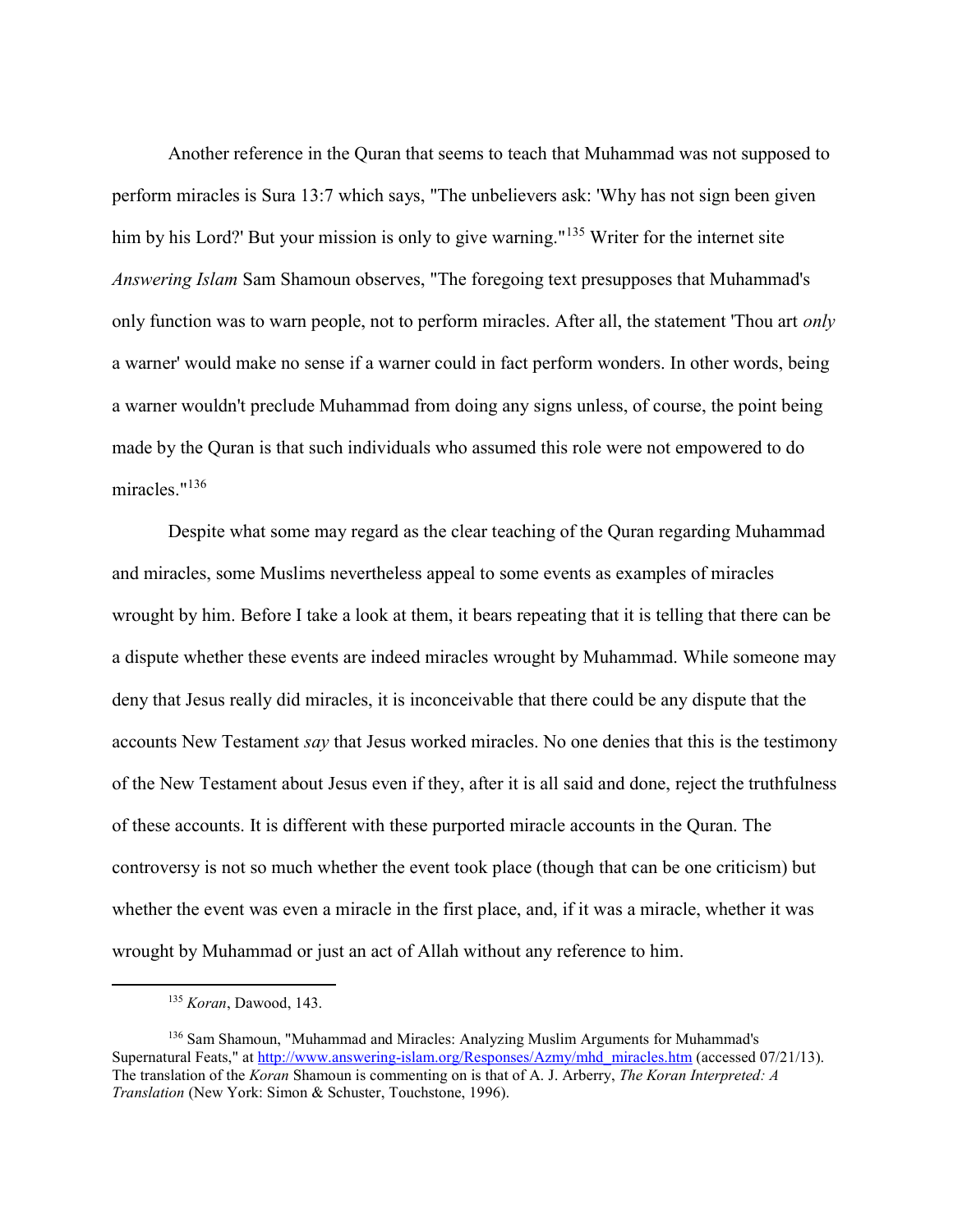Another reference in the Quran that seems to teach that Muhammad was not supposed to perform miracles is Sura 13:7 which says, "The unbelievers ask: 'Why has not sign been given him by his Lord?' But your mission is only to give warning."[135] Writer for the internet site *Answering Islam* Sam Shamoun observes, "The foregoing text presupposes that Muhammad's only function was to warn people, not to perform miracles. After all, the statement 'Thou art *only* a warner' would make no sense if a warner could in fact perform wonders. In other words, being a warner wouldn't preclude Muhammad from doing any signs unless, of course, the point being made by the Quran is that such individuals who assumed this role were not empowered to do miracles."[136]

Despite what some may regard as the clear teaching of the Quran regarding Muhammad and miracles, some Muslims nevertheless appeal to some events as examples of miracles wrought by him. Before I take a look at them, it bears repeating that it is telling that there can be a dispute whether these events are indeed miracles wrought by Muhammad. While someone may deny that Jesus really did miracles, it is inconceivable that there could be any dispute that the accounts New Testament *say* that Jesus worked miracles. No one denies that this is the testimony of the New Testament about Jesus even if they, after it is all said and done, reject the truthfulness of these accounts. It is different with these purported miracle accounts in the Quran. The controversy is not so much whether the event took place (though that can be one criticism) but whether the event was even a miracle in the first place, and, if it was a miracle, whether it was wrought by Muhammad or just an act of Allah without any reference to him.

---

[135] *Koran*, Dawood, 143.

[136] Sam Shamoun, "Muhammad and Miracles: Analyzing Muslim Arguments for Muhammad's Supernatural Feats," at http://www.answering-islam.org/Responses/Azmy/mhd_miracles.htm (accessed 07/21/13). The translation of the *Koran* Shamoun is commenting on is that of A. J. Arberry, *The Koran Interpreted: A Translation* (New York: Simon & Schuster, Touchstone, 1996).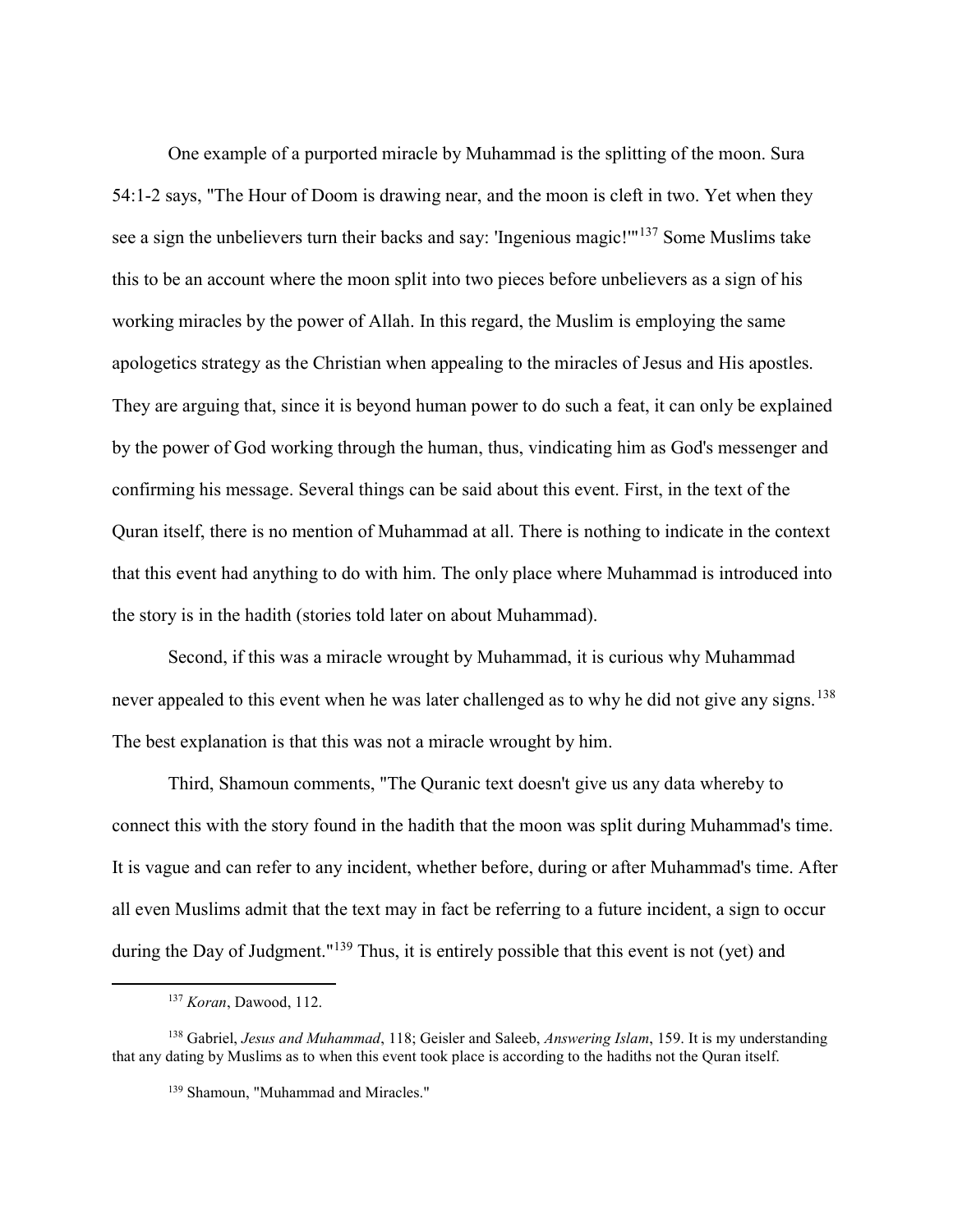One example of a purported miracle by Muhammad is the splitting of the moon. Sura 54:1-2 says, "The Hour of Doom is drawing near, and the moon is cleft in two. Yet when they see a sign the unbelievers turn their backs and say: 'Ingenious magic!'"[137] Some Muslims take this to be an account where the moon split into two pieces before unbelievers as a sign of his working miracles by the power of Allah. In this regard, the Muslim is employing the same apologetics strategy as the Christian when appealing to the miracles of Jesus and His apostles. They are arguing that, since it is beyond human power to do such a feat, it can only be explained by the power of God working through the human, thus, vindicating him as God's messenger and confirming his message. Several things can be said about this event. First, in the text of the Quran itself, there is no mention of Muhammad at all. There is nothing to indicate in the context that this event had anything to do with him. The only place where Muhammad is introduced into the story is in the hadith (stories told later on about Muhammad).

Second, if this was a miracle wrought by Muhammad, it is curious why Muhammad never appealed to this event when he was later challenged as to why he did not give any signs.[138] The best explanation is that this was not a miracle wrought by him.

Third, Shamoun comments, "The Quranic text doesn't give us any data whereby to connect this with the story found in the hadith that the moon was split during Muhammad's time. It is vague and can refer to any incident, whether before, during or after Muhammad's time. After all even Muslims admit that the text may in fact be referring to a future incident, a sign to occur during the Day of Judgment."[139] Thus, it is entirely possible that this event is not (yet) and

---

[137] *Koran*, Dawood, 112.

[138] Gabriel, *Jesus and Muhammad*, 118; Geisler and Saleeb, *Answering Islam*, 159. It is my understanding that any dating by Muslims as to when this event took place is according to the hadiths not the Quran itself.

[139] Shamoun, "Muhammad and Miracles."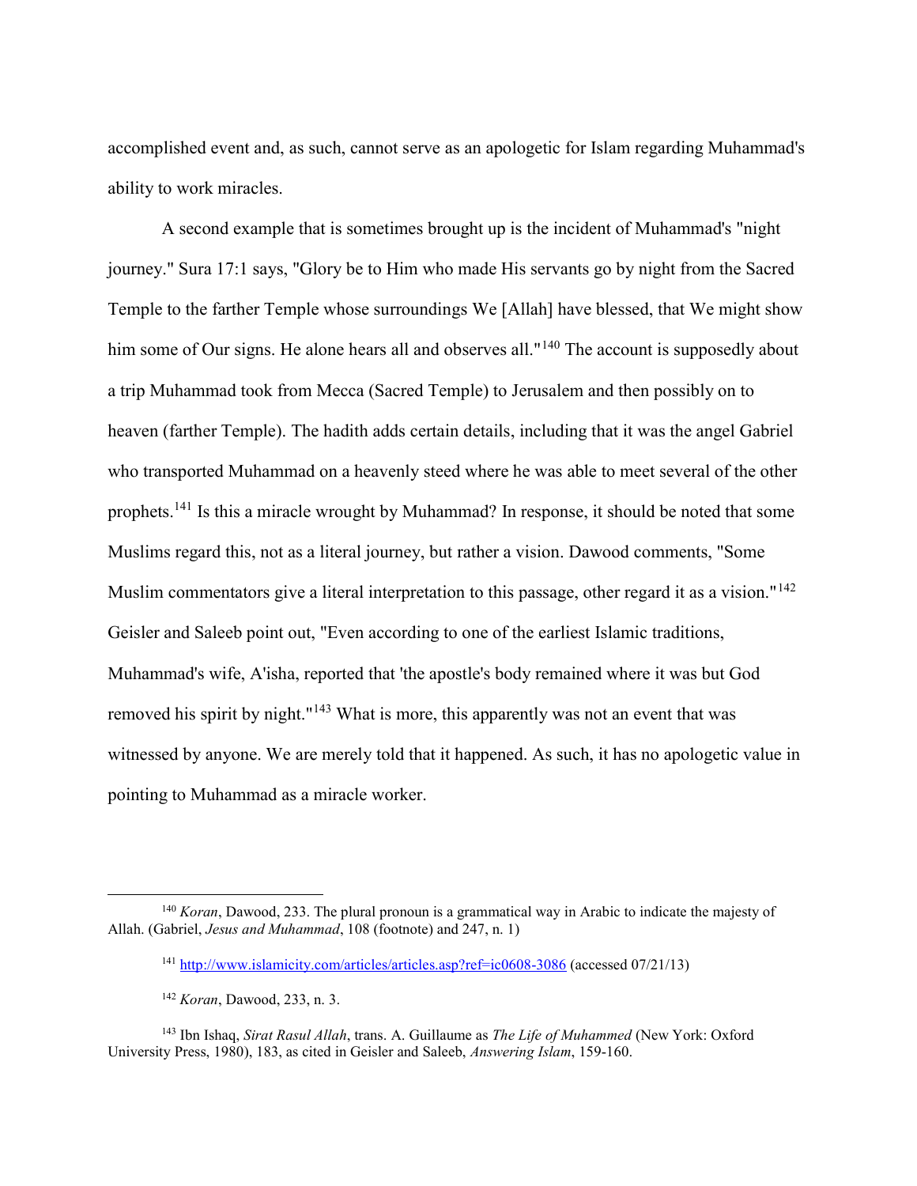accomplished event and, as such, cannot serve as an apologetic for Islam regarding Muhammad's ability to work miracles.

A second example that is sometimes brought up is the incident of Muhammad's "night journey." Sura 17:1 says, "Glory be to Him who made His servants go by night from the Sacred Temple to the farther Temple whose surroundings We [Allah] have blessed, that We might show him some of Our signs. He alone hears all and observes all."[140] The account is supposedly about a trip Muhammad took from Mecca (Sacred Temple) to Jerusalem and then possibly on to heaven (farther Temple). The hadith adds certain details, including that it was the angel Gabriel who transported Muhammad on a heavenly steed where he was able to meet several of the other prophets.[141] Is this a miracle wrought by Muhammad? In response, it should be noted that some Muslims regard this, not as a literal journey, but rather a vision. Dawood comments, "Some Muslim commentators give a literal interpretation to this passage, other regard it as a vision."[142] Geisler and Saleeb point out, "Even according to one of the earliest Islamic traditions, Muhammad's wife, A'isha, reported that 'the apostle's body remained where it was but God removed his spirit by night."[143] What is more, this apparently was not an event that was witnessed by anyone. We are merely told that it happened. As such, it has no apologetic value in pointing to Muhammad as a miracle worker.

---

[140] *Koran*, Dawood, 233. The plural pronoun is a grammatical way in Arabic to indicate the majesty of Allah. (Gabriel, *Jesus and Muhammad*, 108 (footnote) and 247, n. 1)

[141] http://www.islamicity.com/articles/articles.asp?ref=ic0608-3086 (accessed 07/21/13)

[142] *Koran*, Dawood, 233, n. 3.

[143] Ibn Ishaq, *Sirat Rasul Allah*, trans. A. Guillaume as *The Life of Muhammed* (New York: Oxford University Press, 1980), 183, as cited in Geisler and Saleeb, *Answering Islam*, 159-160.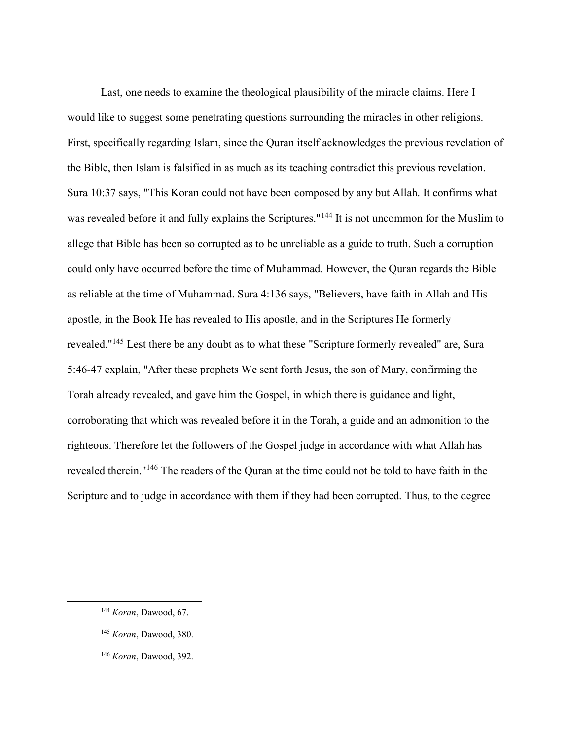Last, one needs to examine the theological plausibility of the miracle claims. Here I would like to suggest some penetrating questions surrounding the miracles in other religions. First, specifically regarding Islam, since the Quran itself acknowledges the previous revelation of the Bible, then Islam is falsified in as much as its teaching contradict this previous revelation. Sura 10:37 says, "This Koran could not have been composed by any but Allah. It confirms what was revealed before it and fully explains the Scriptures."[144] It is not uncommon for the Muslim to allege that Bible has been so corrupted as to be unreliable as a guide to truth. Such a corruption could only have occurred before the time of Muhammad. However, the Quran regards the Bible as reliable at the time of Muhammad. Sura 4:136 says, "Believers, have faith in Allah and His apostle, in the Book He has revealed to His apostle, and in the Scriptures He formerly revealed."[145] Lest there be any doubt as to what these "Scripture formerly revealed" are, Sura 5:46-47 explain, "After these prophets We sent forth Jesus, the son of Mary, confirming the Torah already revealed, and gave him the Gospel, in which there is guidance and light, corroborating that which was revealed before it in the Torah, a guide and an admonition to the righteous. Therefore let the followers of the Gospel judge in accordance with what Allah has revealed therein."[146] The readers of the Quran at the time could not be told to have faith in the Scripture and to judge in accordance with them if they had been corrupted. Thus, to the degree

---

[144] *Koran*, Dawood, 67.

[145] *Koran*, Dawood, 380.

[146] *Koran*, Dawood, 392.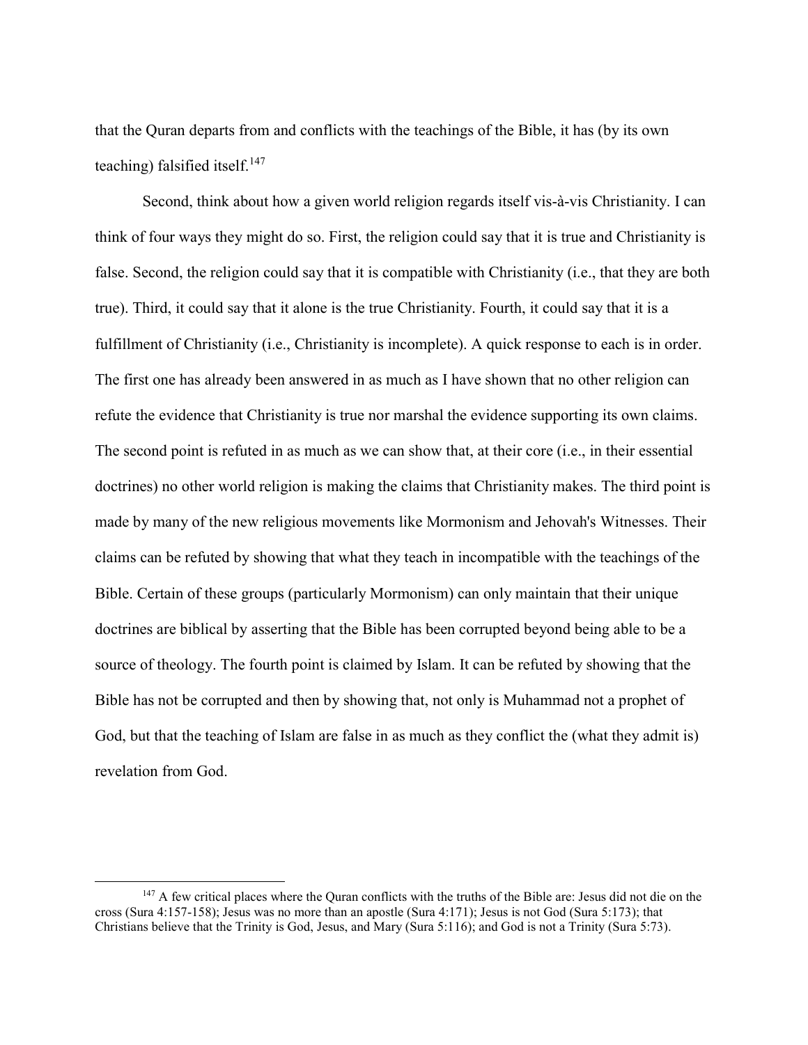that the Quran departs from and conflicts with the teachings of the Bible, it has (by its own teaching) falsified itself.[147]

Second, think about how a given world religion regards itself vis-à-vis Christianity. I can think of four ways they might do so. First, the religion could say that it is true and Christianity is false. Second, the religion could say that it is compatible with Christianity (i.e., that they are both true). Third, it could say that it alone is the true Christianity. Fourth, it could say that it is a fulfillment of Christianity (i.e., Christianity is incomplete). A quick response to each is in order. The first one has already been answered in as much as I have shown that no other religion can refute the evidence that Christianity is true nor marshal the evidence supporting its own claims. The second point is refuted in as much as we can show that, at their core (i.e., in their essential doctrines) no other world religion is making the claims that Christianity makes. The third point is made by many of the new religious movements like Mormonism and Jehovah's Witnesses. Their claims can be refuted by showing that what they teach in incompatible with the teachings of the Bible. Certain of these groups (particularly Mormonism) can only maintain that their unique doctrines are biblical by asserting that the Bible has been corrupted beyond being able to be a source of theology. The fourth point is claimed by Islam. It can be refuted by showing that the Bible has not be corrupted and then by showing that, not only is Muhammad not a prophet of God, but that the teaching of Islam are false in as much as they conflict the (what they admit is) revelation from God.

---

[147] A few critical places where the Quran conflicts with the truths of the Bible are: Jesus did not die on the cross (Sura 4:157-158); Jesus was no more than an apostle (Sura 4:171); Jesus is not God (Sura 5:173); that Christians believe that the Trinity is God, Jesus, and Mary (Sura 5:116); and God is not a Trinity (Sura 5:73).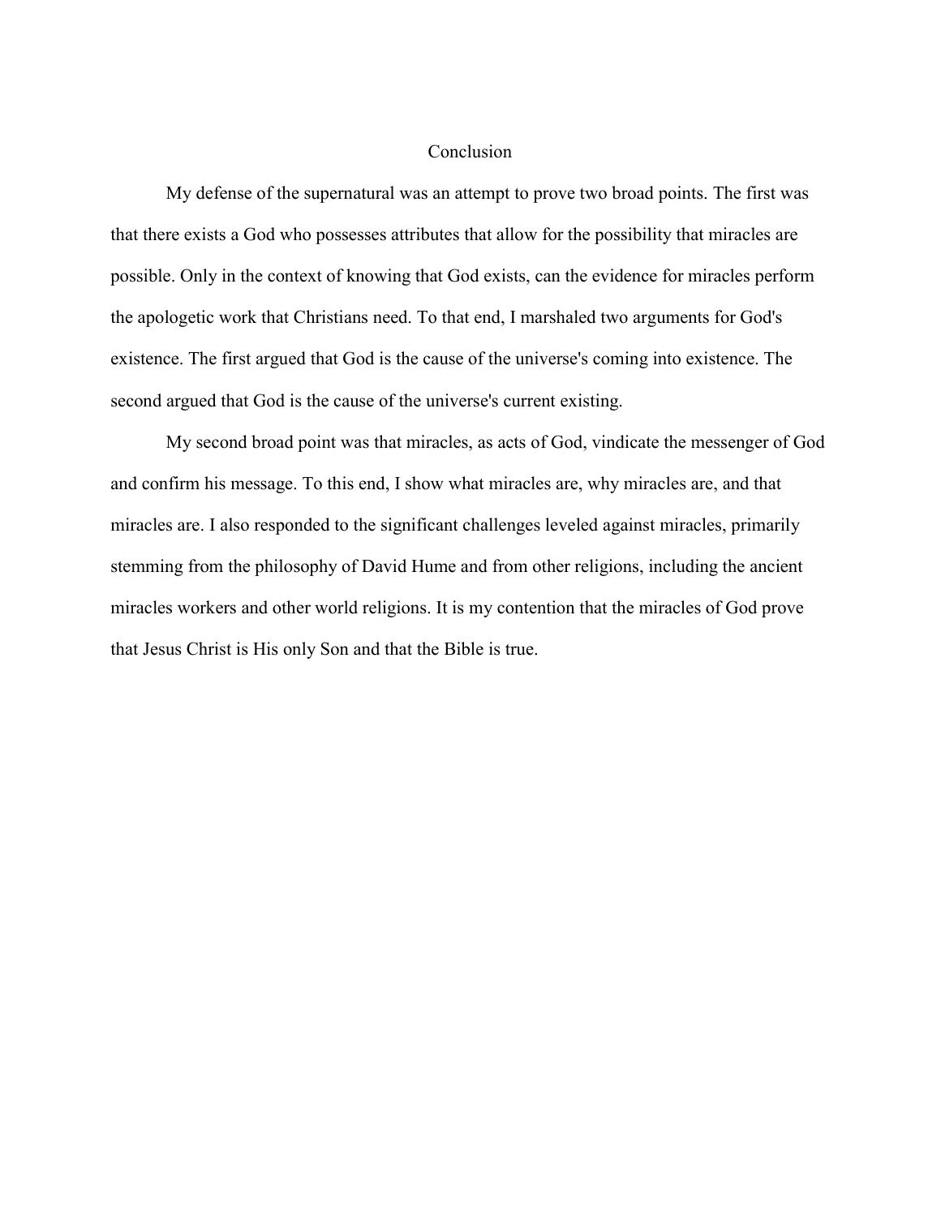# Conclusion

My defense of the supernatural was an attempt to prove two broad points. The first was that there exists a God who possesses attributes that allow for the possibility that miracles are possible. Only in the context of knowing that God exists, can the evidence for miracles perform the apologetic work that Christians need. To that end, I marshaled two arguments for God's existence. The first argued that God is the cause of the universe's coming into existence. The second argued that God is the cause of the universe's current existing.

My second broad point was that miracles, as acts of God, vindicate the messenger of God and confirm his message. To this end, I show what miracles are, why miracles are, and that miracles are. I also responded to the significant challenges leveled against miracles, primarily stemming from the philosophy of David Hume and from other religions, including the ancient miracles workers and other world religions. It is my contention that the miracles of God prove that Jesus Christ is His only Son and that the Bible is true.